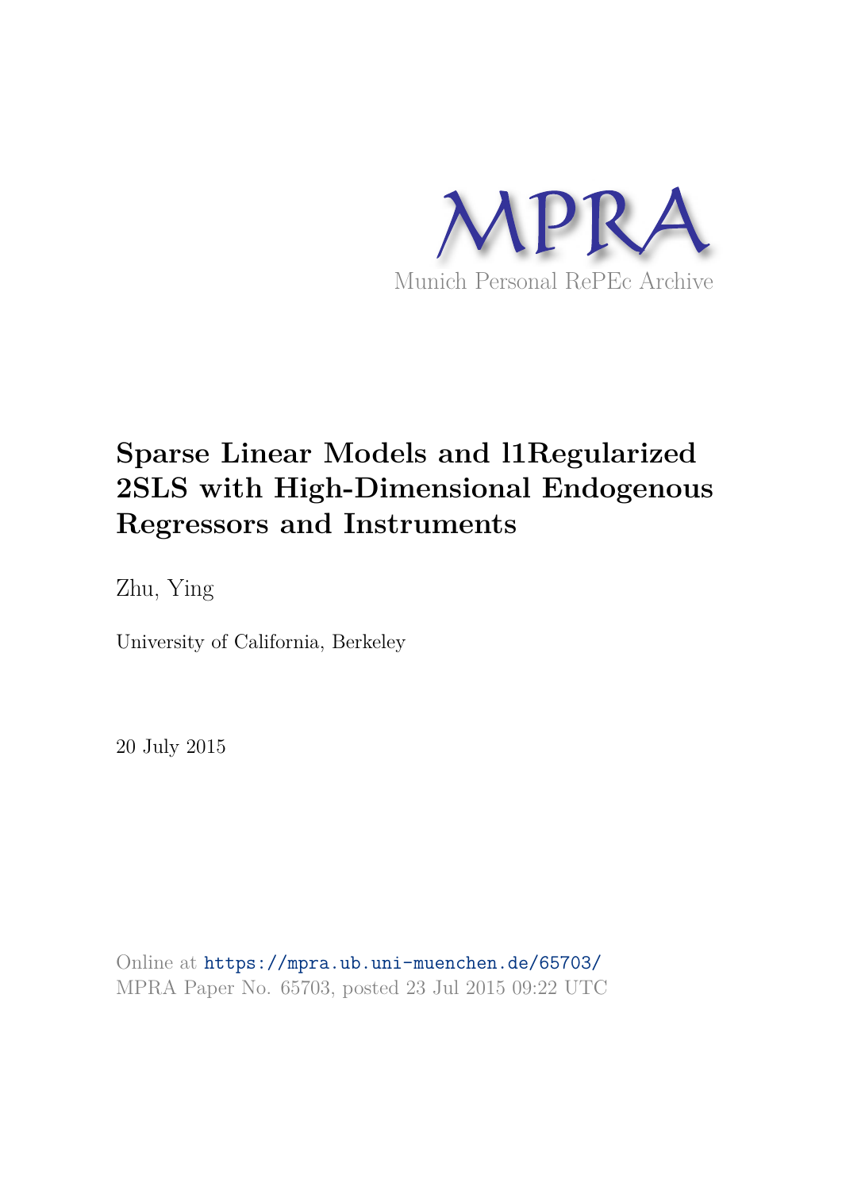MPRA

Munich Personal RePEc Archive

# Sparse Linear Models and l1Regularized 2SLS with High-Dimensional Endogenous Regressors and Instruments

Zhu, Ying

University of California, Berkeley

20 July 2015

Online at https://mpra.ub.uni-muenchen.de/65703/

MPRA Paper No. 65703, posted 23 Jul 2015 09:22 UTC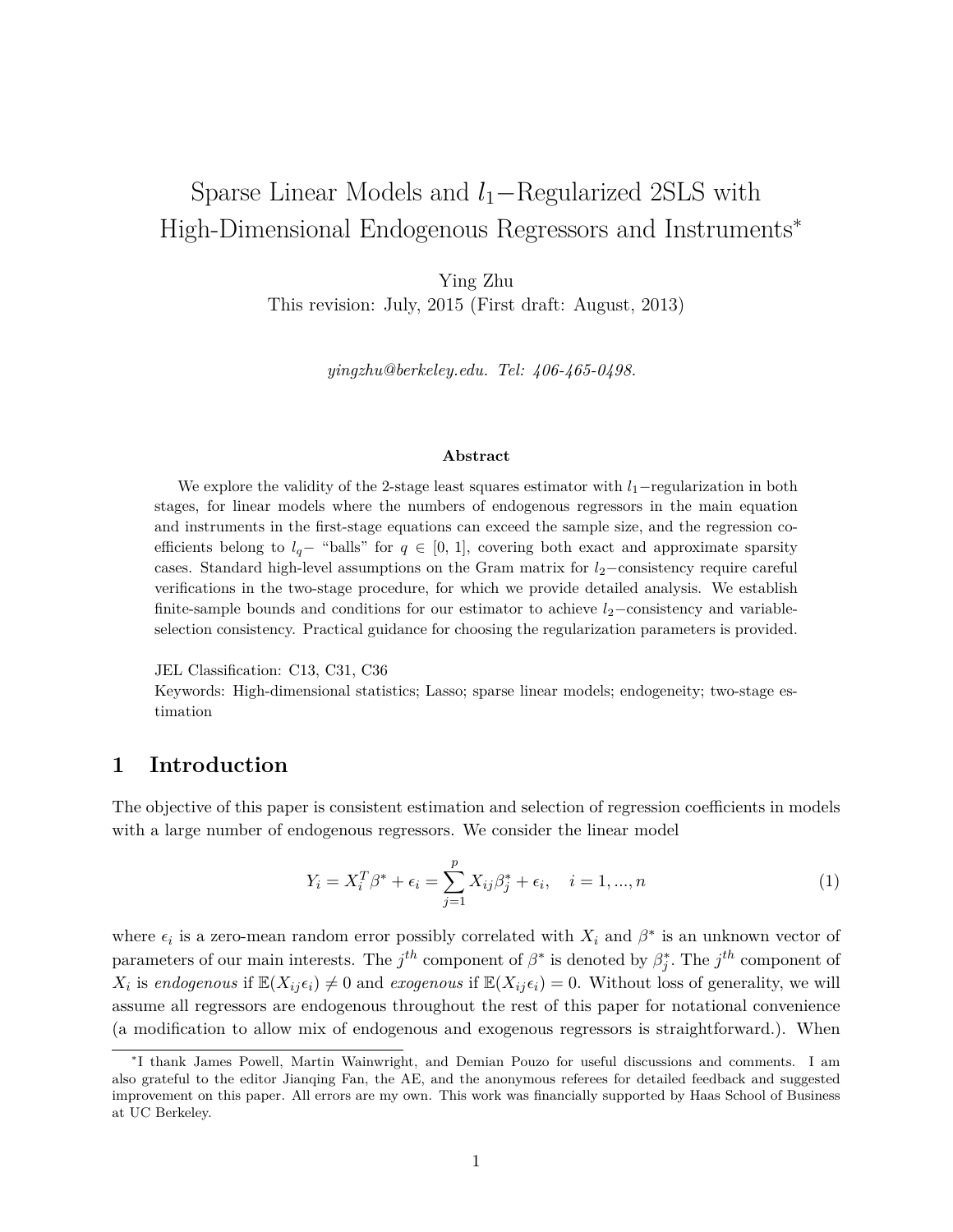# Sparse Linear Models and $l_1-$Regularized 2SLS with High-Dimensional Endogenous Regressors and Instruments[*]

Ying Zhu

This revision: July, 2015 (First draft: August, 2013)

*yingzhu@berkeley.edu. Tel: 406-465-0498.*

### Abstract

We explore the validity of the 2-stage least squares estimator with $l_1-$regularization in both stages, for linear models where the numbers of endogenous regressors in the main equation and instruments in the first-stage equations can exceed the sample size, and the regression coefficients belong to $l_q-$ "balls" for $q \in [0, 1]$, covering both exact and approximate sparsity cases. Standard high-level assumptions on the Gram matrix for $l_2-$consistency require careful verifications in the two-stage procedure, for which we provide detailed analysis. We establish finite-sample bounds and conditions for our estimator to achieve $l_2-$consistency and variable-selection consistency. Practical guidance for choosing the regularization parameters is provided.

JEL Classification: C13, C31, C36

Keywords: High-dimensional statistics; Lasso; sparse linear models; endogeneity; two-stage estimation

## 1 Introduction

The objective of this paper is consistent estimation and selection of regression coefficients in models with a large number of endogenous regressors. We consider the linear model

$$Y_i = X_i^T \beta^* + \epsilon_i = \sum_{j=1}^{p} X_{ij}\beta_j^* + \epsilon_i, \quad i = 1, ..., n \tag{1}$$

where $\epsilon_i$ is a zero-mean random error possibly correlated with $X_i$ and $\beta^*$ is an unknown vector of parameters of our main interests. The $j^{th}$ component of $\beta^*$ is denoted by $\beta_j^*$. The $j^{th}$ component of $X_i$ is *endogenous* if $\mathbb{E}(X_{ij}\epsilon_i) \neq 0$ and *exogenous* if $\mathbb{E}(X_{ij}\epsilon_i) = 0$. Without loss of generality, we will assume all regressors are endogenous throughout the rest of this paper for notational convenience (a modification to allow mix of endogenous and exogenous regressors is straightforward.). When

[*] I thank James Powell, Martin Wainwright, and Demian Pouzo for useful discussions and comments. I am also grateful to the editor Jianqing Fan, the AE, and the anonymous referees for detailed feedback and suggested improvement on this paper. All errors are my own. This work was financially supported by Haas School of Business at UC Berkeley.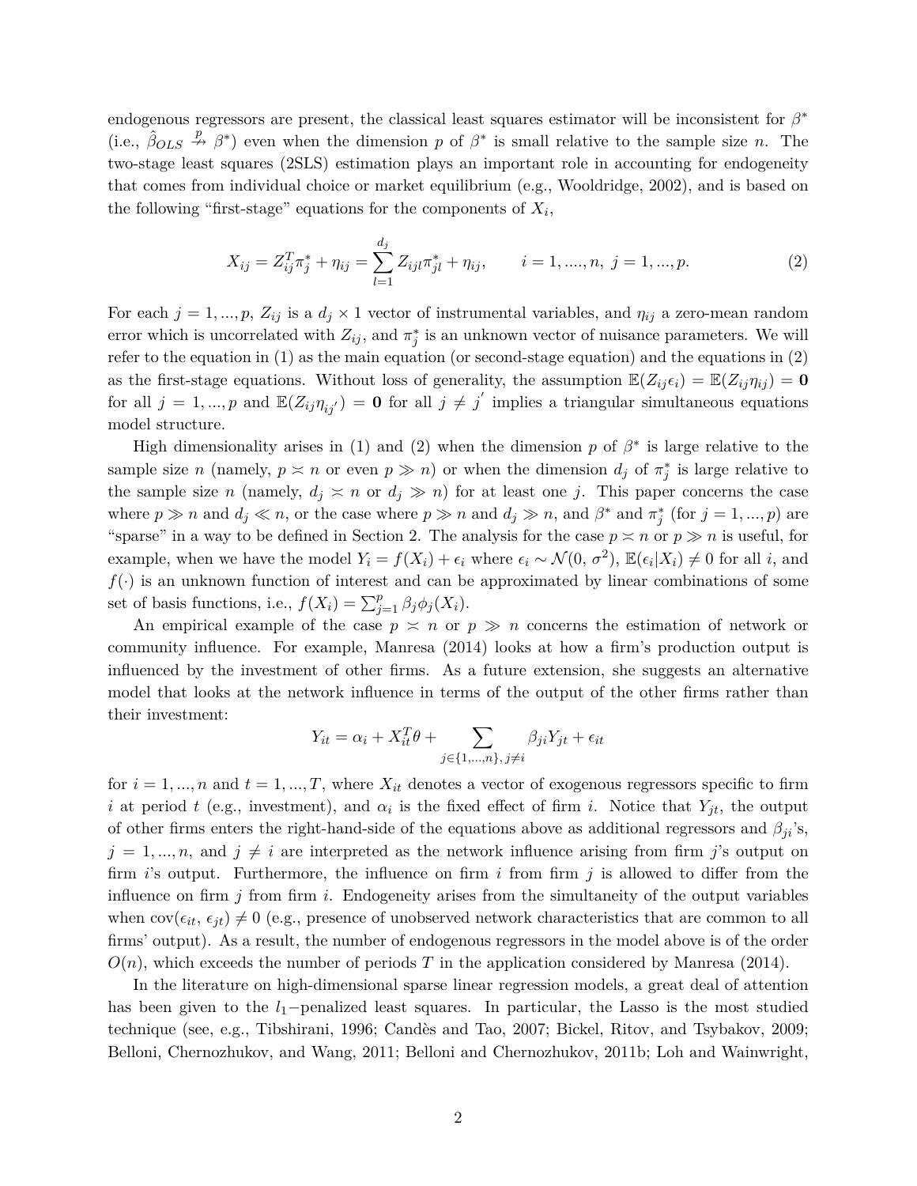endogenous regressors are present, the classical least squares estimator will be inconsistent for $\beta^*$ (i.e., $\hat{\beta}_{OLS} \overset{p}{\nrightarrow} \beta^*$) even when the dimension $p$ of $\beta^*$ is small relative to the sample size $n$. The two-stage least squares (2SLS) estimation plays an important role in accounting for endogeneity that comes from individual choice or market equilibrium (e.g., Wooldridge, 2002), and is based on the following "first-stage" equations for the components of $X_i$,

$$X_{ij} = Z_{ij}^T \pi_j^* + \eta_{ij} = \sum_{l=1}^{d_j} Z_{ijl} \pi_{jl}^* + \eta_{ij}, \qquad i = 1, ...., n, \ j = 1, ..., p. \tag{2}$$

For each $j = 1, ..., p$, $Z_{ij}$ is a $d_j \times 1$ vector of instrumental variables, and $\eta_{ij}$ a zero-mean random error which is uncorrelated with $Z_{ij}$, and $\pi_j^*$ is an unknown vector of nuisance parameters. We will refer to the equation in (1) as the main equation (or second-stage equation) and the equations in (2) as the first-stage equations. Without loss of generality, the assumption $\mathbb{E}(Z_{ij}\epsilon_i) = \mathbb{E}(Z_{ij}\eta_{ij}) = \mathbf{0}$ for all $j = 1, ..., p$ and $\mathbb{E}(Z_{ij}\eta_{ij'}) = \mathbf{0}$ for all $j \neq j'$ implies a triangular simultaneous equations model structure.

High dimensionality arises in (1) and (2) when the dimension $p$ of $\beta^*$ is large relative to the sample size $n$ (namely, $p \asymp n$ or even $p \gg n$) or when the dimension $d_j$ of $\pi_j^*$ is large relative to the sample size $n$ (namely, $d_j \asymp n$ or $d_j \gg n$) for at least one $j$. This paper concerns the case where $p \gg n$ and $d_j \ll n$, or the case where $p \gg n$ and $d_j \gg n$, and $\beta^*$ and $\pi_j^*$ (for $j = 1, ..., p$) are "sparse" in a way to be defined in Section 2. The analysis for the case $p \asymp n$ or $p \gg n$ is useful, for example, when we have the model $Y_i = f(X_i) + \epsilon_i$ where $\epsilon_i \sim \mathcal{N}(0, \sigma^2)$, $\mathbb{E}(\epsilon_i | X_i) \neq 0$ for all $i$, and $f(\cdot)$ is an unknown function of interest and can be approximated by linear combinations of some set of basis functions, i.e., $f(X_i) = \sum_{j=1}^{p} \beta_j \phi_j(X_i)$.

An empirical example of the case $p \asymp n$ or $p \gg n$ concerns the estimation of network or community influence. For example, Manresa (2014) looks at how a firm's production output is influenced by the investment of other firms. As a future extension, she suggests an alternative model that looks at the network influence in terms of the output of the other firms rather than their investment:

$$Y_{it} = \alpha_i + X_{it}^T \theta + \sum_{j \in \{1,...,n\},\, j \neq i} \beta_{ji} Y_{jt} + \epsilon_{it}$$

for $i = 1, ..., n$ and $t = 1, ..., T$, where $X_{it}$ denotes a vector of exogenous regressors specific to firm $i$ at period $t$ (e.g., investment), and $\alpha_i$ is the fixed effect of firm $i$. Notice that $Y_{jt}$, the output of other firms enters the right-hand-side of the equations above as additional regressors and $\beta_{ji}$'s, $j = 1, ..., n$, and $j \neq i$ are interpreted as the network influence arising from firm $j$'s output on firm $i$'s output. Furthermore, the influence on firm $i$ from firm $j$ is allowed to differ from the influence on firm $j$ from firm $i$. Endogeneity arises from the simultaneity of the output variables when $\text{cov}(\epsilon_{it}, \epsilon_{jt}) \neq 0$ (e.g., presence of unobserved network characteristics that are common to all firms' output). As a result, the number of endogenous regressors in the model above is of the order $O(n)$, which exceeds the number of periods $T$ in the application considered by Manresa (2014).

In the literature on high-dimensional sparse linear regression models, a great deal of attention has been given to the $l_1-$penalized least squares. In particular, the Lasso is the most studied technique (see, e.g., Tibshirani, 1996; Candès and Tao, 2007; Bickel, Ritov, and Tsybakov, 2009; Belloni, Chernozhukov, and Wang, 2011; Belloni and Chernozhukov, 2011b; Loh and Wainwright,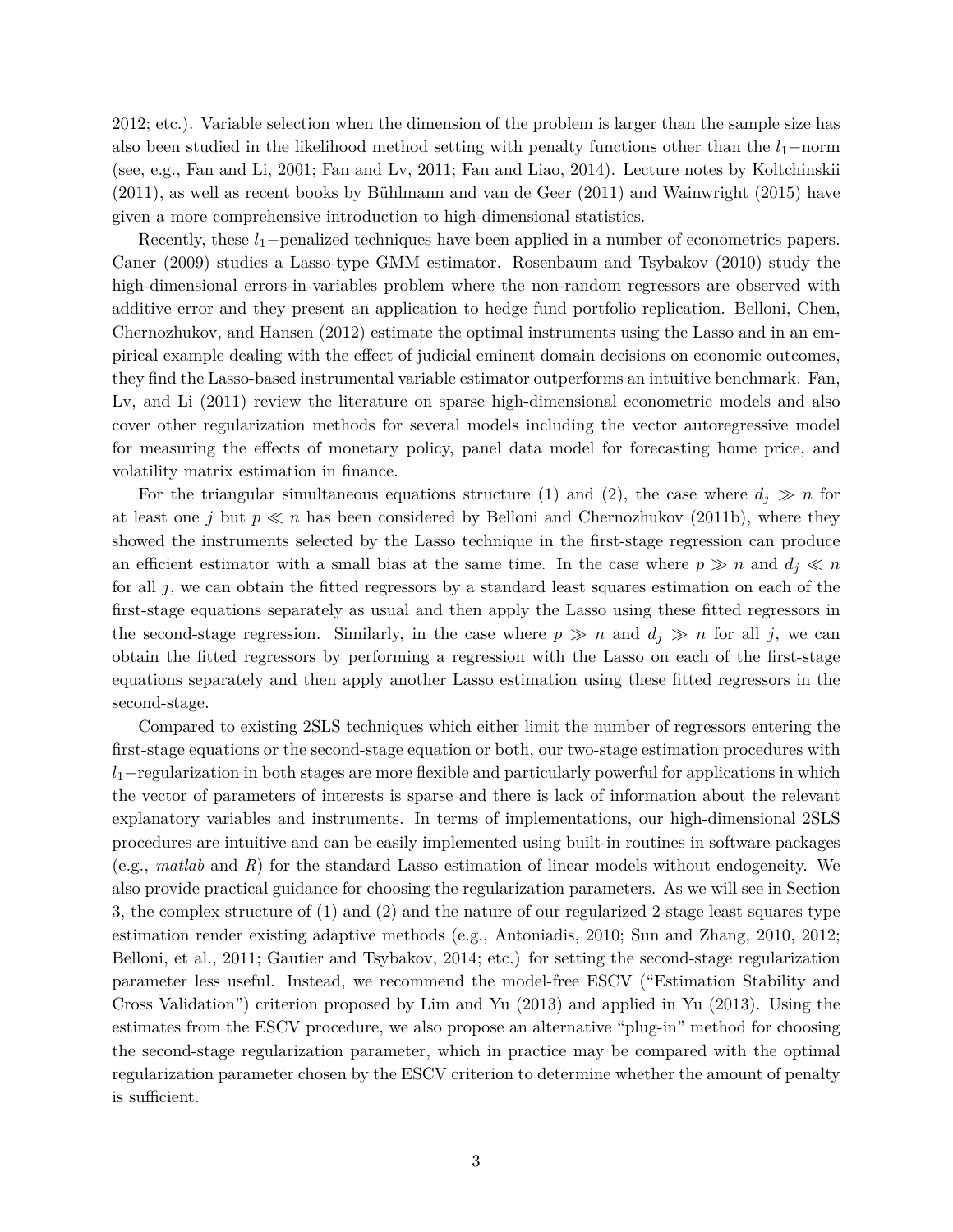2012; etc.). Variable selection when the dimension of the problem is larger than the sample size has also been studied in the likelihood method setting with penalty functions other than the $l_1-$norm (see, e.g., Fan and Li, 2001; Fan and Lv, 2011; Fan and Liao, 2014). Lecture notes by Koltchinskii (2011), as well as recent books by Bühlmann and van de Geer (2011) and Wainwright (2015) have given a more comprehensive introduction to high-dimensional statistics.

Recently, these $l_1-$penalized techniques have been applied in a number of econometrics papers. Caner (2009) studies a Lasso-type GMM estimator. Rosenbaum and Tsybakov (2010) study the high-dimensional errors-in-variables problem where the non-random regressors are observed with additive error and they present an application to hedge fund portfolio replication. Belloni, Chen, Chernozhukov, and Hansen (2012) estimate the optimal instruments using the Lasso and in an empirical example dealing with the effect of judicial eminent domain decisions on economic outcomes, they find the Lasso-based instrumental variable estimator outperforms an intuitive benchmark. Fan, Lv, and Li (2011) review the literature on sparse high-dimensional econometric models and also cover other regularization methods for several models including the vector autoregressive model for measuring the effects of monetary policy, panel data model for forecasting home price, and volatility matrix estimation in finance.

For the triangular simultaneous equations structure (1) and (2), the case where $d_j \gg n$ for at least one $j$ but $p \ll n$ has been considered by Belloni and Chernozhukov (2011b), where they showed the instruments selected by the Lasso technique in the first-stage regression can produce an efficient estimator with a small bias at the same time. In the case where $p \gg n$ and $d_j \ll n$ for all $j$, we can obtain the fitted regressors by a standard least squares estimation on each of the first-stage equations separately as usual and then apply the Lasso using these fitted regressors in the second-stage regression. Similarly, in the case where $p \gg n$ and $d_j \gg n$ for all $j$, we can obtain the fitted regressors by performing a regression with the Lasso on each of the first-stage equations separately and then apply another Lasso estimation using these fitted regressors in the second-stage.

Compared to existing 2SLS techniques which either limit the number of regressors entering the first-stage equations or the second-stage equation or both, our two-stage estimation procedures with $l_1-$regularization in both stages are more flexible and particularly powerful for applications in which the vector of parameters of interests is sparse and there is lack of information about the relevant explanatory variables and instruments. In terms of implementations, our high-dimensional 2SLS procedures are intuitive and can be easily implemented using built-in routines in software packages (e.g., *matlab* and *R*) for the standard Lasso estimation of linear models without endogeneity. We also provide practical guidance for choosing the regularization parameters. As we will see in Section 3, the complex structure of (1) and (2) and the nature of our regularized 2-stage least squares type estimation render existing adaptive methods (e.g., Antoniadis, 2010; Sun and Zhang, 2010, 2012; Belloni, et al., 2011; Gautier and Tsybakov, 2014; etc.) for setting the second-stage regularization parameter less useful. Instead, we recommend the model-free ESCV ("Estimation Stability and Cross Validation") criterion proposed by Lim and Yu (2013) and applied in Yu (2013). Using the estimates from the ESCV procedure, we also propose an alternative "plug-in" method for choosing the second-stage regularization parameter, which in practice may be compared with the optimal regularization parameter chosen by the ESCV criterion to determine whether the amount of penalty is sufficient.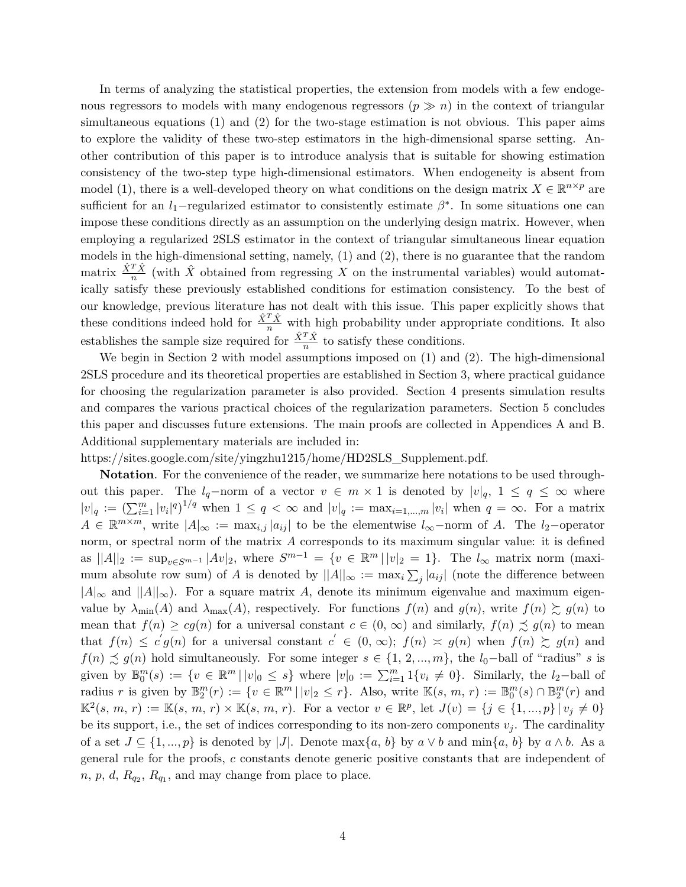In terms of analyzing the statistical properties, the extension from models with a few endogenous regressors to models with many endogenous regressors ($p \gg n$) in the context of triangular simultaneous equations (1) and (2) for the two-stage estimation is not obvious. This paper aims to explore the validity of these two-step estimators in the high-dimensional sparse setting. Another contribution of this paper is to introduce analysis that is suitable for showing estimation consistency of the two-step type high-dimensional estimators. When endogeneity is absent from model (1), there is a well-developed theory on what conditions on the design matrix $X \in \mathbb{R}^{n \times p}$ are sufficient for an $l_1$−regularized estimator to consistently estimate $\beta^*$. In some situations one can impose these conditions directly as an assumption on the underlying design matrix. However, when employing a regularized 2SLS estimator in the context of triangular simultaneous linear equation models in the high-dimensional setting, namely, (1) and (2), there is no guarantee that the random matrix $\frac{\hat{X}^T\hat{X}}{n}$ (with $\hat{X}$ obtained from regressing $X$ on the instrumental variables) would automatically satisfy these previously established conditions for estimation consistency. To the best of our knowledge, previous literature has not dealt with this issue. This paper explicitly shows that these conditions indeed hold for $\frac{\hat{X}^T\hat{X}}{n}$ with high probability under appropriate conditions. It also establishes the sample size required for $\frac{\hat{X}^T\hat{X}}{n}$ to satisfy these conditions.

We begin in Section 2 with model assumptions imposed on (1) and (2). The high-dimensional 2SLS procedure and its theoretical properties are established in Section 3, where practical guidance for choosing the regularization parameter is also provided. Section 4 presents simulation results and compares the various practical choices of the regularization parameters. Section 5 concludes this paper and discusses future extensions. The main proofs are collected in Appendices A and B. Additional supplementary materials are included in:
https://sites.google.com/site/yingzhu1215/home/HD2SLS_Supplement.pdf.

**Notation**. For the convenience of the reader, we summarize here notations to be used throughout this paper. The $l_q$−norm of a vector $v \in m \times 1$ is denoted by $|v|_q$, $1 \leq q \leq \infty$ where $|v|_q := (\sum_{i=1}^m |v_i|^q)^{1/q}$ when $1 \leq q < \infty$ and $|v|_q := \max_{i=1,...,m} |v_i|$ when $q = \infty$. For a matrix $A \in \mathbb{R}^{m \times m}$, write $|A|_\infty := \max_{i,j} |a_{ij}|$ to be the elementwise $l_\infty$−norm of $A$. The $l_2$−operator norm, or spectral norm of the matrix $A$ corresponds to its maximum singular value: it is defined as $||A||_2 := \sup_{v \in S^{m-1}} |Av|_2$, where $S^{m-1} = \{v \in \mathbb{R}^m \,|\, |v|_2 = 1\}$. The $l_\infty$ matrix norm (maximum absolute row sum) of $A$ is denoted by $||A||_\infty := \max_i \sum_j |a_{ij}|$ (note the difference between $|A|_\infty$ and $||A||_\infty$). For a square matrix $A$, denote its minimum eigenvalue and maximum eigenvalue by $\lambda_{\min}(A)$ and $\lambda_{\max}(A)$, respectively. For functions $f(n)$ and $g(n)$, write $f(n) \succsim g(n)$ to mean that $f(n) \geq cg(n)$ for a universal constant $c \in (0, \infty)$ and similarly, $f(n) \precsim g(n)$ to mean that $f(n) \leq c' g(n)$ for a universal constant $c' \in (0, \infty)$; $f(n) \asymp g(n)$ when $f(n) \succsim g(n)$ and $f(n) \precsim g(n)$ hold simultaneously. For some integer $s \in \{1, 2, ..., m\}$, the $l_0$−ball of "radius" $s$ is given by $\mathbb{B}_0^m(s) := \{v \in \mathbb{R}^m \,|\, |v|_0 \leq s\}$ where $|v|_0 := \sum_{i=1}^m 1\{v_i \neq 0\}$. Similarly, the $l_2$−ball of radius $r$ is given by $\mathbb{B}_2^m(r) := \{v \in \mathbb{R}^m \,|\, |v|_2 \leq r\}$. Also, write $\mathbb{K}(s, m, r) := \mathbb{B}_0^m(s) \cap \mathbb{B}_2^m(r)$ and $\mathbb{K}^2(s, m, r) := \mathbb{K}(s, m, r) \times \mathbb{K}(s, m, r)$. For a vector $v \in \mathbb{R}^p$, let $J(v) = \{j \in \{1, ..., p\} \,|\, v_j \neq 0\}$ be its support, i.e., the set of indices corresponding to its non-zero components $v_j$. The cardinality of a set $J \subseteq \{1, ..., p\}$ is denoted by $|J|$. Denote $\max\{a, b\}$ by $a \vee b$ and $\min\{a, b\}$ by $a \wedge b$. As a general rule for the proofs, $c$ constants denote generic positive constants that are independent of $n$, $p$, $d$, $R_{q_2}$, $R_{q_1}$, and may change from place to place.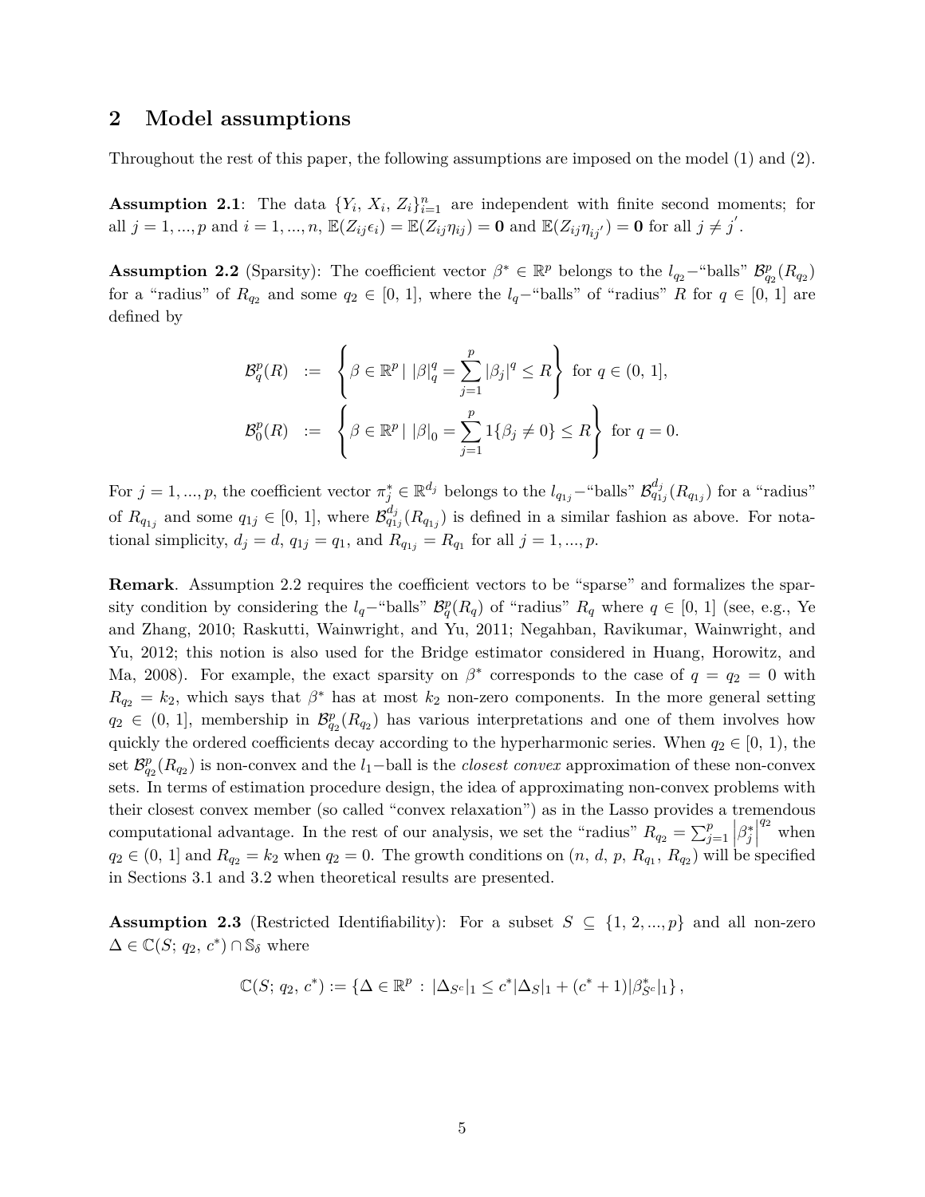## 2 Model assumptions

Throughout the rest of this paper, the following assumptions are imposed on the model (1) and (2).

**Assumption 2.1**: The data $\{Y_i,\, X_i,\, Z_i\}_{i=1}^n$ are independent with finite second moments; for all $j = 1, ..., p$ and $i = 1, ..., n$, $\mathbb{E}(Z_{ij}\epsilon_i) = \mathbb{E}(Z_{ij}\eta_{ij}) = \mathbf{0}$ and $\mathbb{E}(Z_{ij}\eta_{ij'}) = \mathbf{0}$ for all $j \neq j'$.

**Assumption 2.2** (Sparsity): The coefficient vector $\beta^* \in \mathbb{R}^p$ belongs to the $l_{q_2}-$"balls" $\mathcal{B}^p_{q_2}(R_{q_2})$ for a "radius" of $R_{q_2}$ and some $q_2 \in [0,\, 1]$, where the $l_q-$"balls" of "radius" $R$ for $q \in [0,\, 1]$ are defined by

$$
\begin{aligned}
\mathcal{B}^p_q(R) &:= \left\{ \beta \in \mathbb{R}^p \mid |\beta|_q^q = \sum_{j=1}^p |\beta_j|^q \leq R \right\} \text{ for } q \in (0,\, 1], \\
\mathcal{B}^p_0(R) &:= \left\{ \beta \in \mathbb{R}^p \mid |\beta|_0 = \sum_{j=1}^p 1\{\beta_j \neq 0\} \leq R \right\} \text{ for } q = 0.
\end{aligned}
$$

For $j = 1, ..., p$, the coefficient vector $\pi_j^* \in \mathbb{R}^{d_j}$ belongs to the $l_{q_{1j}}-$"balls" $\mathcal{B}^{d_j}_{q_{1j}}(R_{q_{1j}})$ for a "radius" of $R_{q_{1j}}$ and some $q_{1j} \in [0,\, 1]$, where $\mathcal{B}^{d_j}_{q_{1j}}(R_{q_{1j}})$ is defined in a similar fashion as above. For notational simplicity, $d_j = d$, $q_{1j} = q_1$, and $R_{q_{1j}} = R_{q_1}$ for all $j = 1, ..., p$.

**Remark**. Assumption 2.2 requires the coefficient vectors to be "sparse" and formalizes the sparsity condition by considering the $l_q-$"balls" $\mathcal{B}^p_q(R_q)$ of "radius" $R_q$ where $q \in [0,\, 1]$ (see, e.g., Ye and Zhang, 2010; Raskutti, Wainwright, and Yu, 2011; Negahban, Ravikumar, Wainwright, and Yu, 2012; this notion is also used for the Bridge estimator considered in Huang, Horowitz, and Ma, 2008). For example, the exact sparsity on $\beta^*$ corresponds to the case of $q = q_2 = 0$ with $R_{q_2} = k_2$, which says that $\beta^*$ has at most $k_2$ non-zero components. In the more general setting $q_2 \in (0,\, 1]$, membership in $\mathcal{B}^p_{q_2}(R_{q_2})$ has various interpretations and one of them involves how quickly the ordered coefficients decay according to the hyperharmonic series. When $q_2 \in [0,\, 1)$, the set $\mathcal{B}^p_{q_2}(R_{q_2})$ is non-convex and the $l_1-$ball is the *closest convex* approximation of these non-convex sets. In terms of estimation procedure design, the idea of approximating non-convex problems with their closest convex member (so called "convex relaxation") as in the Lasso provides a tremendous computational advantage. In the rest of our analysis, we set the "radius" $R_{q_2} = \sum_{j=1}^p \left|\beta_j^*\right|^{q_2}$ when $q_2 \in (0,\, 1]$ and $R_{q_2} = k_2$ when $q_2 = 0$. The growth conditions on $(n,\, d,\, p,\, R_{q_1},\, R_{q_2})$ will be specified in Sections 3.1 and 3.2 when theoretical results are presented.

**Assumption 2.3** (Restricted Identifiability): For a subset $S \subseteq \{1, 2, ..., p\}$ and all non-zero $\Delta \in \mathbb{C}(S;\, q_2,\, c^*) \cap \mathbb{S}_\delta$ where

$$
\mathbb{C}(S;\, q_2,\, c^*) := \{\Delta \in \mathbb{R}^p \,:\, |\Delta_{S^c}|_1 \leq c^*|\Delta_S|_1 + (c^* + 1)|\beta^*_{S^c}|_1\},
$$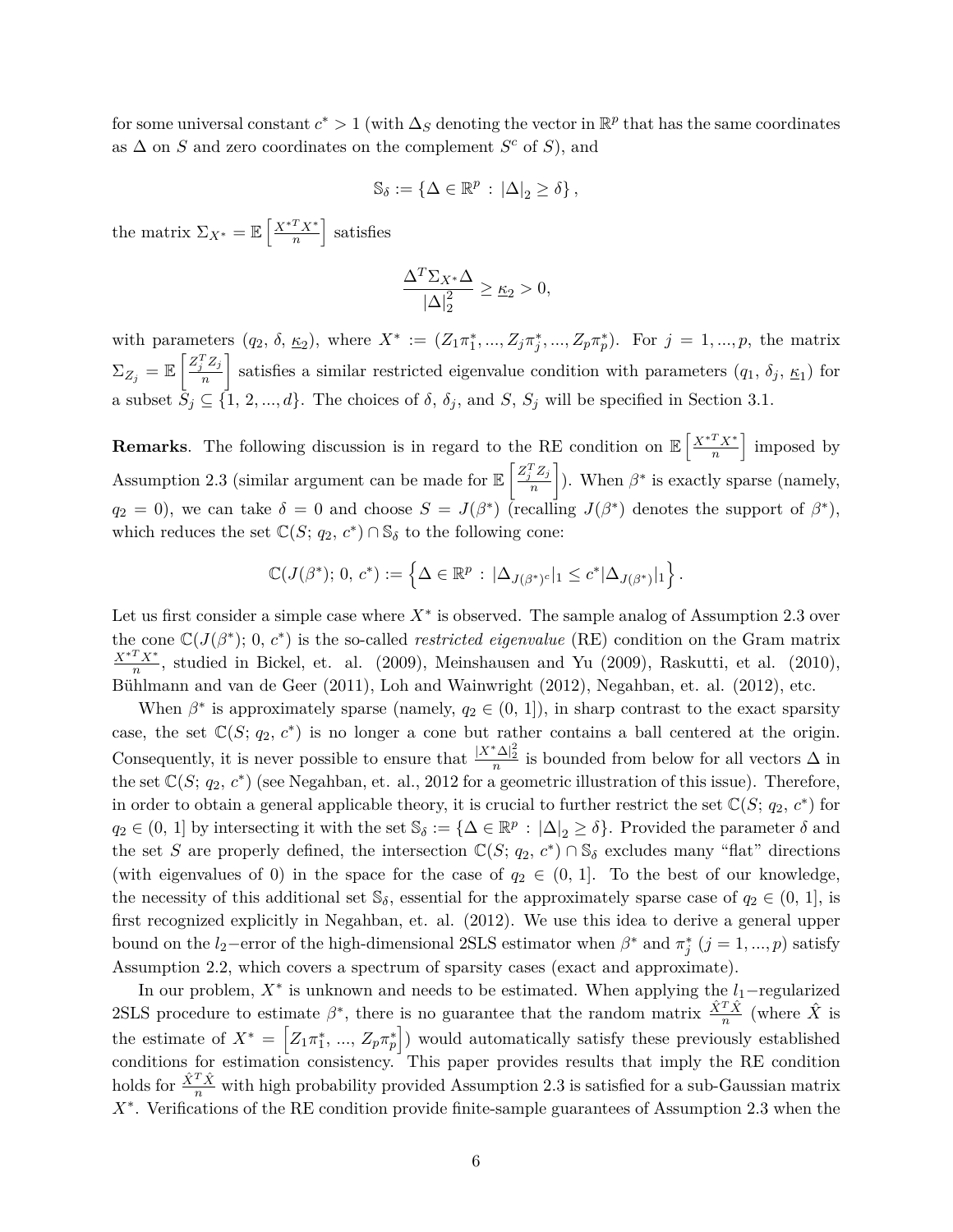for some universal constant $c^* > 1$ (with $\Delta_S$ denoting the vector in $\mathbb{R}^p$ that has the same coordinates as $\Delta$ on $S$ and zero coordinates on the complement $S^c$ of $S$), and

$$\mathbb{S}_\delta := \{\Delta \in \mathbb{R}^p : |\Delta|_2 \geq \delta\},$$

the matrix $\Sigma_{X^*} = \mathbb{E}\left[\frac{X^{*T}X^*}{n}\right]$ satisfies

$$\frac{\Delta^T \Sigma_{X^*} \Delta}{|\Delta|_2^2} \geq \underline{\kappa}_2 > 0,$$

with parameters $(q_2,\, \delta,\, \underline{\kappa}_2)$, where $X^* := (Z_1\pi_1^*, ..., Z_j\pi_j^*, ..., Z_p\pi_p^*)$. For $j = 1, ..., p$, the matrix $\Sigma_{Z_j} = \mathbb{E}\left[\frac{Z_j^T Z_j}{n}\right]$ satisfies a similar restricted eigenvalue condition with parameters $(q_1,\, \delta_j,\, \underline{\kappa}_1)$ for a subset $S_j \subseteq \{1, 2, ..., d\}$. The choices of $\delta$, $\delta_j$, and $S$, $S_j$ will be specified in Section 3.1.

**Remarks**. The following discussion is in regard to the RE condition on $\mathbb{E}\left[\frac{X^{*T}X^*}{n}\right]$ imposed by Assumption 2.3 (similar argument can be made for $\mathbb{E}\left[\frac{Z_j^T Z_j}{n}\right]$). When $\beta^*$ is exactly sparse (namely, $q_2 = 0$), we can take $\delta = 0$ and choose $S = J(\beta^*)$ (recalling $J(\beta^*)$ denotes the support of $\beta^*$), which reduces the set $\mathbb{C}(S;\, q_2,\, c^*) \cap \mathbb{S}_\delta$ to the following cone:

$$\mathbb{C}(J(\beta^*);\, 0,\, c^*) := \left\{\Delta \in \mathbb{R}^p : |\Delta_{J(\beta^*)^c}|_1 \leq c^* |\Delta_{J(\beta^*)}|_1\right\}.$$

Let us first consider a simple case where $X^*$ is observed. The sample analog of Assumption 2.3 over the cone $\mathbb{C}(J(\beta^*);\, 0,\, c^*)$ is the so-called *restricted eigenvalue* (RE) condition on the Gram matrix $\frac{X^{*T}X^*}{n}$, studied in Bickel, et. al. (2009), Meinshausen and Yu (2009), Raskutti, et al. (2010), Bühlmann and van de Geer (2011), Loh and Wainwright (2012), Negahban, et. al. (2012), etc.

When $\beta^*$ is approximately sparse (namely, $q_2 \in (0, 1]$), in sharp contrast to the exact sparsity case, the set $\mathbb{C}(S;\, q_2,\, c^*)$ is no longer a cone but rather contains a ball centered at the origin. Consequently, it is never possible to ensure that $\frac{|X^*\Delta|_2^2}{n}$ is bounded from below for all vectors $\Delta$ in the set $\mathbb{C}(S;\, q_2,\, c^*)$ (see Negahban, et. al., 2012 for a geometric illustration of this issue). Therefore, in order to obtain a general applicable theory, it is crucial to further restrict the set $\mathbb{C}(S;\, q_2,\, c^*)$ for $q_2 \in (0, 1]$ by intersecting it with the set $\mathbb{S}_\delta := \{\Delta \in \mathbb{R}^p : |\Delta|_2 \geq \delta\}$. Provided the parameter $\delta$ and the set $S$ are properly defined, the intersection $\mathbb{C}(S;\, q_2,\, c^*) \cap \mathbb{S}_\delta$ excludes many "flat" directions (with eigenvalues of 0) in the space for the case of $q_2 \in (0, 1]$. To the best of our knowledge, the necessity of this additional set $\mathbb{S}_\delta$, essential for the approximately sparse case of $q_2 \in (0, 1]$, is first recognized explicitly in Negahban, et. al. (2012). We use this idea to derive a general upper bound on the $l_2-$error of the high-dimensional 2SLS estimator when $\beta^*$ and $\pi_j^*$ $(j = 1, ..., p)$ satisfy Assumption 2.2, which covers a spectrum of sparsity cases (exact and approximate).

In our problem, $X^*$ is unknown and needs to be estimated. When applying the $l_1-$regularized 2SLS procedure to estimate $\beta^*$, there is no guarantee that the random matrix $\frac{\hat{X}^T\hat{X}}{n}$ (where $\hat{X}$ is the estimate of $X^* = \left[Z_1\pi_1^*,\, ...,\, Z_p\pi_p^*\right]$) would automatically satisfy these previously established conditions for estimation consistency. This paper provides results that imply the RE condition holds for $\frac{\hat{X}^T\hat{X}}{n}$ with high probability provided Assumption 2.3 is satisfied for a sub-Gaussian matrix $X^*$. Verifications of the RE condition provide finite-sample guarantees of Assumption 2.3 when the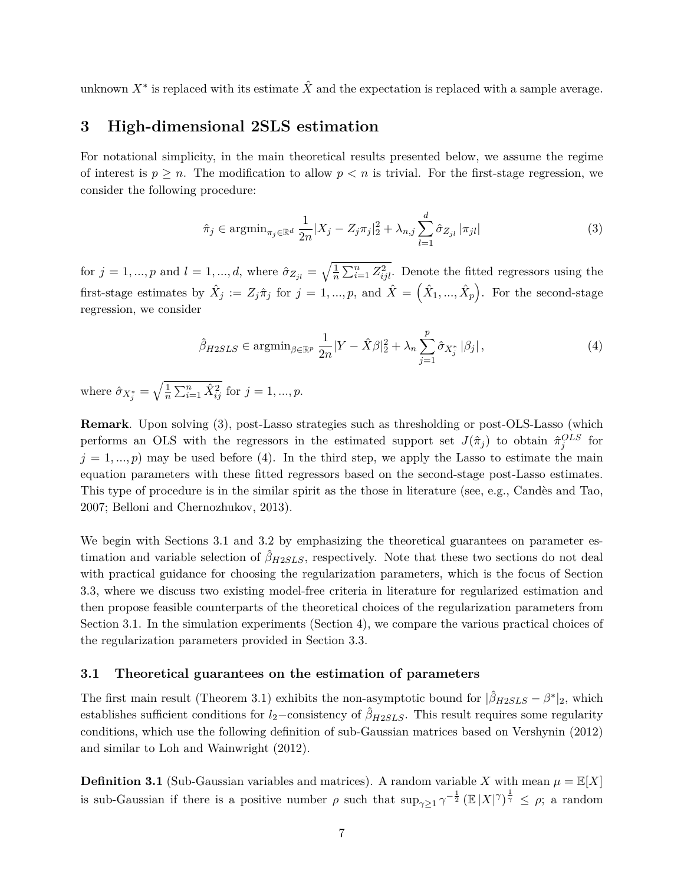unknown $X^*$ is replaced with its estimate $\hat{X}$ and the expectation is replaced with a sample average.

## 3 High-dimensional 2SLS estimation

For notational simplicity, in the main theoretical results presented below, we assume the regime of interest is $p \geq n$. The modification to allow $p < n$ is trivial. For the first-stage regression, we consider the following procedure:

$$\hat{\pi}_j \in \text{argmin}_{\pi_j \in \mathbb{R}^d} \frac{1}{2n} |X_j - Z_j \pi_j|_2^2 + \lambda_{n,j} \sum_{l=1}^{d} \hat{\sigma}_{Z_{jl}} |\pi_{jl}| \tag{3}$$

for $j = 1, ..., p$ and $l = 1, ..., d$, where $\hat{\sigma}_{Z_{jl}} = \sqrt{\frac{1}{n}\sum_{i=1}^{n} Z_{ijl}^2}$. Denote the fitted regressors using the first-stage estimates by $\hat{X}_j := Z_j \hat{\pi}_j$ for $j = 1, ..., p$, and $\hat{X} = \left(\hat{X}_1, ..., \hat{X}_p\right)$. For the second-stage regression, we consider

$$\hat{\beta}_{H2SLS} \in \text{argmin}_{\beta \in \mathbb{R}^p} \frac{1}{2n} |Y - \hat{X}\beta|_2^2 + \lambda_n \sum_{j=1}^{p} \hat{\sigma}_{X_j^*} |\beta_j|, \tag{4}$$

where $\hat{\sigma}_{X_j^*} = \sqrt{\frac{1}{n}\sum_{i=1}^{n} \hat{X}_{ij}^2}$ for $j = 1, ..., p$.

**Remark**. Upon solving (3), post-Lasso strategies such as thresholding or post-OLS-Lasso (which performs an OLS with the regressors in the estimated support set $J(\hat{\pi}_j)$ to obtain $\hat{\pi}_j^{OLS}$ for $j = 1, ..., p$) may be used before (4). In the third step, we apply the Lasso to estimate the main equation parameters with these fitted regressors based on the second-stage post-Lasso estimates. This type of procedure is in the similar spirit as the those in literature (see, e.g., Candès and Tao, 2007; Belloni and Chernozhukov, 2013).

We begin with Sections 3.1 and 3.2 by emphasizing the theoretical guarantees on parameter estimation and variable selection of $\hat{\beta}_{H2SLS}$, respectively. Note that these two sections do not deal with practical guidance for choosing the regularization parameters, which is the focus of Section 3.3, where we discuss two existing model-free criteria in literature for regularized estimation and then propose feasible counterparts of the theoretical choices of the regularization parameters from Section 3.1. In the simulation experiments (Section 4), we compare the various practical choices of the regularization parameters provided in Section 3.3.

### 3.1 Theoretical guarantees on the estimation of parameters

The first main result (Theorem 3.1) exhibits the non-asymptotic bound for $|\hat{\beta}_{H2SLS} - \beta^*|_2$, which establishes sufficient conditions for $l_2-$consistency of $\hat{\beta}_{H2SLS}$. This result requires some regularity conditions, which use the following definition of sub-Gaussian matrices based on Vershynin (2012) and similar to Loh and Wainwright (2012).

**Definition 3.1** (Sub-Gaussian variables and matrices). A random variable $X$ with mean $\mu = \mathbb{E}[X]$ is sub-Gaussian if there is a positive number $\rho$ such that $\sup_{\gamma \geq 1} \gamma^{-\frac{1}{2}} \left(\mathbb{E}\,|X|^{\gamma}\right)^{\frac{1}{\gamma}} \leq \rho$; a random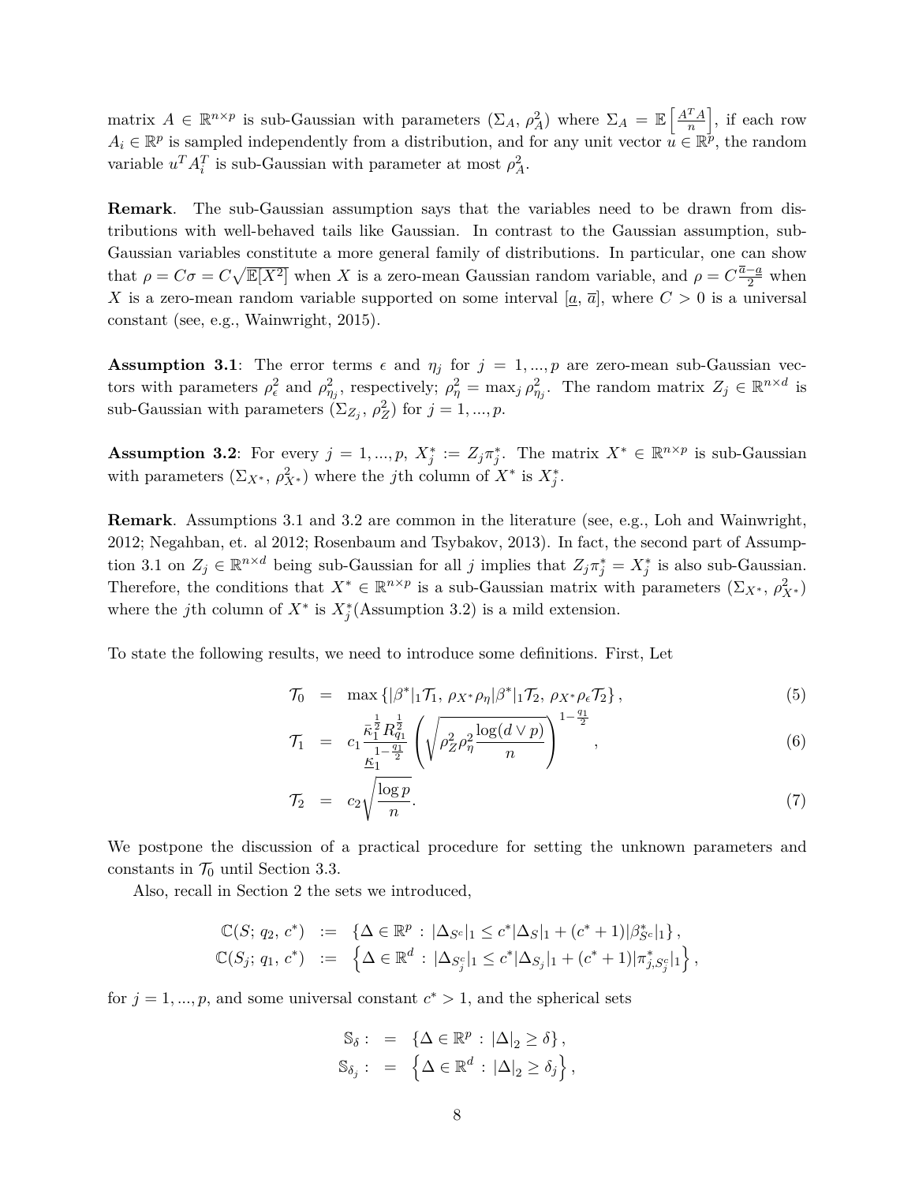matrix $A \in \mathbb{R}^{n\times p}$ is sub-Gaussian with parameters $(\Sigma_A,\, \rho_A^2)$ where $\Sigma_A = \mathbb{E}\left[\frac{A^TA}{n}\right]$, if each row $A_i \in \mathbb{R}^p$ is sampled independently from a distribution, and for any unit vector $u \in \mathbb{R}^p$, the random variable $u^T A_i^T$ is sub-Gaussian with parameter at most $\rho_A^2$.

**Remark**. The sub-Gaussian assumption says that the variables need to be drawn from distributions with well-behaved tails like Gaussian. In contrast to the Gaussian assumption, sub-Gaussian variables constitute a more general family of distributions. In particular, one can show that $\rho = C\sigma = C\sqrt{\mathbb{E}[X^2]}$ when $X$ is a zero-mean Gaussian random variable, and $\rho = C\frac{\overline{a}-\underline{a}}{2}$ when $X$ is a zero-mean random variable supported on some interval $[\underline{a},\, \overline{a}]$, where $C > 0$ is a universal constant (see, e.g., Wainwright, 2015).

**Assumption 3.1**: The error terms $\epsilon$ and $\eta_j$ for $j = 1, ..., p$ are zero-mean sub-Gaussian vectors with parameters $\rho_\epsilon^2$ and $\rho_{\eta_j}^2$, respectively; $\rho_\eta^2 = \max_j \rho_{\eta_j}^2$. The random matrix $Z_j \in \mathbb{R}^{n\times d}$ is sub-Gaussian with parameters $(\Sigma_{Z_j},\, \rho_Z^2)$ for $j = 1, ..., p$.

**Assumption 3.2**: For every $j = 1, ..., p$, $X_j^* := Z_j \pi_j^*$. The matrix $X^* \in \mathbb{R}^{n\times p}$ is sub-Gaussian with parameters $(\Sigma_{X^*},\, \rho_{X^*}^2)$ where the $j$th column of $X^*$ is $X_j^*$.

**Remark**. Assumptions 3.1 and 3.2 are common in the literature (see, e.g., Loh and Wainwright, 2012; Negahban, et. al 2012; Rosenbaum and Tsybakov, 2013). In fact, the second part of Assumption 3.1 on $Z_j \in \mathbb{R}^{n\times d}$ being sub-Gaussian for all $j$ implies that $Z_j\pi_j^* = X_j^*$ is also sub-Gaussian. Therefore, the conditions that $X^* \in \mathbb{R}^{n\times p}$ is a sub-Gaussian matrix with parameters $(\Sigma_{X^*},\, \rho_{X^*}^2)$ where the $j$th column of $X^*$ is $X_j^*$(Assumption 3.2) is a mild extension.

To state the following results, we need to introduce some definitions. First, Let

$$
\begin{aligned}
\mathcal{T}_0 &= \max\left\{|\beta^*|_1 \mathcal{T}_1,\ \rho_{X^*}\rho_\eta |\beta^*|_1 \mathcal{T}_2,\ \rho_{X^*}\rho_\epsilon \mathcal{T}_2\right\}, && (5)\\
\mathcal{T}_1 &= c_1 \frac{\bar{\kappa}_1^{\frac{1}{2}} R_{q_1}^{\frac{1}{2}}}{\underline{\kappa}_1^{1-\frac{q_1}{2}}} \left(\sqrt{\rho_Z^2 \rho_\eta^2 \frac{\log(d\vee p)}{n}}\right)^{1-\frac{q_1}{2}}, && (6)\\
\mathcal{T}_2 &= c_2\sqrt{\frac{\log p}{n}}. && (7)
\end{aligned}
$$

We postpone the discussion of a practical procedure for setting the unknown parameters and constants in $\mathcal{T}_0$ until Section 3.3.

Also, recall in Section 2 the sets we introduced,

$$
\begin{aligned}
\mathbb{C}(S;\, q_2,\, c^*) &:= \left\{\Delta \in \mathbb{R}^p : |\Delta_{S^c}|_1 \le c^* |\Delta_S|_1 + (c^*+1)|\beta^*_{S^c}|_1\right\},\\
\mathbb{C}(S_j;\, q_1,\, c^*) &:= \left\{\Delta \in \mathbb{R}^d : |\Delta_{S_j^c}|_1 \le c^* |\Delta_{S_j}|_1 + (c^*+1)|\pi^*_{j,S_j^c}|_1\right\},
\end{aligned}
$$

for $j = 1, ..., p$, and some universal constant $c^* > 1$, and the spherical sets

$$
\begin{aligned}
\mathbb{S}_\delta : &= \left\{\Delta \in \mathbb{R}^p : |\Delta|_2 \ge \delta\right\},\\
\mathbb{S}_{\delta_j} : &= \left\{\Delta \in \mathbb{R}^d : |\Delta|_2 \ge \delta_j\right\},
\end{aligned}
$$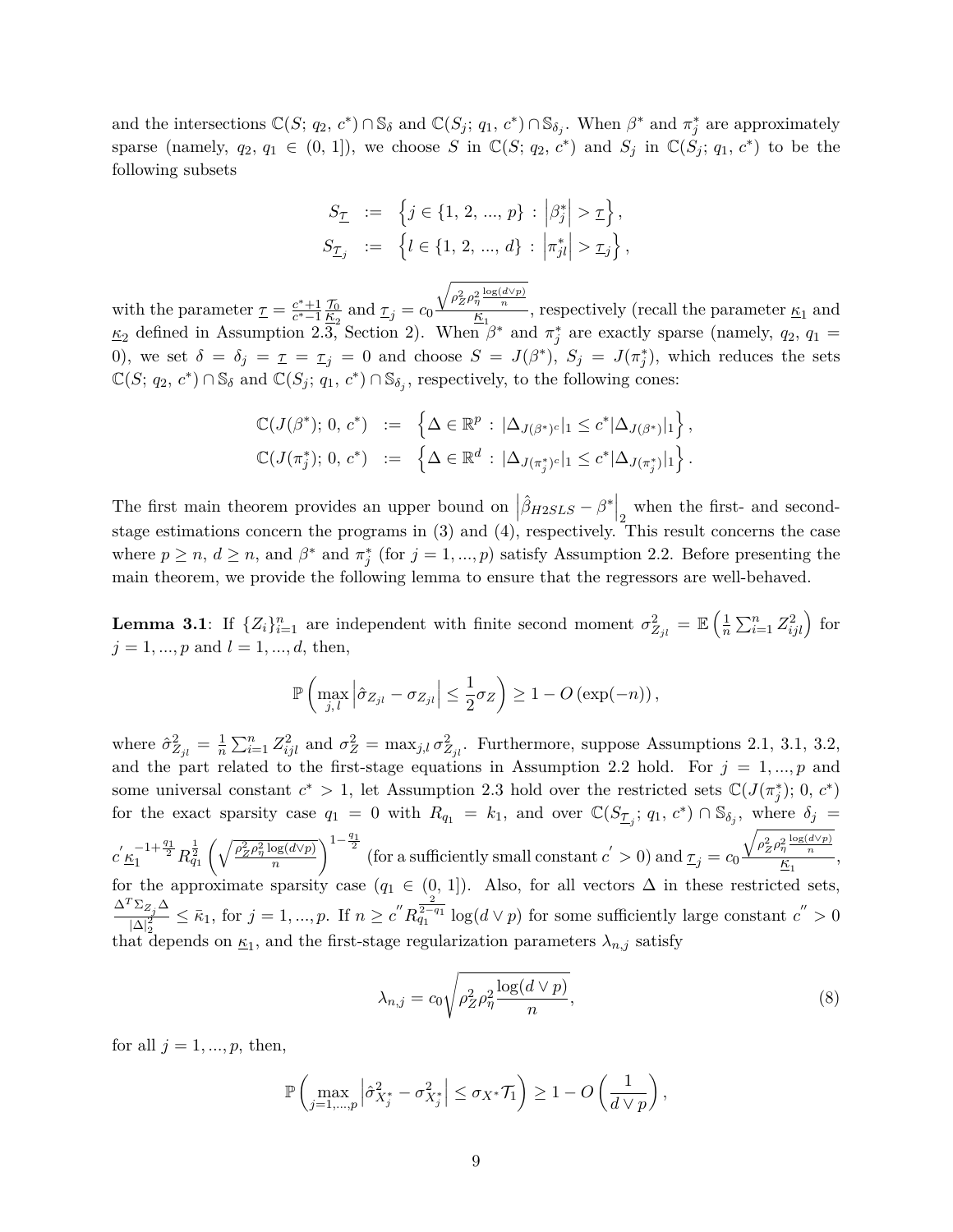and the intersections $\mathbb{C}(S;\, q_2,\, c^*) \cap \mathbb{S}_\delta$ and $\mathbb{C}(S_j;\, q_1,\, c^*) \cap \mathbb{S}_{\delta_j}$. When $\beta^*$ and $\pi_j^*$ are approximately sparse (namely, $q_2,\, q_1 \in (0,\, 1]$), we choose $S$ in $\mathbb{C}(S;\, q_2,\, c^*)$ and $S_j$ in $\mathbb{C}(S_j;\, q_1,\, c^*)$ to be the following subsets

$$
\begin{aligned}
S_{\underline{\tau}} &:= \left\{ j \in \{1,\, 2,\, ...,\, p\} \,:\, \left|\beta_j^*\right| > \underline{\tau} \right\}, \\
S_{\underline{\tau}_j} &:= \left\{ l \in \{1,\, 2,\, ...,\, d\} \,:\, \left|\pi_{jl}^*\right| > \underline{\tau}_j \right\},
\end{aligned}
$$

with the parameter $\underline{\tau} = \frac{c^*+1}{c^*-1}\frac{\mathcal{T}_0}{\underline{\kappa}_2}$ and $\underline{\tau}_j = c_0 \frac{\sqrt{\rho_Z^2 \rho_\eta^2 \frac{\log(d\vee p)}{n}}}{\underline{\kappa}_1}$, respectively (recall the parameter $\underline{\kappa}_1$ and $\underline{\kappa}_2$ defined in Assumption 2.3, Section 2). When $\beta^*$ and $\pi_j^*$ are exactly sparse (namely, $q_2,\, q_1 = 0$), we set $\delta = \delta_j = \underline{\tau} = \underline{\tau}_j = 0$ and choose $S = J(\beta^*)$, $S_j = J(\pi_j^*)$, which reduces the sets $\mathbb{C}(S;\, q_2,\, c^*) \cap \mathbb{S}_\delta$ and $\mathbb{C}(S_j;\, q_1,\, c^*) \cap \mathbb{S}_{\delta_j}$, respectively, to the following cones:

$$
\begin{aligned}
\mathbb{C}(J(\beta^*);\, 0,\, c^*) &:= \left\{ \Delta \in \mathbb{R}^p \,:\, |\Delta_{J(\beta^*)^c}|_1 \le c^* |\Delta_{J(\beta^*)}|_1 \right\}, \\
\mathbb{C}(J(\pi_j^*);\, 0,\, c^*) &:= \left\{ \Delta \in \mathbb{R}^d \,:\, |\Delta_{J(\pi_j^*)^c}|_1 \le c^* |\Delta_{J(\pi_j^*)}|_1 \right\}.
\end{aligned}
$$

The first main theorem provides an upper bound on $\left|\hat{\beta}_{H2SLS} - \beta^*\right|_2$ when the first- and second-stage estimations concern the programs in (3) and (4), respectively. This result concerns the case where $p \ge n$, $d \ge n$, and $\beta^*$ and $\pi_j^*$ (for $j = 1, ..., p$) satisfy Assumption 2.2. Before presenting the main theorem, we provide the following lemma to ensure that the regressors are well-behaved.

**Lemma 3.1**: If $\{Z_i\}_{i=1}^n$ are independent with finite second moment $\sigma_{Z_{jl}}^2 = \mathbb{E}\left(\frac{1}{n}\sum_{i=1}^n Z_{ijl}^2\right)$ for $j = 1, ..., p$ and $l = 1, ..., d$, then,

$$
\mathbb{P}\left( \max_{j,\, l} \left| \hat{\sigma}_{Z_{jl}} - \sigma_{Z_{jl}} \right| \le \frac{1}{2}\sigma_Z \right) \ge 1 - O\left(\exp(-n)\right),
$$

where $\hat{\sigma}_{Z_{jl}}^2 = \frac{1}{n}\sum_{i=1}^n Z_{ijl}^2$ and $\sigma_Z^2 = \max_{j,l} \sigma_{Z_{jl}}^2$. Furthermore, suppose Assumptions 2.1, 3.1, 3.2, and the part related to the first-stage equations in Assumption 2.2 hold. For $j = 1, ..., p$ and some universal constant $c^* > 1$, let Assumption 2.3 hold over the restricted sets $\mathbb{C}(J(\pi_j^*);\, 0,\, c^*)$ for the exact sparsity case $q_1 = 0$ with $R_{q_1} = k_1$, and over $\mathbb{C}(S_{\underline{\tau}_j};\, q_1,\, c^*) \cap \mathbb{S}_{\delta_j}$, where $\delta_j = c' \underline{\kappa}_1^{-1+\frac{q_1}{2}} R_{q_1}^{\frac{1}{2}} \left( \sqrt{\frac{\rho_Z^2 \rho_\eta^2 \log(d\vee p)}{n}} \right)^{1-\frac{q_1}{2}}$ (for a sufficiently small constant $c' > 0$) and $\underline{\tau}_j = c_0 \frac{\sqrt{\rho_Z^2 \rho_\eta^2 \frac{\log(d\vee p)}{n}}}{\underline{\kappa}_1}$, for the approximate sparsity case ($q_1 \in (0,\, 1]$). Also, for all vectors $\Delta$ in these restricted sets, $\frac{\Delta^T \Sigma_{Z_j} \Delta}{|\Delta|_2^2} \le \bar{\kappa}_1$, for $j = 1, ..., p$. If $n \ge c'' R_{q_1}^{\frac{2}{2-q_1}} \log(d \vee p)$ for some sufficiently large constant $c'' > 0$ that depends on $\underline{\kappa}_1$, and the first-stage regularization parameters $\lambda_{n,j}$ satisfy

$$
\lambda_{n,j} = c_0 \sqrt{\rho_Z^2 \rho_\eta^2 \frac{\log(d \vee p)}{n}}, \tag{8}
$$

for all $j = 1, ..., p$, then,

$$
\mathbb{P}\left( \max_{j=1,...,p} \left| \hat{\sigma}_{X_j^*}^2 - \sigma_{X_j^*}^2 \right| \le \sigma_{X^*} \mathcal{T}_1 \right) \ge 1 - O\left(\frac{1}{d \vee p}\right),
$$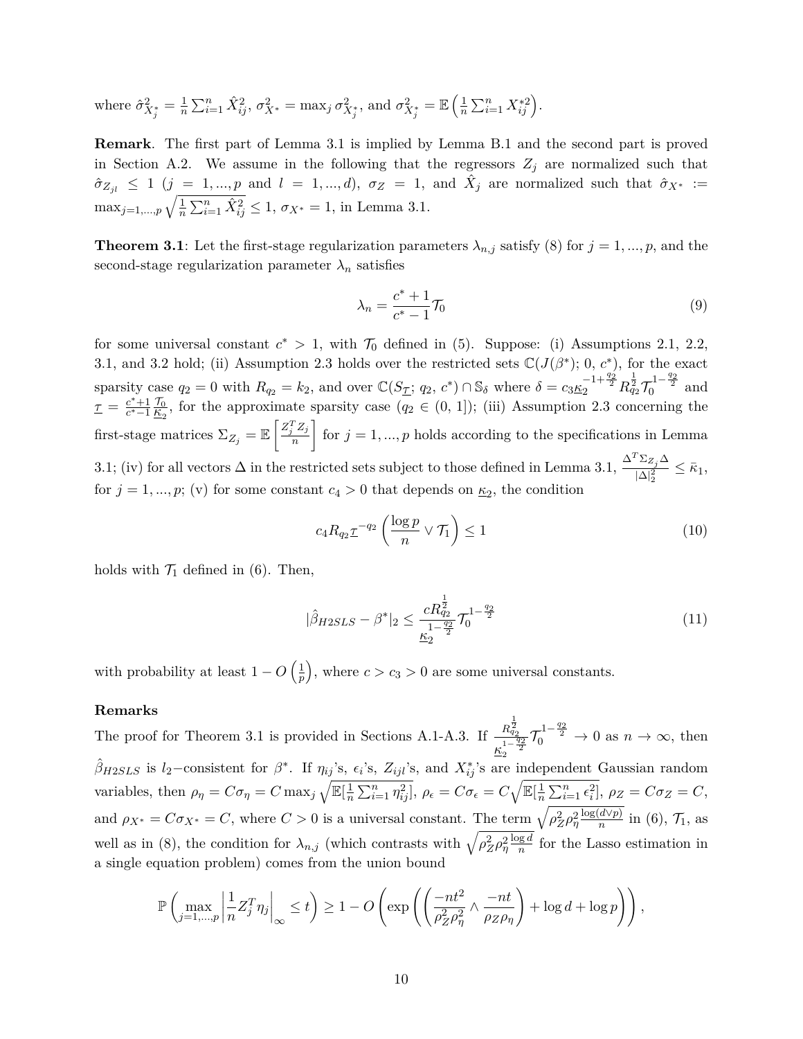where $\hat{\sigma}^2_{X^*_j} = \frac{1}{n}\sum_{i=1}^n \hat{X}^2_{ij}$, $\sigma^2_{X^*} = \max_j \sigma^2_{X^*_j}$, and $\sigma^2_{X^*_j} = \mathbb{E}\left(\frac{1}{n}\sum_{i=1}^n X^{*2}_{ij}\right)$.

**Remark**. The first part of Lemma 3.1 is implied by Lemma B.1 and the second part is proved in Section A.2. We assume in the following that the regressors $Z_j$ are normalized such that $\hat{\sigma}_{Z_{jl}} \leq 1$ ($j = 1, ..., p$ and $l = 1, ..., d$), $\sigma_Z = 1$, and $\hat{X}_j$ are normalized such that $\hat{\sigma}_{X^*} := \max_{j=1,...,p}\sqrt{\frac{1}{n}\sum_{i=1}^n \hat{X}^2_{ij}} \leq 1$, $\sigma_{X^*} = 1$, in Lemma 3.1.

**Theorem 3.1**: Let the first-stage regularization parameters $\lambda_{n,j}$ satisfy (8) for $j = 1, ..., p$, and the second-stage regularization parameter $\lambda_n$ satisfies

$$\lambda_n = \frac{c^* + 1}{c^* - 1}\mathcal{T}_0 \tag{9}$$

for some universal constant $c^* > 1$, with $\mathcal{T}_0$ defined in (5). Suppose: (i) Assumptions 2.1, 2.2, 3.1, and 3.2 hold; (ii) Assumption 2.3 holds over the restricted sets $\mathbb{C}(J(\beta^*); 0, c^*)$, for the exact sparsity case $q_2 = 0$ with $R_{q_2} = k_2$, and over $\mathbb{C}(S_{\underline{\tau}}; q_2, c^*) \cap \mathbb{S}_\delta$ where $\delta = c_3 \underline{\kappa}_2^{-1+\frac{q_2}{2}} R_{q_2}^{\frac{1}{2}} \mathcal{T}_0^{1-\frac{q_2}{2}}$ and $\underline{\tau} = \frac{c^*+1}{c^*-1}\frac{\mathcal{T}_0}{\underline{\kappa}_2}$, for the approximate sparsity case ($q_2 \in (0, 1]$); (iii) Assumption 2.3 concerning the first-stage matrices $\Sigma_{Z_j} = \mathbb{E}\left[\frac{Z_j^T Z_j}{n}\right]$ for $j = 1, ..., p$ holds according to the specifications in Lemma 3.1; (iv) for all vectors $\Delta$ in the restricted sets subject to those defined in Lemma 3.1, $\frac{\Delta^T \Sigma_{Z_j}\Delta}{|\Delta|_2^2} \leq \bar{\kappa}_1$, for $j = 1, ..., p$; (v) for some constant $c_4 > 0$ that depends on $\underline{\kappa}_2$, the condition

$$c_4 R_{q_2}\underline{\tau}^{-q_2}\left(\frac{\log p}{n} \vee \mathcal{T}_1\right) \leq 1 \tag{10}$$

holds with $\mathcal{T}_1$ defined in (6). Then,

$$|\hat{\beta}_{H2SLS} - \beta^*|_2 \leq \frac{c R_{q_2}^{\frac{1}{2}}}{\underline{\kappa}_2^{1-\frac{q_2}{2}}}\mathcal{T}_0^{1-\frac{q_2}{2}} \tag{11}$$

with probability at least $1 - O\left(\frac{1}{p}\right)$, where $c > c_3 > 0$ are some universal constants.

**Remarks**

The proof for Theorem 3.1 is provided in Sections A.1-A.3. If $\frac{R_{q_2}^{\frac{1}{2}}}{\underline{\kappa}_2^{1-\frac{q_2}{2}}}\mathcal{T}_0^{1-\frac{q_2}{2}} \to 0$ as $n \to \infty$, then $\hat{\beta}_{H2SLS}$ is $l_2-$consistent for $\beta^*$. If $\eta_{ij}$'s, $\epsilon_i$'s, $Z_{ijl}$'s, and $X^*_{ij}$'s are independent Gaussian random variables, then $\rho_\eta = C\sigma_\eta = C\max_j\sqrt{\mathbb{E}[\frac{1}{n}\sum_{i=1}^n \eta^2_{ij}]}$, $\rho_\epsilon = C\sigma_\epsilon = C\sqrt{\mathbb{E}[\frac{1}{n}\sum_{i=1}^n \epsilon^2_i]}$, $\rho_Z = C\sigma_Z = C$, and $\rho_{X^*} = C\sigma_{X^*} = C$, where $C > 0$ is a universal constant. The term $\sqrt{\rho_Z^2\rho_\eta^2\frac{\log(d\vee p)}{n}}$ in (6), $\mathcal{T}_1$, as well as in (8), the condition for $\lambda_{n,j}$ (which contrasts with $\sqrt{\rho_Z^2\rho_\eta^2\frac{\log d}{n}}$ for the Lasso estimation in a single equation problem) comes from the union bound

$$\mathbb{P}\left(\max_{j=1,...,p}\left|\frac{1}{n}Z_j^T\eta_j\right|_\infty \leq t\right) \geq 1 - O\left(\exp\left(\left(\frac{-nt^2}{\rho_Z^2\rho_\eta^2} \wedge \frac{-nt}{\rho_Z\rho_\eta}\right) + \log d + \log p\right)\right),$$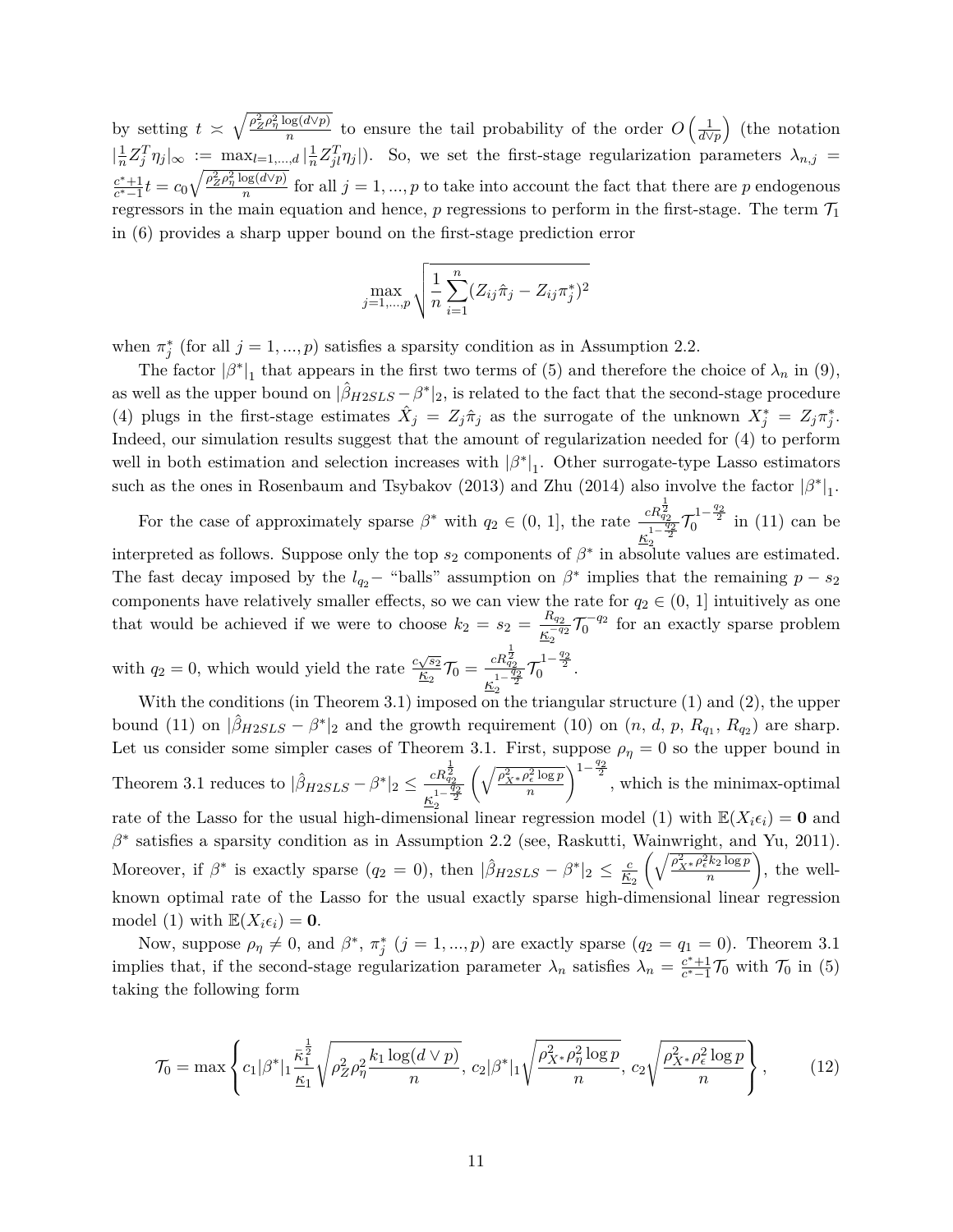by setting $t \asymp \sqrt{\frac{\rho_Z^2 \rho_\eta^2 \log(d \vee p)}{n}}$ to ensure the tail probability of the order $O\left(\frac{1}{d \vee p}\right)$ (the notation $|\frac{1}{n} Z_j^T \eta_j|_\infty := \max_{l=1,...,d} |\frac{1}{n} Z_{jl}^T \eta_j|$). So, we set the first-stage regularization parameters $\lambda_{n,j} = \frac{c^*+1}{c^*-1} t = c_0 \sqrt{\frac{\rho_Z^2 \rho_\eta^2 \log(d \vee p)}{n}}$ for all $j = 1, ..., p$ to take into account the fact that there are $p$ endogenous regressors in the main equation and hence, $p$ regressions to perform in the first-stage. The term $\mathcal{T}_1$ in (6) provides a sharp upper bound on the first-stage prediction error

$$\max_{j=1,...,p} \sqrt{\frac{1}{n} \sum_{i=1}^{n} (Z_{ij} \hat{\pi}_j - Z_{ij} \pi_j^*)^2}$$

when $\pi_j^*$ (for all $j = 1, ..., p$) satisfies a sparsity condition as in Assumption 2.2.

The factor $|\beta^*|_1$ that appears in the first two terms of (5) and therefore the choice of $\lambda_n$ in (9), as well as the upper bound on $|\hat{\beta}_{H2SLS} - \beta^*|_2$, is related to the fact that the second-stage procedure (4) plugs in the first-stage estimates $\hat{X}_j = Z_j \hat{\pi}_j$ as the surrogate of the unknown $X_j^* = Z_j \pi_j^*$. Indeed, our simulation results suggest that the amount of regularization needed for (4) to perform well in both estimation and selection increases with $|\beta^*|_1$. Other surrogate-type Lasso estimators such as the ones in Rosenbaum and Tsybakov (2013) and Zhu (2014) also involve the factor $|\beta^*|_1$.

For the case of approximately sparse $\beta^*$ with $q_2 \in (0, 1]$, the rate $\frac{c R_{q_2}^{\frac{1}{2}}}{\underline{\kappa}_2^{1-\frac{q_2}{2}}} \mathcal{T}_0^{1-\frac{q_2}{2}}$ in (11) can be interpreted as follows. Suppose only the top $s_2$ components of $\beta^*$ in absolute values are estimated. The fast decay imposed by the $l_{q_2}-$ "balls" assumption on $\beta^*$ implies that the remaining $p - s_2$ components have relatively smaller effects, so we can view the rate for $q_2 \in (0, 1]$ intuitively as one that would be achieved if we were to choose $k_2 = s_2 = \frac{R_{q_2}}{\underline{\kappa}_2^{-q_2}} \mathcal{T}_0^{-q_2}$ for an exactly sparse problem with $q_2 = 0$, which would yield the rate $\frac{c\sqrt{s_2}}{\underline{\kappa}_2} \mathcal{T}_0 = \frac{c R_{q_2}^{\frac{1}{2}}}{\underline{\kappa}_2^{1-\frac{q_2}{2}}} \mathcal{T}_0^{1-\frac{q_2}{2}}$.

With the conditions (in Theorem 3.1) imposed on the triangular structure (1) and (2), the upper bound (11) on $|\hat{\beta}_{H2SLS} - \beta^*|_2$ and the growth requirement (10) on ($n$, $d$, $p$, $R_{q_1}$, $R_{q_2}$) are sharp. Let us consider some simpler cases of Theorem 3.1. First, suppose $\rho_\eta = 0$ so the upper bound in Theorem 3.1 reduces to $|\hat{\beta}_{H2SLS} - \beta^*|_2 \leq \frac{c R_{q_2}^{\frac{1}{2}}}{\underline{\kappa}_2^{1-\frac{q_2}{2}}} \left( \sqrt{\frac{\rho_{X^*}^2 \rho_\epsilon^2 \log p}{n}} \right)^{1-\frac{q_2}{2}}$, which is the minimax-optimal rate of the Lasso for the usual high-dimensional linear regression model (1) with $\mathbb{E}(X_i \epsilon_i) = \mathbf{0}$ and $\beta^*$ satisfies a sparsity condition as in Assumption 2.2 (see, Raskutti, Wainwright, and Yu, 2011). Moreover, if $\beta^*$ is exactly sparse ($q_2 = 0$), then $|\hat{\beta}_{H2SLS} - \beta^*|_2 \leq \frac{c}{\underline{\kappa}_2} \left( \sqrt{\frac{\rho_{X^*}^2 \rho_\epsilon^2 k_2 \log p}{n}} \right)$, the well-known optimal rate of the Lasso for the usual exactly sparse high-dimensional linear regression model (1) with $\mathbb{E}(X_i \epsilon_i) = \mathbf{0}$.

Now, suppose $\rho_\eta \neq 0$, and $\beta^*$, $\pi_j^*$ ($j = 1, ..., p$) are exactly sparse ($q_2 = q_1 = 0$). Theorem 3.1 implies that, if the second-stage regularization parameter $\lambda_n$ satisfies $\lambda_n = \frac{c^*+1}{c^*-1} \mathcal{T}_0$ with $\mathcal{T}_0$ in (5) taking the following form

$$\mathcal{T}_0 = \max \left\{ c_1 |\beta^*|_1 \frac{\bar{\kappa}_1^{\frac{1}{2}}}{\underline{\kappa}_1} \sqrt{\rho_Z^2 \rho_\eta^2 \frac{k_1 \log(d \vee p)}{n}},\ c_2 |\beta^*|_1 \sqrt{\frac{\rho_{X^*}^2 \rho_\eta^2 \log p}{n}},\ c_2 \sqrt{\frac{\rho_{X^*}^2 \rho_\epsilon^2 \log p}{n}} \right\}, \tag{12}$$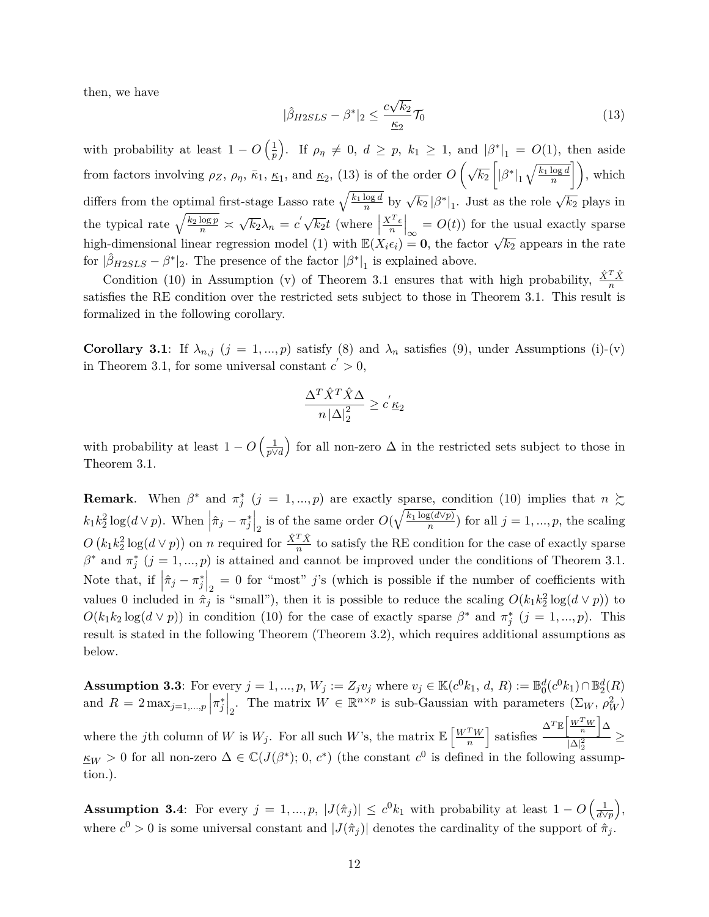then, we have

$$|\hat{\beta}_{H2SLS} - \beta^*|_2 \leq \frac{c\sqrt{k_2}}{\underline{\kappa}_2}\mathcal{T}_0 \tag{13}$$

with probability at least $1 - O\left(\frac{1}{p}\right)$. If $\rho_\eta \neq 0$, $d \geq p$, $k_1 \geq 1$, and $|\beta^*|_1 = O(1)$, then aside from factors involving $\rho_Z$, $\rho_\eta$, $\bar{\kappa}_1$, $\underline{\kappa}_1$, and $\underline{\kappa}_2$, (13) is of the order $O\left(\sqrt{k_2}\left[|\beta^*|_1\sqrt{\frac{k_1 \log d}{n}}\right]\right)$, which differs from the optimal first-stage Lasso rate $\sqrt{\frac{k_1 \log d}{n}}$ by $\sqrt{k_2}\,|\beta^*|_1$. Just as the role $\sqrt{k_2}$ plays in the typical rate $\sqrt{\frac{k_2 \log p}{n}} \asymp \sqrt{k_2}\lambda_n = c^{'}\sqrt{k_2}t$ (where $\left|\frac{X^T\epsilon}{n}\right|_\infty = O(t)$) for the usual exactly sparse high-dimensional linear regression model (1) with $\mathbb{E}(X_i\epsilon_i) = \mathbf{0}$, the factor $\sqrt{k_2}$ appears in the rate for $|\hat{\beta}_{H2SLS} - \beta^*|_2$. The presence of the factor $|\beta^*|_1$ is explained above.

Condition (10) in Assumption (v) of Theorem 3.1 ensures that with high probability, $\frac{\hat{X}^T\hat{X}}{n}$ satisfies the RE condition over the restricted sets subject to those in Theorem 3.1. This result is formalized in the following corollary.

**Corollary 3.1**: If $\lambda_{n,j}$ $(j = 1, ..., p)$ satisfy (8) and $\lambda_n$ satisfies (9), under Assumptions (i)-(v) in Theorem 3.1, for some universal constant $c^{'} > 0$,

$$\frac{\Delta^T\hat{X}^T\hat{X}\Delta}{n\,|\Delta|_2^2} \geq c^{'}\underline{\kappa}_2$$

with probability at least $1 - O\left(\frac{1}{p \vee d}\right)$ for all non-zero $\Delta$ in the restricted sets subject to those in Theorem 3.1.

**Remark**. When $\beta^*$ and $\pi_j^*$ $(j = 1, ..., p)$ are exactly sparse, condition (10) implies that $n \succsim k_1 k_2^2 \log(d \vee p)$. When $\left|\hat{\pi}_j - \pi_j^*\right|_2$ is of the same order $O(\sqrt{\frac{k_1 \log(d \vee p)}{n}})$ for all $j = 1, ..., p$, the scaling $O\left(k_1 k_2^2 \log(d \vee p)\right)$ on $n$ required for $\frac{\hat{X}^T\hat{X}}{n}$ to satisfy the RE condition for the case of exactly sparse $\beta^*$ and $\pi_j^*$ $(j = 1, ..., p)$ is attained and cannot be improved under the conditions of Theorem 3.1. Note that, if $\left|\hat{\pi}_j - \pi_j^*\right|_2 = 0$ for "most" $j$'s (which is possible if the number of coefficients with values 0 included in $\hat{\pi}_j$ is "small"), then it is possible to reduce the scaling $O(k_1 k_2^2 \log(d \vee p))$ to $O(k_1 k_2 \log(d \vee p))$ in condition (10) for the case of exactly sparse $\beta^*$ and $\pi_j^*$ $(j = 1, ..., p)$. This result is stated in the following Theorem (Theorem 3.2), which requires additional assumptions as below.

**Assumption 3.3**: For every $j = 1, ..., p$, $W_j := Z_j v_j$ where $v_j \in \mathbb{K}(c^0 k_1,\, d,\, R) := \mathbb{B}_0^d(c^0 k_1) \cap \mathbb{B}_2^d(R)$ and $R = 2\max_{j=1,...,p}\left|\pi_j^*\right|_2$. The matrix $W \in \mathbb{R}^{n \times p}$ is sub-Gaussian with parameters $(\Sigma_W,\, \rho_W^2)$ where the $j$th column of $W$ is $W_j$. For all such $W$'s, the matrix $\mathbb{E}\left[\frac{W^T W}{n}\right]$ satisfies $\frac{\Delta^T\mathbb{E}\left[\frac{W^T W}{n}\right]\Delta}{|\Delta|_2^2} \geq \underline{\kappa}_W > 0$ for all non-zero $\Delta \in \mathbb{C}(J(\beta^*);\, 0,\, c^*)$ (the constant $c^0$ is defined in the following assumption.).

**Assumption 3.4**: For every $j = 1, ..., p$, $|J(\hat{\pi}_j)| \leq c^0 k_1$ with probability at least $1 - O\left(\frac{1}{d \vee p}\right)$, where $c^0 > 0$ is some universal constant and $|J(\hat{\pi}_j)|$ denotes the cardinality of the support of $\hat{\pi}_j$.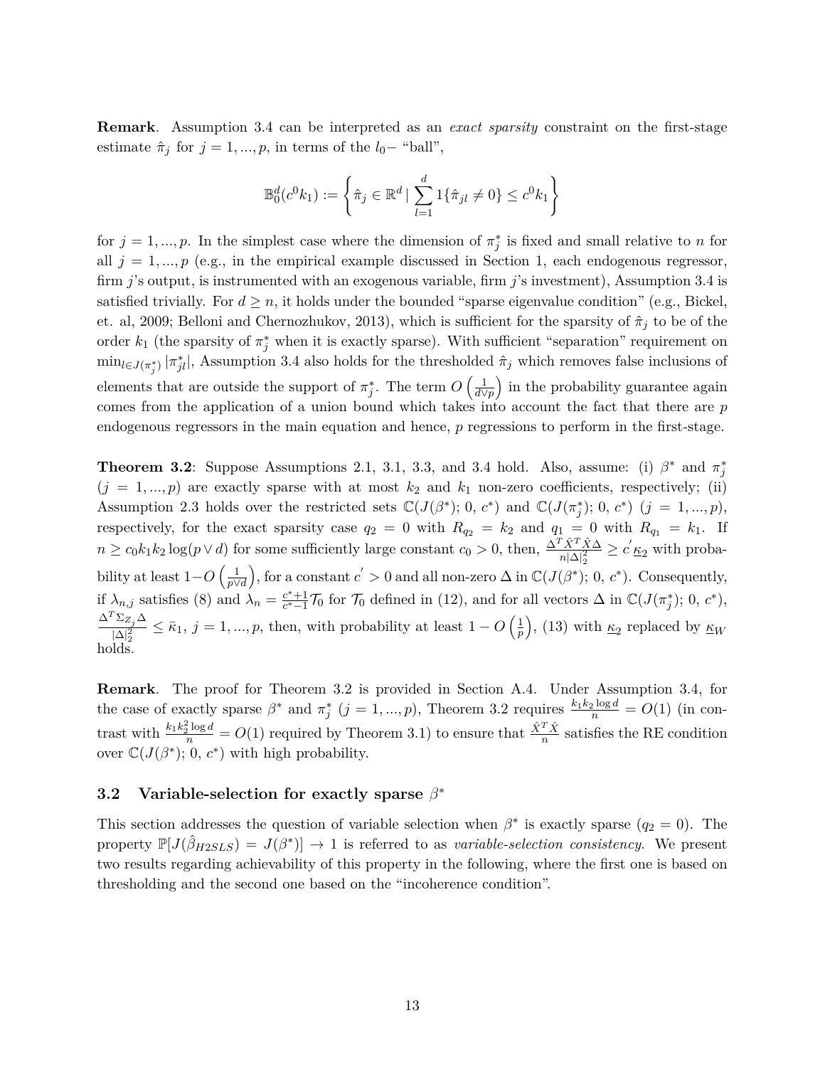**Remark**. Assumption 3.4 can be interpreted as an *exact sparsity* constraint on the first-stage estimate $\hat{\pi}_j$ for $j = 1, ..., p$, in terms of the $l_0-$ "ball",

$$\mathbb{B}_0^d(c^0 k_1) := \left\{ \hat{\pi}_j \in \mathbb{R}^d \mid \sum_{l=1}^{d} 1\{\hat{\pi}_{jl} \neq 0\} \leq c^0 k_1 \right\}$$

for $j = 1, ..., p$. In the simplest case where the dimension of $\pi_j^*$ is fixed and small relative to $n$ for all $j = 1, ..., p$ (e.g., in the empirical example discussed in Section 1, each endogenous regressor, firm $j$'s output, is instrumented with an exogenous variable, firm $j$'s investment), Assumption 3.4 is satisfied trivially. For $d \geq n$, it holds under the bounded "sparse eigenvalue condition" (e.g., Bickel, et. al, 2009; Belloni and Chernozhukov, 2013), which is sufficient for the sparsity of $\hat{\pi}_j$ to be of the order $k_1$ (the sparsity of $\pi_j^*$ when it is exactly sparse). With sufficient "separation" requirement on $\min_{l \in J(\pi_j^*)} |\pi_{jl}^*|$, Assumption 3.4 also holds for the thresholded $\hat{\pi}_j$ which removes false inclusions of elements that are outside the support of $\pi_j^*$. The term $O\left(\frac{1}{d \vee p}\right)$ in the probability guarantee again comes from the application of a union bound which takes into account the fact that there are $p$ endogenous regressors in the main equation and hence, $p$ regressions to perform in the first-stage.

**Theorem 3.2**: Suppose Assumptions 2.1, 3.1, 3.3, and 3.4 hold. Also, assume: (i) $\beta^*$ and $\pi_j^*$ ($j = 1, ..., p$) are exactly sparse with at most $k_2$ and $k_1$ non-zero coefficients, respectively; (ii) Assumption 2.3 holds over the restricted sets $\mathbb{C}(J(\beta^*);\, 0,\, c^*)$ and $\mathbb{C}(J(\pi_j^*);\, 0,\, c^*)$ ($j = 1, ..., p$), respectively, for the exact sparsity case $q_2 = 0$ with $R_{q_2} = k_2$ and $q_1 = 0$ with $R_{q_1} = k_1$. If $n \geq c_0 k_1 k_2 \log(p \vee d)$ for some sufficiently large constant $c_0 > 0$, then, $\frac{\Delta^T \hat{X}^T \hat{X} \Delta}{n |\Delta|_2^2} \geq c^{'} \underline{\kappa}_2$ with probability at least $1 - O\left(\frac{1}{p \vee d}\right)$, for a constant $c^{'} > 0$ and all non-zero $\Delta$ in $\mathbb{C}(J(\beta^*);\, 0,\, c^*)$. Consequently, if $\lambda_{n,j}$ satisfies (8) and $\lambda_n = \frac{c^*+1}{c^*-1}\mathcal{T}_0$ for $\mathcal{T}_0$ defined in (12), and for all vectors $\Delta$ in $\mathbb{C}(J(\pi_j^*);\, 0,\, c^*)$, $\frac{\Delta^T \Sigma_{Z_j} \Delta}{|\Delta|_2^2} \leq \bar{\kappa}_1$, $j = 1, ..., p$, then, with probability at least $1 - O\left(\frac{1}{p}\right)$, (13) with $\underline{\kappa}_2$ replaced by $\underline{\kappa}_W$ holds.

**Remark**. The proof for Theorem 3.2 is provided in Section A.4. Under Assumption 3.4, for the case of exactly sparse $\beta^*$ and $\pi_j^*$ ($j = 1, ..., p$), Theorem 3.2 requires $\frac{k_1 k_2 \log d}{n} = O(1)$ (in contrast with $\frac{k_1 k_2^2 \log d}{n} = O(1)$ required by Theorem 3.1) to ensure that $\frac{\hat{X}^T \hat{X}}{n}$ satisfies the RE condition over $\mathbb{C}(J(\beta^*);\, 0,\, c^*)$ with high probability.

### 3.2 Variable-selection for exactly sparse $\beta^*$

This section addresses the question of variable selection when $\beta^*$ is exactly sparse ($q_2 = 0$). The property $\mathbb{P}[J(\hat{\beta}_{H2SLS}) = J(\beta^*)] \to 1$ is referred to as *variable-selection consistency*. We present two results regarding achievability of this property in the following, where the first one is based on thresholding and the second one based on the "incoherence condition".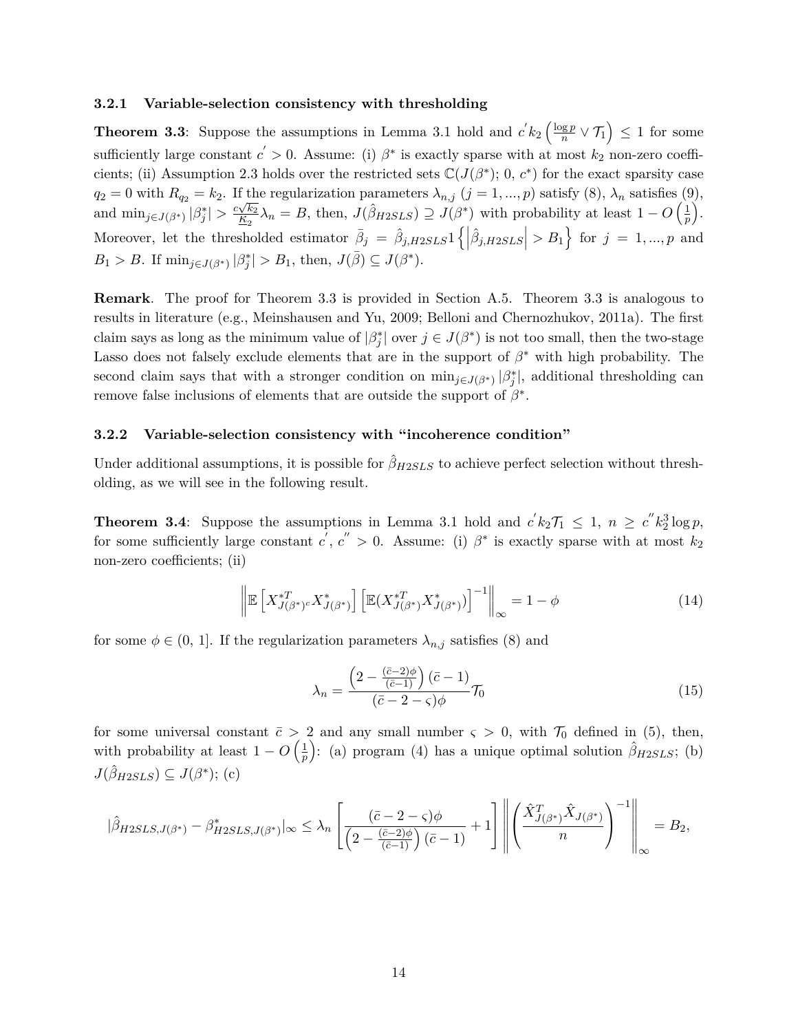#### 3.2.1 Variable-selection consistency with thresholding

**Theorem 3.3**: Suppose the assumptions in Lemma 3.1 hold and $c^{'}k_2\left(\frac{\log p}{n} \vee \mathcal{T}_1\right) \leq 1$ for some sufficiently large constant $c^{'} > 0$. Assume: (i) $\beta^*$ is exactly sparse with at most $k_2$ non-zero coefficients; (ii) Assumption 2.3 holds over the restricted sets $\mathbb{C}(J(\beta^*);\, 0,\, c^*)$ for the exact sparsity case $q_2 = 0$ with $R_{q_2} = k_2$. If the regularization parameters $\lambda_{n,j}$ ($j = 1, ..., p$) satisfy (8), $\lambda_n$ satisfies (9), and $\min_{j \in J(\beta^*)} |\beta_j^*| > \frac{c\sqrt{k_2}}{\underline{K}_2}\lambda_n = B$, then, $J(\hat{\beta}_{H2SLS}) \supseteq J(\beta^*)$ with probability at least $1 - O\left(\frac{1}{p}\right)$. Moreover, let the thresholded estimator $\bar{\beta}_j = \hat{\beta}_{j,H2SLS} 1\left\{\left|\hat{\beta}_{j,H2SLS}\right| > B_1\right\}$ for $j = 1, ..., p$ and $B_1 > B$. If $\min_{j \in J(\beta^*)} |\beta_j^*| > B_1$, then, $J(\bar{\beta}) \subseteq J(\beta^*)$.

**Remark**. The proof for Theorem 3.3 is provided in Section A.5. Theorem 3.3 is analogous to results in literature (e.g., Meinshausen and Yu, 2009; Belloni and Chernozhukov, 2011a). The first claim says as long as the minimum value of $|\beta_j^*|$ over $j \in J(\beta^*)$ is not too small, then the two-stage Lasso does not falsely exclude elements that are in the support of $\beta^*$ with high probability. The second claim says that with a stronger condition on $\min_{j \in J(\beta^*)} |\beta_j^*|$, additional thresholding can remove false inclusions of elements that are outside the support of $\beta^*$.

#### 3.2.2 Variable-selection consistency with "incoherence condition"

Under additional assumptions, it is possible for $\hat{\beta}_{H2SLS}$ to achieve perfect selection without thresholding, as we will see in the following result.

**Theorem 3.4**: Suppose the assumptions in Lemma 3.1 hold and $c^{'}k_2\mathcal{T}_1 \leq 1$, $n \geq c^{''}k_2^3 \log p$, for some sufficiently large constant $c^{'}$, $c^{''} > 0$. Assume: (i) $\beta^*$ is exactly sparse with at most $k_2$ non-zero coefficients; (ii)

$$\left\| \mathbb{E}\left[X_{J(\beta^*)^c}^{*T} X_{J(\beta^*)}^*\right] \left[\mathbb{E}(X_{J(\beta^*)}^{*T} X_{J(\beta^*)}^*)\right]^{-1} \right\|_\infty = 1 - \phi \tag{14}$$

for some $\phi \in (0, 1]$. If the regularization parameters $\lambda_{n,j}$ satisfies (8) and

$$\lambda_n = \frac{\left(2 - \frac{(\bar{c}-2)\phi}{(\bar{c}-1)}\right)(\bar{c} - 1)}{(\bar{c} - 2 - \varsigma)\phi}\mathcal{T}_0 \tag{15}$$

for some universal constant $\bar{c} > 2$ and any small number $\varsigma > 0$, with $\mathcal{T}_0$ defined in (5), then, with probability at least $1 - O\left(\frac{1}{p}\right)$: (a) program (4) has a unique optimal solution $\hat{\beta}_{H2SLS}$; (b) $J(\hat{\beta}_{H2SLS}) \subseteq J(\beta^*)$; (c)

$$|\hat{\beta}_{H2SLS, J(\beta^*)} - \beta^*_{H2SLS, J(\beta^*)}|_\infty \leq \lambda_n \left[\frac{(\bar{c} - 2 - \varsigma)\phi}{\left(2 - \frac{(\bar{c}-2)\phi}{(\bar{c}-1)}\right)(\bar{c} - 1)} + 1\right] \left\| \left(\frac{\hat{X}_{J(\beta^*)}^T \hat{X}_{J(\beta^*)}}{n}\right)^{-1} \right\|_\infty = B_2,$$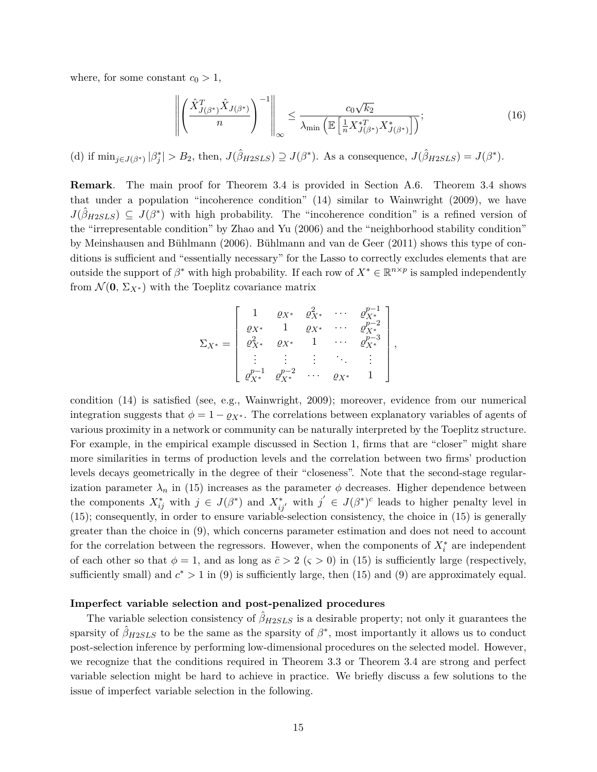where, for some constant $c_0 > 1$,

$$\left\| \left( \frac{\hat{X}^T_{J(\beta^*)} \hat{X}_{J(\beta^*)}}{n} \right)^{-1} \right\|_\infty \leq \frac{c_0 \sqrt{k_2}}{\lambda_{\min} \left( \mathbb{E}\left[ \frac{1}{n} X^{*T}_{J(\beta^*)} X^*_{J(\beta^*)} \right] \right)}; \tag{16}$$

(d) if $\min_{j \in J(\beta^*)} |\beta^*_j| > B_2$, then, $J(\hat{\beta}_{H2SLS}) \supseteq J(\beta^*)$. As a consequence, $J(\hat{\beta}_{H2SLS}) = J(\beta^*)$.

**Remark**. The main proof for Theorem 3.4 is provided in Section A.6. Theorem 3.4 shows that under a population "incoherence condition" (14) similar to Wainwright (2009), we have $J(\hat{\beta}_{H2SLS}) \subseteq J(\beta^*)$ with high probability. The "incoherence condition" is a refined version of the "irrepresentable condition" by Zhao and Yu (2006) and the "neighborhood stability condition" by Meinshausen and Bühlmann (2006). Bühlmann and van de Geer (2011) shows this type of conditions is sufficient and "essentially necessary" for the Lasso to correctly excludes elements that are outside the support of $\beta^*$ with high probability. If each row of $X^* \in \mathbb{R}^{n \times p}$ is sampled independently from $\mathcal{N}(\mathbf{0}, \Sigma_{X^*})$ with the Toeplitz covariance matrix

$$\Sigma_{X^*} = \begin{bmatrix} 1 & \varrho_{X^*} & \varrho^2_{X^*} & \cdots & \varrho^{p-1}_{X^*} \\ \varrho_{X^*} & 1 & \varrho_{X^*} & \cdots & \varrho^{p-2}_{X^*} \\ \varrho^2_{X^*} & \varrho_{X^*} & 1 & \cdots & \varrho^{p-3}_{X^*} \\ \vdots & \vdots & \vdots & \ddots & \vdots \\ \varrho^{p-1}_{X^*} & \varrho^{p-2}_{X^*} & \cdots & \varrho_{X^*} & 1 \end{bmatrix},$$

condition (14) is satisfied (see, e.g., Wainwright, 2009); moreover, evidence from our numerical integration suggests that $\phi = 1 - \varrho_{X^*}$. The correlations between explanatory variables of agents of various proximity in a network or community can be naturally interpreted by the Toeplitz structure. For example, in the empirical example discussed in Section 1, firms that are "closer" might share more similarities in terms of production levels and the correlation between two firms' production levels decays geometrically in the degree of their "closeness". Note that the second-stage regularization parameter $\lambda_n$ in (15) increases as the parameter $\phi$ decreases. Higher dependence between the components $X^*_{ij}$ with $j \in J(\beta^*)$ and $X^*_{ij'}$ with $j' \in J(\beta^*)^c$ leads to higher penalty level in (15); consequently, in order to ensure variable-selection consistency, the choice in (15) is generally greater than the choice in (9), which concerns parameter estimation and does not need to account for the correlation between the regressors. However, when the components of $X^*_i$ are independent of each other so that $\phi = 1$, and as long as $\bar{c} > 2$ ($\varsigma > 0$) in (15) is sufficiently large (respectively, sufficiently small) and $c^* > 1$ in (9) is sufficiently large, then (15) and (9) are approximately equal.

**Imperfect variable selection and post-penalized procedures**

The variable selection consistency of $\hat{\beta}_{H2SLS}$ is a desirable property; not only it guarantees the sparsity of $\hat{\beta}_{H2SLS}$ to be the same as the sparsity of $\beta^*$, most importantly it allows us to conduct post-selection inference by performing low-dimensional procedures on the selected model. However, we recognize that the conditions required in Theorem 3.3 or Theorem 3.4 are strong and perfect variable selection might be hard to achieve in practice. We briefly discuss a few solutions to the issue of imperfect variable selection in the following.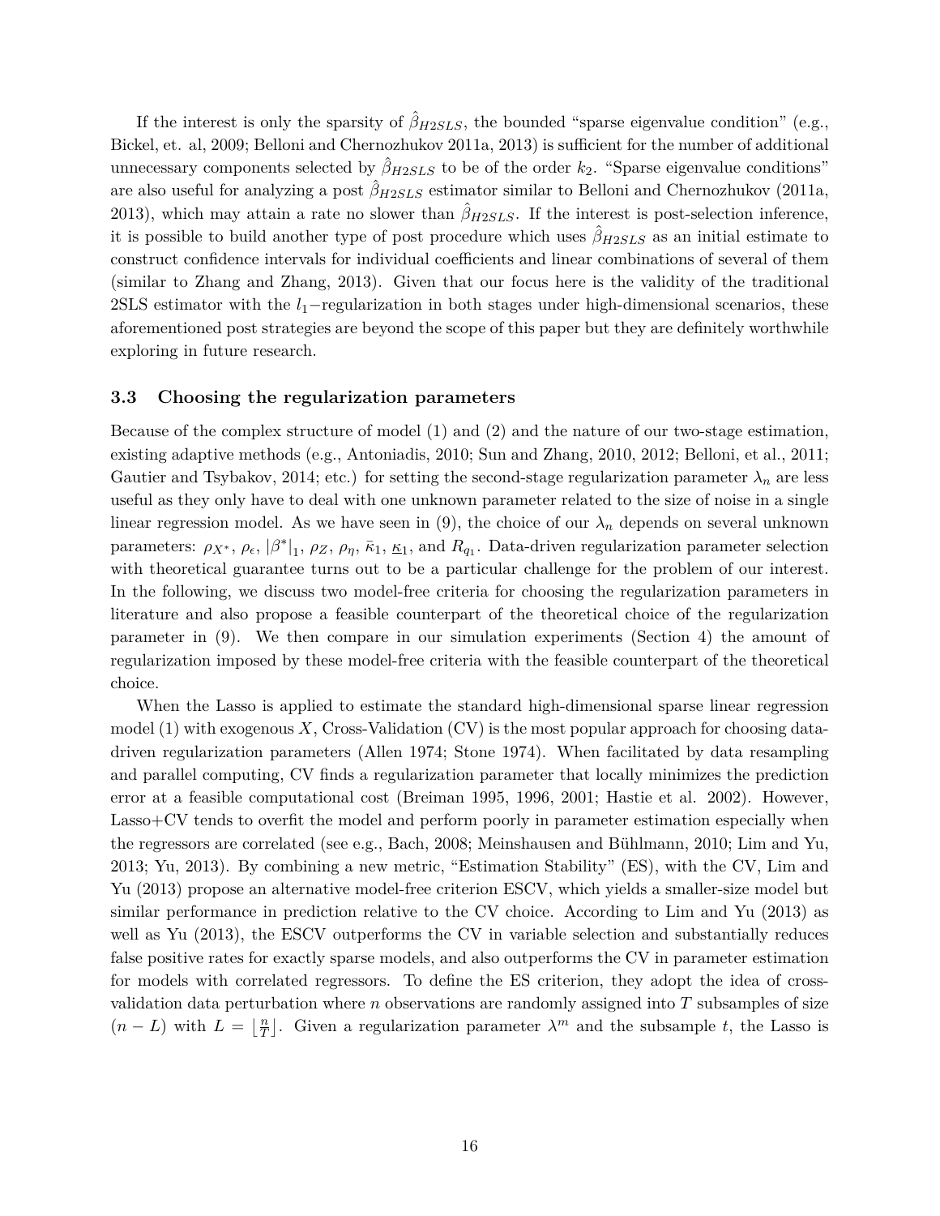If the interest is only the sparsity of $\hat{\beta}_{H2SLS}$, the bounded "sparse eigenvalue condition" (e.g., Bickel, et. al, 2009; Belloni and Chernozhukov 2011a, 2013) is sufficient for the number of additional unnecessary components selected by $\hat{\beta}_{H2SLS}$ to be of the order $k_2$. "Sparse eigenvalue conditions" are also useful for analyzing a post $\hat{\beta}_{H2SLS}$ estimator similar to Belloni and Chernozhukov (2011a, 2013), which may attain a rate no slower than $\hat{\beta}_{H2SLS}$. If the interest is post-selection inference, it is possible to build another type of post procedure which uses $\hat{\beta}_{H2SLS}$ as an initial estimate to construct confidence intervals for individual coefficients and linear combinations of several of them (similar to Zhang and Zhang, 2013). Given that our focus here is the validity of the traditional 2SLS estimator with the $l_1-$regularization in both stages under high-dimensional scenarios, these aforementioned post strategies are beyond the scope of this paper but they are definitely worthwhile exploring in future research.

### 3.3 Choosing the regularization parameters

Because of the complex structure of model (1) and (2) and the nature of our two-stage estimation, existing adaptive methods (e.g., Antoniadis, 2010; Sun and Zhang, 2010, 2012; Belloni, et al., 2011; Gautier and Tsybakov, 2014; etc.) for setting the second-stage regularization parameter $\lambda_n$ are less useful as they only have to deal with one unknown parameter related to the size of noise in a single linear regression model. As we have seen in (9), the choice of our $\lambda_n$ depends on several unknown parameters: $\rho_{X^*}$, $\rho_{\epsilon}$, $|\beta^*|_1$, $\rho_Z$, $\rho_{\eta}$, $\bar{\kappa}_1$, $\underline{\kappa}_1$, and $R_{q_1}$. Data-driven regularization parameter selection with theoretical guarantee turns out to be a particular challenge for the problem of our interest. In the following, we discuss two model-free criteria for choosing the regularization parameters in literature and also propose a feasible counterpart of the theoretical choice of the regularization parameter in (9). We then compare in our simulation experiments (Section 4) the amount of regularization imposed by these model-free criteria with the feasible counterpart of the theoretical choice.

When the Lasso is applied to estimate the standard high-dimensional sparse linear regression model (1) with exogenous $X$, Cross-Validation (CV) is the most popular approach for choosing data-driven regularization parameters (Allen 1974; Stone 1974). When facilitated by data resampling and parallel computing, CV finds a regularization parameter that locally minimizes the prediction error at a feasible computational cost (Breiman 1995, 1996, 2001; Hastie et al. 2002). However, Lasso+CV tends to overfit the model and perform poorly in parameter estimation especially when the regressors are correlated (see e.g., Bach, 2008; Meinshausen and Bühlmann, 2010; Lim and Yu, 2013; Yu, 2013). By combining a new metric, "Estimation Stability" (ES), with the CV, Lim and Yu (2013) propose an alternative model-free criterion ESCV, which yields a smaller-size model but similar performance in prediction relative to the CV choice. According to Lim and Yu (2013) as well as Yu (2013), the ESCV outperforms the CV in variable selection and substantially reduces false positive rates for exactly sparse models, and also outperforms the CV in parameter estimation for models with correlated regressors. To define the ES criterion, they adopt the idea of cross-validation data perturbation where $n$ observations are randomly assigned into $T$ subsamples of size $(n-L)$ with $L = \lfloor \frac{n}{T} \rfloor$. Given a regularization parameter $\lambda^m$ and the subsample $t$, the Lasso is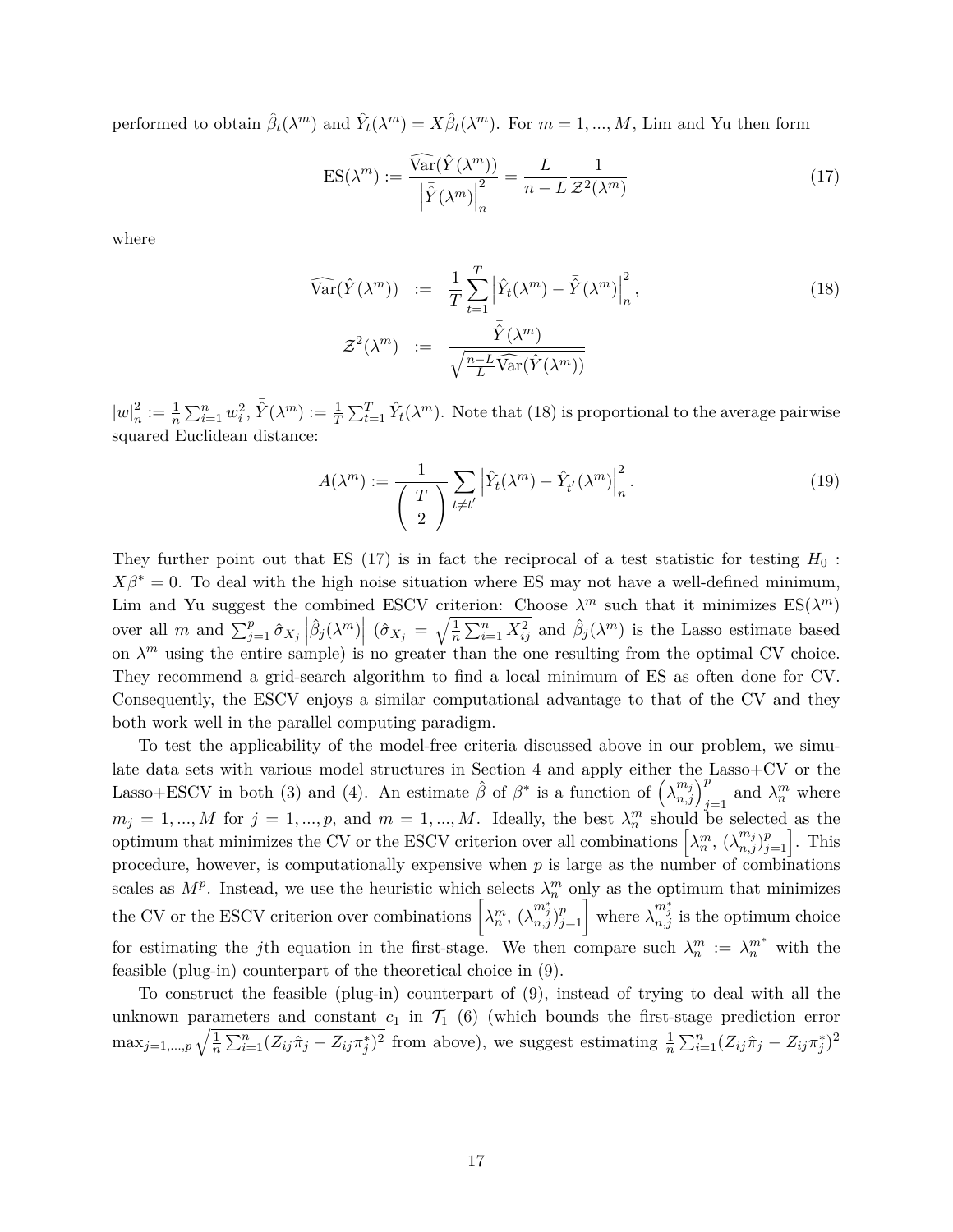performed to obtain $\hat{\beta}_t(\lambda^m)$ and $\hat{Y}_t(\lambda^m) = X\hat{\beta}_t(\lambda^m)$. For $m = 1, ..., M$, Lim and Yu then form

$$\text{ES}(\lambda^m) := \frac{\widehat{\text{Var}}(\hat{Y}(\lambda^m))}{\left|\bar{\hat{Y}}(\lambda^m)\right|_n^2} = \frac{L}{n-L}\frac{1}{\mathcal{Z}^2(\lambda^m)} \tag{17}$$

where

$$\begin{aligned} \widehat{\text{Var}}(\hat{Y}(\lambda^m)) &:= \frac{1}{T}\sum_{t=1}^{T}\left|\hat{Y}_t(\lambda^m) - \bar{\hat{Y}}(\lambda^m)\right|_n^2, \\ \mathcal{Z}^2(\lambda^m) &:= \frac{\bar{\hat{Y}}(\lambda^m)}{\sqrt{\frac{n-L}{L}\widehat{\text{Var}}(\hat{Y}(\lambda^m))}} \end{aligned} \tag{18}$$

$|w|_n^2 := \frac{1}{n}\sum_{i=1}^{n} w_i^2$, $\bar{\hat{Y}}(\lambda^m) := \frac{1}{T}\sum_{t=1}^{T}\hat{Y}_t(\lambda^m)$. Note that (18) is proportional to the average pairwise squared Euclidean distance:

$$A(\lambda^m) := \frac{1}{\binom{T}{2}}\sum_{t\neq t'}\left|\hat{Y}_t(\lambda^m) - \hat{Y}_{t'}(\lambda^m)\right|_n^2. \tag{19}$$

They further point out that ES (17) is in fact the reciprocal of a test statistic for testing $H_0 : X\beta^* = 0$. To deal with the high noise situation where ES may not have a well-defined minimum, Lim and Yu suggest the combined ESCV criterion: Choose $\lambda^m$ such that it minimizes $\text{ES}(\lambda^m)$ over all $m$ and $\sum_{j=1}^{p}\hat{\sigma}_{X_j}\left|\hat{\beta}_j(\lambda^m)\right|$ ($\hat{\sigma}_{X_j} = \sqrt{\frac{1}{n}\sum_{i=1}^{n}X_{ij}^2}$ and $\hat{\beta}_j(\lambda^m)$ is the Lasso estimate based on $\lambda^m$ using the entire sample) is no greater than the one resulting from the optimal CV choice. They recommend a grid-search algorithm to find a local minimum of ES as often done for CV. Consequently, the ESCV enjoys a similar computational advantage to that of the CV and they both work well in the parallel computing paradigm.

To test the applicability of the model-free criteria discussed above in our problem, we simulate data sets with various model structures in Section 4 and apply either the Lasso+CV or the Lasso+ESCV in both (3) and (4). An estimate $\hat{\beta}$ of $\beta^*$ is a function of $\left(\lambda_{n,j}^{m_j}\right)_{j=1}^{p}$ and $\lambda_n^m$ where $m_j = 1, ..., M$ for $j = 1, ..., p$, and $m = 1, ..., M$. Ideally, the best $\lambda_n^m$ should be selected as the optimum that minimizes the CV or the ESCV criterion over all combinations $\left[\lambda_n^m,\, (\lambda_{n,j}^{m_j})_{j=1}^{p}\right]$. This procedure, however, is computationally expensive when $p$ is large as the number of combinations scales as $M^p$. Instead, we use the heuristic which selects $\lambda_n^m$ only as the optimum that minimizes the CV or the ESCV criterion over combinations $\left[\lambda_n^m,\, (\lambda_{n,j}^{m_j^*})_{j=1}^{p}\right]$ where $\lambda_{n,j}^{m_j^*}$ is the optimum choice for estimating the $j$th equation in the first-stage. We then compare such $\lambda_n^m := \lambda_n^{m^*}$ with the feasible (plug-in) counterpart of the theoretical choice in (9).

To construct the feasible (plug-in) counterpart of (9), instead of trying to deal with all the unknown parameters and constant $c_1$ in $\mathcal{T}_1$ (6) (which bounds the first-stage prediction error $\max_{j=1,...,p}\sqrt{\frac{1}{n}\sum_{i=1}^{n}(Z_{ij}\hat{\pi}_j - Z_{ij}\pi_j^*)^2}$ from above), we suggest estimating $\frac{1}{n}\sum_{i=1}^{n}(Z_{ij}\hat{\pi}_j - Z_{ij}\pi_j^*)^2$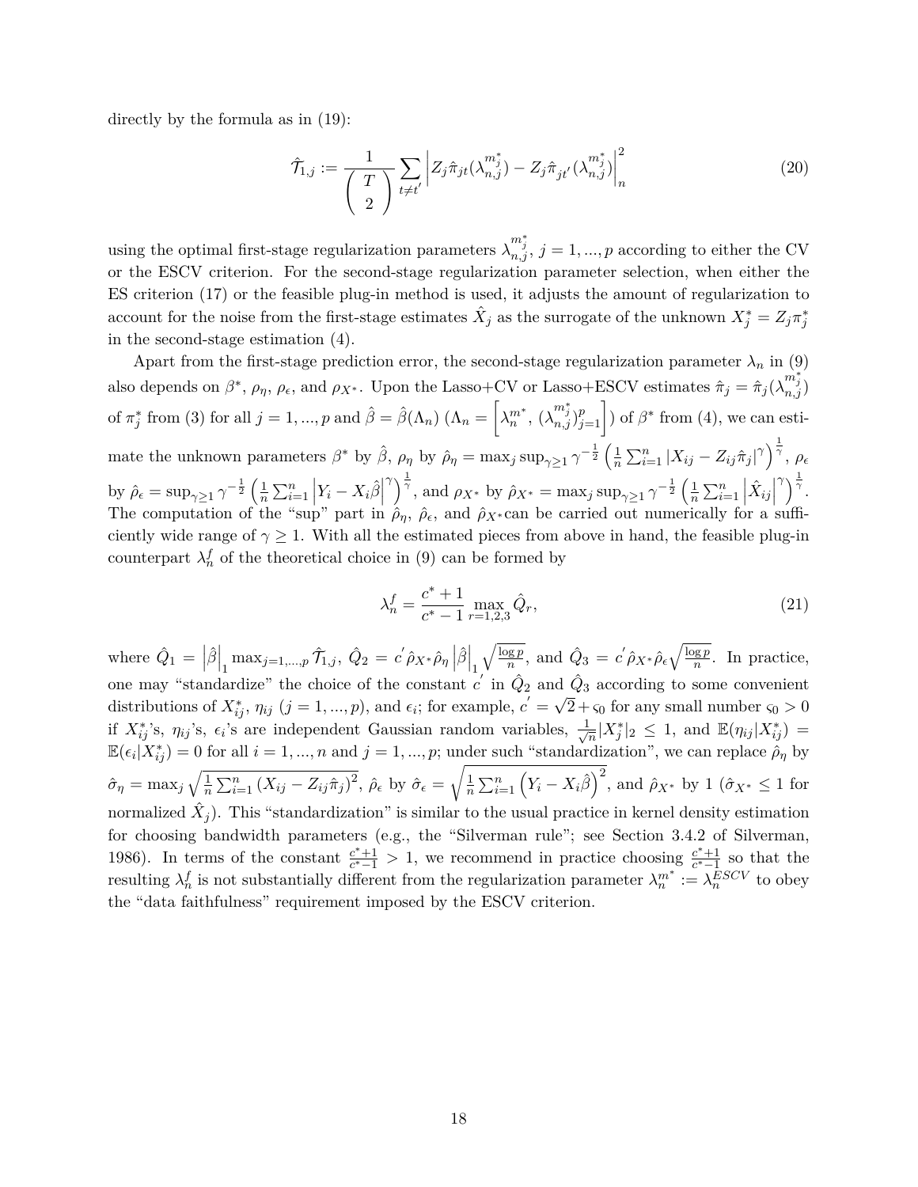directly by the formula as in (19):

$$\hat{\mathcal{T}}_{1,j} := \frac{1}{\begin{pmatrix} T \\ 2 \end{pmatrix}} \sum_{t \neq t'} \left| Z_j \hat{\pi}_{jt}(\lambda_{n,j}^{m_j^*}) - Z_j \hat{\pi}_{jt'}(\lambda_{n,j}^{m_j^*}) \right|_n^2 \tag{20}$$

using the optimal first-stage regularization parameters $\lambda_{n,j}^{m_j^*}$, $j = 1, ..., p$ according to either the CV or the ESCV criterion. For the second-stage regularization parameter selection, when either the ES criterion (17) or the feasible plug-in method is used, it adjusts the amount of regularization to account for the noise from the first-stage estimates $\hat{X}_j$ as the surrogate of the unknown $X_j^* = Z_j \pi_j^*$ in the second-stage estimation (4).

Apart from the first-stage prediction error, the second-stage regularization parameter $\lambda_n$ in (9) also depends on $\beta^*$, $\rho_\eta$, $\rho_\epsilon$, and $\rho_{X^*}$. Upon the Lasso+CV or Lasso+ESCV estimates $\hat{\pi}_j = \hat{\pi}_j(\lambda_{n,j}^{m_j^*})$ of $\pi_j^*$ from (3) for all $j = 1, ..., p$ and $\hat{\beta} = \hat{\beta}(\Lambda_n)$ ($\Lambda_n = \left[\lambda_n^{m^*}, (\lambda_{n,j}^{m_j^*})_{j=1}^p\right]$) of $\beta^*$ from (4), we can estimate the unknown parameters $\beta^*$ by $\hat{\beta}$, $\rho_\eta$ by $\hat{\rho}_\eta = \max_j \sup_{\gamma \geq 1} \gamma^{-\frac{1}{2}} \left( \frac{1}{n} \sum_{i=1}^n |X_{ij} - Z_{ij}\hat{\pi}_j|^\gamma \right)^{\frac{1}{\gamma}}$, $\rho_\epsilon$ by $\hat{\rho}_\epsilon = \sup_{\gamma \geq 1} \gamma^{-\frac{1}{2}} \left( \frac{1}{n} \sum_{i=1}^n \left| Y_i - X_i \hat{\beta} \right|^\gamma \right)^{\frac{1}{\gamma}}$, and $\rho_{X^*}$ by $\hat{\rho}_{X^*} = \max_j \sup_{\gamma \geq 1} \gamma^{-\frac{1}{2}} \left( \frac{1}{n} \sum_{i=1}^n \left| \hat{X}_{ij} \right|^\gamma \right)^{\frac{1}{\gamma}}$. The computation of the "sup" part in $\hat{\rho}_\eta$, $\hat{\rho}_\epsilon$, and $\hat{\rho}_{X^*}$can be carried out numerically for a sufficiently wide range of $\gamma \geq 1$. With all the estimated pieces from above in hand, the feasible plug-in counterpart $\lambda_n^f$ of the theoretical choice in (9) can be formed by

$$\lambda_n^f = \frac{c^* + 1}{c^* - 1} \max_{r=1,2,3} \hat{Q}_r, \tag{21}$$

where $\hat{Q}_1 = \left| \hat{\beta} \right|_1 \max_{j=1,...,p} \hat{\mathcal{T}}_{1,j}$, $\hat{Q}_2 = c' \hat{\rho}_{X^*} \hat{\rho}_\eta \left| \hat{\beta} \right|_1 \sqrt{\frac{\log p}{n}}$, and $\hat{Q}_3 = c' \hat{\rho}_{X^*} \hat{\rho}_\epsilon \sqrt{\frac{\log p}{n}}$. In practice, one may "standardize" the choice of the constant $c'$ in $\hat{Q}_2$ and $\hat{Q}_3$ according to some convenient distributions of $X_{ij}^*$, $\eta_{ij}$ ($j = 1, ..., p$), and $\epsilon_i$; for example, $c' = \sqrt{2} + \varsigma_0$ for any small number $\varsigma_0 > 0$ if $X_{ij}^*$'s, $\eta_{ij}$'s, $\epsilon_i$'s are independent Gaussian random variables, $\frac{1}{\sqrt{n}} |X_j^*|_2 \leq 1$, and $\mathbb{E}(\eta_{ij} | X_{ij}^*) = \mathbb{E}(\epsilon_i | X_{ij}^*) = 0$ for all $i = 1, ..., n$ and $j = 1, ..., p$; under such "standardization", we can replace $\hat{\rho}_\eta$ by $\hat{\sigma}_\eta = \max_j \sqrt{\frac{1}{n} \sum_{i=1}^n (X_{ij} - Z_{ij}\hat{\pi}_j)^2}$, $\hat{\rho}_\epsilon$ by $\hat{\sigma}_\epsilon = \sqrt{\frac{1}{n} \sum_{i=1}^n \left( Y_i - X_i \hat{\beta} \right)^2}$, and $\hat{\rho}_{X^*}$ by 1 ($\hat{\sigma}_{X^*} \leq 1$ for normalized $\hat{X}_j$). This "standardization" is similar to the usual practice in kernel density estimation for choosing bandwidth parameters (e.g., the "Silverman rule"; see Section 3.4.2 of Silverman, 1986). In terms of the constant $\frac{c^*+1}{c^*-1} > 1$, we recommend in practice choosing $\frac{c^*+1}{c^*-1}$ so that the resulting $\lambda_n^f$ is not substantially different from the regularization parameter $\lambda_n^{m^*} := \lambda_n^{ESCV}$ to obey the "data faithfulness" requirement imposed by the ESCV criterion.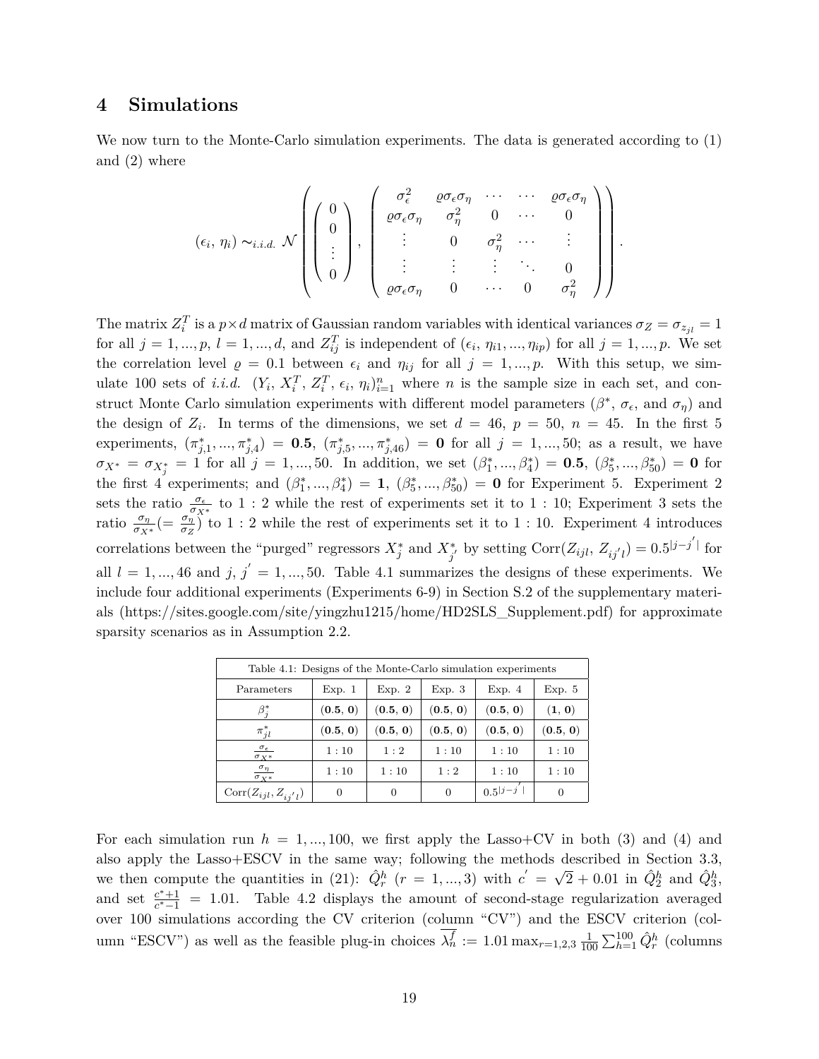## 4 Simulations

We now turn to the Monte-Carlo simulation experiments. The data is generated according to (1) and (2) where

$$
(\epsilon_i,\, \eta_i) \sim_{i.i.d.} \mathcal{N}\left( \begin{pmatrix} 0 \\ 0 \\ \vdots \\ 0 \end{pmatrix}, \begin{pmatrix} \sigma_\epsilon^2 & \varrho\sigma_\epsilon\sigma_\eta & \cdots & \cdots & \varrho\sigma_\epsilon\sigma_\eta \\ \varrho\sigma_\epsilon\sigma_\eta & \sigma_\eta^2 & 0 & \cdots & 0 \\ \vdots & 0 & \sigma_\eta^2 & \cdots & \vdots \\ \vdots & \vdots & \vdots & \ddots & 0 \\ \varrho\sigma_\epsilon\sigma_\eta & 0 & \cdots & 0 & \sigma_\eta^2 \end{pmatrix} \right).
$$

The matrix $Z_i^T$ is a $p \times d$ matrix of Gaussian random variables with identical variances $\sigma_Z = \sigma_{z_{jl}} = 1$ for all $j = 1, ..., p$, $l = 1, ..., d$, and $Z_{ij}^T$ is independent of $(\epsilon_i,\, \eta_{i1}, ..., \eta_{ip})$ for all $j = 1, ..., p$. We set the correlation level $\varrho = 0.1$ between $\epsilon_i$ and $\eta_{ij}$ for all $j = 1, ..., p$. With this setup, we simulate 100 sets of *i.i.d.* $(Y_i,\, X_i^T,\, Z_i^T,\, \epsilon_i,\, \eta_i)_{i=1}^n$ where $n$ is the sample size in each set, and construct Monte Carlo simulation experiments with different model parameters ($\beta^*$, $\sigma_\epsilon$, and $\sigma_\eta$) and the design of $Z_i$. In terms of the dimensions, we set $d = 46$, $p = 50$, $n = 45$. In the first 5 experiments, $(\pi_{j,1}^*, ..., \pi_{j,4}^*) = \mathbf{0.5}$, $(\pi_{j,5}^*, ..., \pi_{j,46}^*) = \mathbf{0}$ for all $j = 1, ..., 50$; as a result, we have $\sigma_{X^*} = \sigma_{X_j^*} = 1$ for all $j = 1, ..., 50$. In addition, we set $(\beta_1^*, ..., \beta_4^*) = \mathbf{0.5}$, $(\beta_5^*, ..., \beta_{50}^*) = \mathbf{0}$ for the first 4 experiments; and $(\beta_1^*, ..., \beta_4^*) = \mathbf{1}$, $(\beta_5^*, ..., \beta_{50}^*) = \mathbf{0}$ for Experiment 5. Experiment 2 sets the ratio $\frac{\sigma_\epsilon}{\sigma_{X^*}}$ to $1:2$ while the rest of experiments set it to $1:10$; Experiment 3 sets the ratio $\frac{\sigma_\eta}{\sigma_{X^*}} (= \frac{\sigma_\eta}{\sigma_Z})$ to $1:2$ while the rest of experiments set it to $1:10$. Experiment 4 introduces correlations between the "purged" regressors $X_j^*$ and $X_{j'}^*$ by setting $\text{Corr}(Z_{ijl},\, Z_{ij'l}) = 0.5^{|j-j'|}$ for all $l = 1, ..., 46$ and $j,\, j' = 1, ..., 50$. Table 4.1 summarizes the designs of these experiments. We include four additional experiments (Experiments 6-9) in Section S.2 of the supplementary materials (https://sites.google.com/site/yingzhu1215/home/HD2SLS_Supplement.pdf) for approximate sparsity scenarios as in Assumption 2.2.

Table 4.1: Designs of the Monte-Carlo simulation experiments

| Parameters | Exp. 1 | Exp. 2 | Exp. 3 | Exp. 4 | Exp. 5 |
|---|---|---|---|---|---|
| $\beta_j^*$ | $(\mathbf{0.5}, \mathbf{0})$ | $(\mathbf{0.5}, \mathbf{0})$ | $(\mathbf{0.5}, \mathbf{0})$ | $(\mathbf{0.5}, \mathbf{0})$ | $(\mathbf{1}, \mathbf{0})$ |
| $\pi_{jl}^*$ | $(\mathbf{0.5}, \mathbf{0})$ | $(\mathbf{0.5}, \mathbf{0})$ | $(\mathbf{0.5}, \mathbf{0})$ | $(\mathbf{0.5}, \mathbf{0})$ | $(\mathbf{0.5}, \mathbf{0})$ |
| $\frac{\sigma_\epsilon}{\sigma_{X^*}}$ | $1:10$ | $1:2$ | $1:10$ | $1:10$ | $1:10$ |
| $\frac{\sigma_\eta}{\sigma_{X^*}}$ | $1:10$ | $1:10$ | $1:2$ | $1:10$ | $1:10$ |
| $\text{Corr}(Z_{ijl}, Z_{ij'l})$ | 0 | 0 | 0 | $0.5^{\lvert j-j' \rvert}$ | 0 |

For each simulation run $h = 1, ..., 100$, we first apply the Lasso+CV in both (3) and (4) and also apply the Lasso+ESCV in the same way; following the methods described in Section 3.3, we then compute the quantities in (21): $\hat{Q}_r^h$ $(r = 1, ..., 3)$ with $c' = \sqrt{2} + 0.01$ in $\hat{Q}_2^h$ and $\hat{Q}_3^h$, and set $\frac{c^*+1}{c^*-1} = 1.01$. Table 4.2 displays the amount of second-stage regularization averaged over 100 simulations according the CV criterion (column "CV") and the ESCV criterion (column "ESCV") as well as the feasible plug-in choices $\overline{\lambda_n^f} := 1.01 \max_{r=1,2,3} \frac{1}{100} \sum_{h=1}^{100} \hat{Q}_r^h$ (columns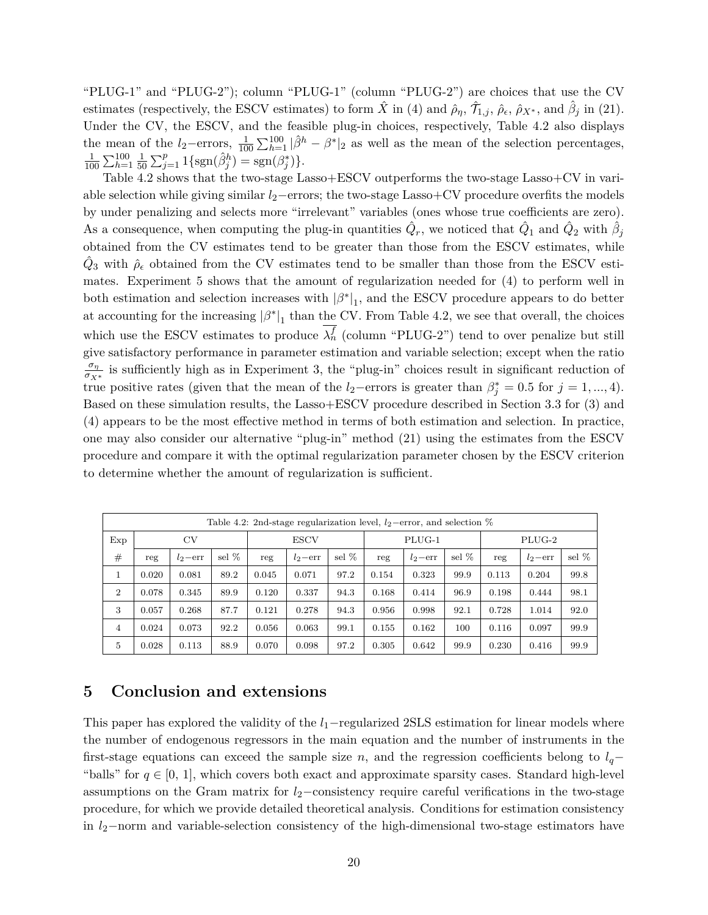"PLUG-1" and "PLUG-2"); column "PLUG-1" (column "PLUG-2") are choices that use the CV estimates (respectively, the ESCV estimates) to form $\hat{X}$ in (4) and $\hat{\rho}_\eta$, $\hat{\mathcal{T}}_{1,j}$, $\hat{\rho}_\epsilon$, $\hat{\rho}_{X^*}$, and $\hat{\beta}_j$ in (21). Under the CV, the ESCV, and the feasible plug-in choices, respectively, Table 4.2 also displays the mean of the $l_2-$errors, $\frac{1}{100}\sum_{h=1}^{100}|\hat{\beta}^h - \beta^*|_2$ as well as the mean of the selection percentages, $\frac{1}{100}\sum_{h=1}^{100}\frac{1}{50}\sum_{j=1}^{p}1\{\text{sgn}(\hat{\beta}_j^h) = \text{sgn}(\beta_j^*)\}$.

Table 4.2 shows that the two-stage Lasso+ESCV outperforms the two-stage Lasso+CV in variable selection while giving similar $l_2-$errors; the two-stage Lasso+CV procedure overfits the models by under penalizing and selects more "irrelevant" variables (ones whose true coefficients are zero). As a consequence, when computing the plug-in quantities $\hat{Q}_r$, we noticed that $\hat{Q}_1$ and $\hat{Q}_2$ with $\hat{\beta}_j$ obtained from the CV estimates tend to be greater than those from the ESCV estimates, while $\hat{Q}_3$ with $\hat{\rho}_\epsilon$ obtained from the CV estimates tend to be smaller than those from the ESCV estimates. Experiment 5 shows that the amount of regularization needed for (4) to perform well in both estimation and selection increases with $|\beta^*|_1$, and the ESCV procedure appears to do better at accounting for the increasing $|\beta^*|_1$ than the CV. From Table 4.2, we see that overall, the choices which use the ESCV estimates to produce $\overline{\lambda_n^f}$ (column "PLUG-2") tend to over penalize but still give satisfactory performance in parameter estimation and variable selection; except when the ratio $\frac{\sigma_\eta}{\sigma_{X^*}}$ is sufficiently high as in Experiment 3, the "plug-in" choices result in significant reduction of true positive rates (given that the mean of the $l_2-$errors is greater than $\beta_j^* = 0.5$ for $j = 1, ..., 4$). Based on these simulation results, the Lasso+ESCV procedure described in Section 3.3 for (3) and (4) appears to be the most effective method in terms of both estimation and selection. In practice, one may also consider our alternative "plug-in" method (21) using the estimates from the ESCV procedure and compare it with the optimal regularization parameter chosen by the ESCV criterion to determine whether the amount of regularization is sufficient.

Table 4.2: 2nd-stage regularization level, $l_2-$error, and selection %

| Exp | CV | | | ESCV | | | PLUG-1 | | | PLUG-2 | | |
|---|---|---|---|---|---|---|---|---|---|---|---|---|
| # | reg | $l_2-$err | sel % | reg | $l_2-$err | sel % | reg | $l_2-$err | sel % | reg | $l_2-$err | sel % |
| 1 | 0.020 | 0.081 | 89.2 | 0.045 | 0.071 | 97.2 | 0.154 | 0.323 | 99.9 | 0.113 | 0.204 | 99.8 |
| 2 | 0.078 | 0.345 | 89.9 | 0.120 | 0.337 | 94.3 | 0.168 | 0.414 | 96.9 | 0.198 | 0.444 | 98.1 |
| 3 | 0.057 | 0.268 | 87.7 | 0.121 | 0.278 | 94.3 | 0.956 | 0.998 | 92.1 | 0.728 | 1.014 | 92.0 |
| 4 | 0.024 | 0.073 | 92.2 | 0.056 | 0.063 | 99.1 | 0.155 | 0.162 | 100 | 0.116 | 0.097 | 99.9 |
| 5 | 0.028 | 0.113 | 88.9 | 0.070 | 0.098 | 97.2 | 0.305 | 0.642 | 99.9 | 0.230 | 0.416 | 99.9 |

# 5 Conclusion and extensions

This paper has explored the validity of the $l_1-$regularized 2SLS estimation for linear models where the number of endogenous regressors in the main equation and the number of instruments in the first-stage equations can exceed the sample size $n$, and the regression coefficients belong to $l_q-$ "balls" for $q \in [0, 1]$, which covers both exact and approximate sparsity cases. Standard high-level assumptions on the Gram matrix for $l_2-$consistency require careful verifications in the two-stage procedure, for which we provide detailed theoretical analysis. Conditions for estimation consistency in $l_2-$norm and variable-selection consistency of the high-dimensional two-stage estimators have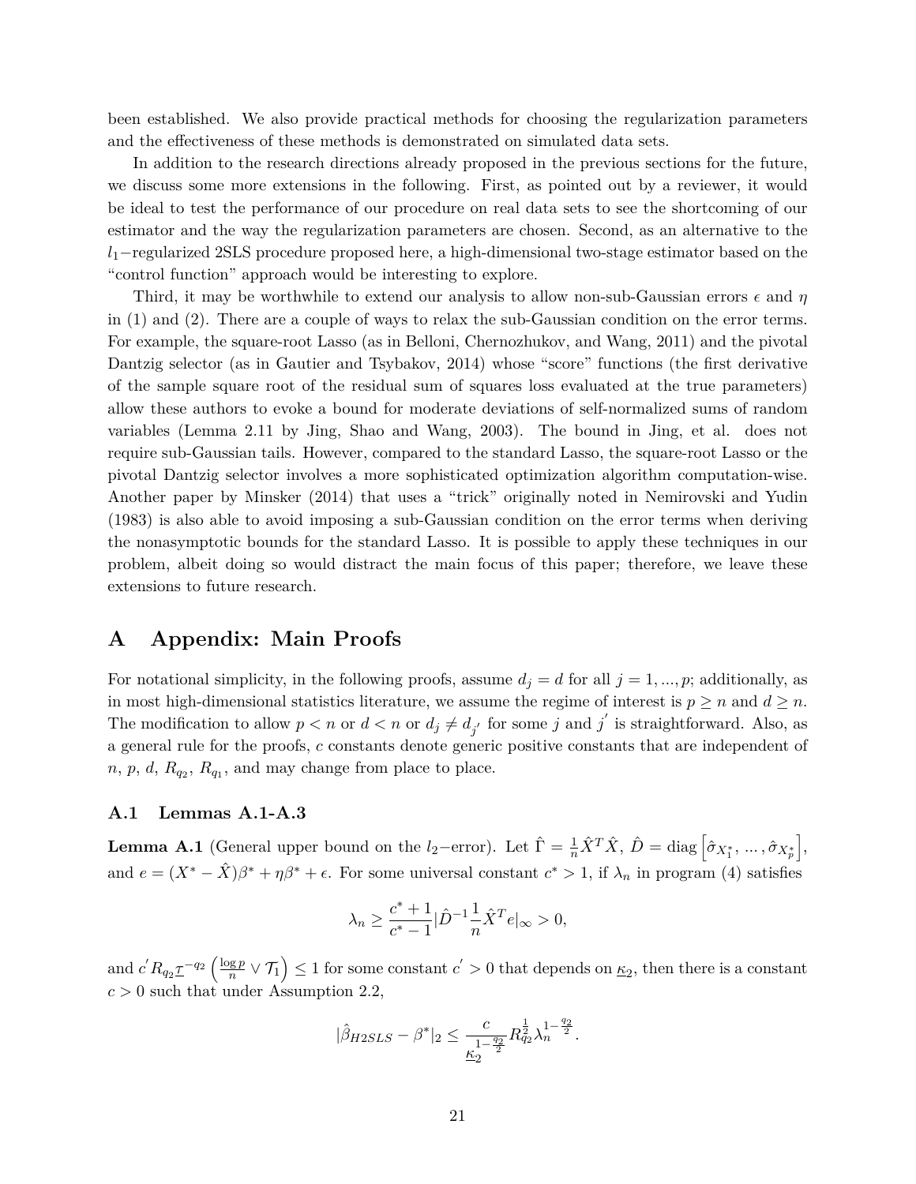been established. We also provide practical methods for choosing the regularization parameters and the effectiveness of these methods is demonstrated on simulated data sets.

In addition to the research directions already proposed in the previous sections for the future, we discuss some more extensions in the following. First, as pointed out by a reviewer, it would be ideal to test the performance of our procedure on real data sets to see the shortcoming of our estimator and the way the regularization parameters are chosen. Second, as an alternative to the $l_1-$regularized 2SLS procedure proposed here, a high-dimensional two-stage estimator based on the "control function" approach would be interesting to explore.

Third, it may be worthwhile to extend our analysis to allow non-sub-Gaussian errors $\epsilon$ and $\eta$ in (1) and (2). There are a couple of ways to relax the sub-Gaussian condition on the error terms. For example, the square-root Lasso (as in Belloni, Chernozhukov, and Wang, 2011) and the pivotal Dantzig selector (as in Gautier and Tsybakov, 2014) whose "score" functions (the first derivative of the sample square root of the residual sum of squares loss evaluated at the true parameters) allow these authors to evoke a bound for moderate deviations of self-normalized sums of random variables (Lemma 2.11 by Jing, Shao and Wang, 2003). The bound in Jing, et al. does not require sub-Gaussian tails. However, compared to the standard Lasso, the square-root Lasso or the pivotal Dantzig selector involves a more sophisticated optimization algorithm computation-wise. Another paper by Minsker (2014) that uses a "trick" originally noted in Nemirovski and Yudin (1983) is also able to avoid imposing a sub-Gaussian condition on the error terms when deriving the nonasymptotic bounds for the standard Lasso. It is possible to apply these techniques in our problem, albeit doing so would distract the main focus of this paper; therefore, we leave these extensions to future research.

# A Appendix: Main Proofs

For notational simplicity, in the following proofs, assume $d_j = d$ for all $j = 1, ..., p$; additionally, as in most high-dimensional statistics literature, we assume the regime of interest is $p \geq n$ and $d \geq n$. The modification to allow $p < n$ or $d < n$ or $d_j \neq d_{j'}$ for some $j$ and $j'$ is straightforward. Also, as a general rule for the proofs, $c$ constants denote generic positive constants that are independent of $n$, $p$, $d$, $R_{q_2}$, $R_{q_1}$, and may change from place to place.

## A.1 Lemmas A.1-A.3

**Lemma A.1** (General upper bound on the $l_2-$error). Let $\hat{\Gamma} = \frac{1}{n}\hat{X}^T\hat{X}$, $\hat{D} = \text{diag}\left[\hat{\sigma}_{X_1^*}, ..., \hat{\sigma}_{X_p^*}\right]$, and $e = (X^* - \hat{X})\beta^* + \eta\beta^* + \epsilon$. For some universal constant $c^* > 1$, if $\lambda_n$ in program (4) satisfies

$$\lambda_n \geq \frac{c^* + 1}{c^* - 1}|\hat{D}^{-1}\frac{1}{n}\hat{X}^T e|_\infty > 0,$$

and $c' R_{q_2}\underline{\tau}^{-q_2}\left(\frac{\log p}{n} \vee \mathcal{T}_1\right) \leq 1$ for some constant $c' > 0$ that depends on $\underline{\kappa}_2$, then there is a constant $c > 0$ such that under Assumption 2.2,

$$|\hat{\beta}_{H2SLS} - \beta^*|_2 \leq \frac{c}{\underline{\kappa}_2^{1-\frac{q_2}{2}}} R_{q_2}^{\frac{1}{2}} \lambda_n^{1-\frac{q_2}{2}}.$$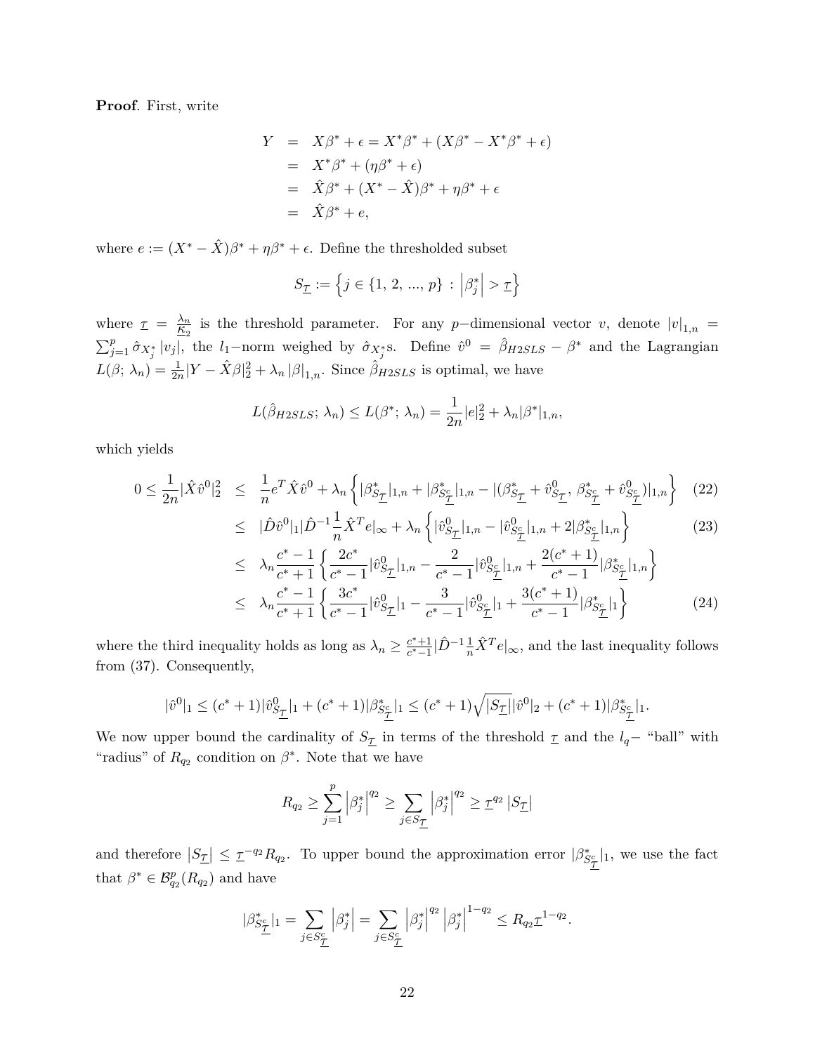**Proof**. First, write

$$
\begin{aligned}
Y &= X\beta^* + \epsilon = X^*\beta^* + (X\beta^* - X^*\beta^* + \epsilon) \\
&= X^*\beta^* + (\eta\beta^* + \epsilon) \\
&= \hat{X}\beta^* + (X^* - \hat{X})\beta^* + \eta\beta^* + \epsilon \\
&= \hat{X}\beta^* + e,
\end{aligned}
$$

where $e := (X^* - \hat{X})\beta^* + \eta\beta^* + \epsilon$. Define the thresholded subset

$$
S_{\underline{\tau}} := \left\{ j \in \{1,\, 2,\, ...,\, p\} \,:\, \left|\beta_j^*\right| > \underline{\tau} \right\}
$$

where $\underline{\tau} = \frac{\lambda_n}{\underline{\mathcal{K}}_2}$ is the threshold parameter. For any $p-$dimensional vector $v$, denote $|v|_{1,n} = \sum_{j=1}^{p} \hat{\sigma}_{X_j^*} |v_j|$, the $l_1-$norm weighed by $\hat{\sigma}_{X_j^*}$s. Define $\hat{v}^0 = \hat{\beta}_{H2SLS} - \beta^*$ and the Lagrangian $L(\beta;\, \lambda_n) = \frac{1}{2n}|Y - \hat{X}\beta|_2^2 + \lambda_n\, |\beta|_{1,n}$. Since $\hat{\beta}_{H2SLS}$ is optimal, we have

$$
L(\hat{\beta}_{H2SLS};\, \lambda_n) \leq L(\beta^*;\, \lambda_n) = \frac{1}{2n}|e|_2^2 + \lambda_n|\beta^*|_{1,n},
$$

which yields

$$
\begin{aligned}
0 \leq \frac{1}{2n}|\hat{X}\hat{v}^0|_2^2 &\leq \frac{1}{n}e^T\hat{X}\hat{v}^0 + \lambda_n\left\{ |\beta^*_{S_{\underline{\tau}}}|_{1,n} + |\beta^*_{S^c_{\underline{\tau}}}|_{1,n} - |(\beta^*_{S_{\underline{\tau}}} + \hat{v}^0_{S_{\underline{\tau}}},\, \beta^*_{S^c_{\underline{\tau}}} + \hat{v}^0_{S^c_{\underline{\tau}}})|_{1,n} \right\} \quad (22) \\
&\leq |\hat{D}\hat{v}^0|_1 |\hat{D}^{-1}\frac{1}{n}\hat{X}^T e|_\infty + \lambda_n\left\{ |\hat{v}^0_{S_{\underline{\tau}}}|_{1,n} - |\hat{v}^0_{S^c_{\underline{\tau}}}|_{1,n} + 2|\beta^*_{S^c_{\underline{\tau}}}|_{1,n} \right\} \quad (23) \\
&\leq \lambda_n \frac{c^*-1}{c^*+1}\left\{ \frac{2c^*}{c^*-1}|\hat{v}^0_{S_{\underline{\tau}}}|_{1,n} - \frac{2}{c^*-1}|\hat{v}^0_{S^c_{\underline{\tau}}}|_{1,n} + \frac{2(c^*+1)}{c^*-1}|\beta^*_{S^c_{\underline{\tau}}}|_{1,n} \right\} \\
&\leq \lambda_n \frac{c^*-1}{c^*+1}\left\{ \frac{3c^*}{c^*-1}|\hat{v}^0_{S_{\underline{\tau}}}|_1 - \frac{3}{c^*-1}|\hat{v}^0_{S^c_{\underline{\tau}}}|_1 + \frac{3(c^*+1)}{c^*-1}|\beta^*_{S^c_{\underline{\tau}}}|_1 \right\} \quad (24)
\end{aligned}
$$

where the third inequality holds as long as $\lambda_n \geq \frac{c^*+1}{c^*-1}|\hat{D}^{-1}\frac{1}{n}\hat{X}^T e|_\infty$, and the last inequality follows from (37). Consequently,

$$
|\hat{v}^0|_1 \leq (c^*+1)|\hat{v}^0_{S_{\underline{\tau}}}|_1 + (c^*+1)|\beta^*_{S^c_{\underline{\tau}}}|_1 \leq (c^*+1)\sqrt{|S_{\underline{\tau}}|}|\hat{v}^0|_2 + (c^*+1)|\beta^*_{S^c_{\underline{\tau}}}|_1.
$$

We now upper bound the cardinality of $S_{\underline{\tau}}$ in terms of the threshold $\underline{\tau}$ and the $l_q-$ "ball" with "radius" of $R_{q_2}$ condition on $\beta^*$. Note that we have

$$
R_{q_2} \geq \sum_{j=1}^{p} \left|\beta_j^*\right|^{q_2} \geq \sum_{j \in S_{\underline{\tau}}} \left|\beta_j^*\right|^{q_2} \geq \underline{\tau}^{q_2} \left|S_{\underline{\tau}}\right|
$$

and therefore $\left|S_{\underline{\tau}}\right| \leq \underline{\tau}^{-q_2} R_{q_2}$. To upper bound the approximation error $|\beta^*_{S^c_{\underline{\tau}}}|_1$, we use the fact that $\beta^* \in \mathcal{B}^p_{q_2}(R_{q_2})$ and have

$$
|\beta^*_{S^c_{\underline{\tau}}}|_1 = \sum_{j \in S^c_{\underline{\tau}}} \left|\beta_j^*\right| = \sum_{j \in S^c_{\underline{\tau}}} \left|\beta_j^*\right|^{q_2} \left|\beta_j^*\right|^{1-q_2} \leq R_{q_2}\underline{\tau}^{1-q_2}.
$$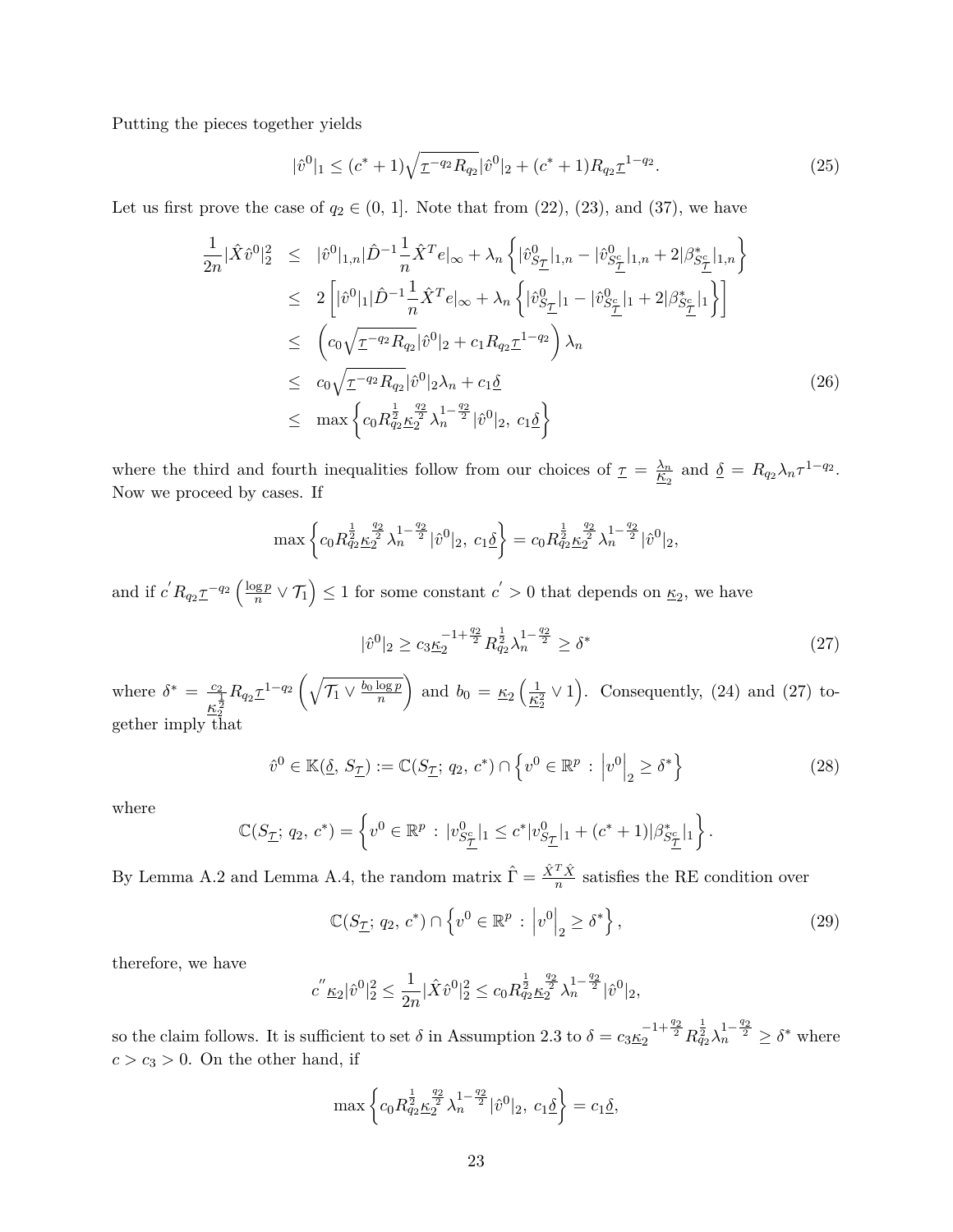Putting the pieces together yields

$$|\hat{v}^0|_1 \leq (c^* + 1)\sqrt{\underline{\tau}^{-q_2} R_{q_2}}|\hat{v}^0|_2 + (c^* + 1)R_{q_2}\underline{\tau}^{1-q_2}. \tag{25}$$

Let us first prove the case of $q_2 \in (0, 1]$. Note that from (22), (23), and (37), we have

$$\begin{aligned}
\frac{1}{2n}|\hat{X}\hat{v}^0|_2^2 &\leq |\hat{v}^0|_{1,n}|\hat{D}^{-1}\frac{1}{n}\hat{X}^T e|_\infty + \lambda_n \left\{ |\hat{v}^0_{S_{\underline{\tau}}}|_{1,n} - |\hat{v}^0_{S^c_{\underline{\tau}}}|_{1,n} + 2|\beta^*_{S^c_{\underline{\tau}}}|_{1,n} \right\} \\
&\leq 2\left[ |\hat{v}^0|_1|\hat{D}^{-1}\frac{1}{n}\hat{X}^T e|_\infty + \lambda_n \left\{ |\hat{v}^0_{S_{\underline{\tau}}}|_1 - |\hat{v}^0_{S^c_{\underline{\tau}}}|_1 + 2|\beta^*_{S^c_{\underline{\tau}}}|_1 \right\} \right] \\
&\leq \left( c_0\sqrt{\underline{\tau}^{-q_2} R_{q_2}}|\hat{v}^0|_2 + c_1 R_{q_2}\underline{\tau}^{1-q_2} \right)\lambda_n \\
&\leq c_0\sqrt{\underline{\tau}^{-q_2} R_{q_2}}|\hat{v}^0|_2\lambda_n + c_1\underline{\delta} \\
&\leq \max\left\{ c_0 R_{q_2}^{\frac{1}{2}}\underline{\kappa_2}^{\frac{q_2}{2}}\lambda_n^{1-\frac{q_2}{2}}|\hat{v}^0|_2,\ c_1\underline{\delta} \right\}
\end{aligned} \tag{26}$$

where the third and fourth inequalities follow from our choices of $\underline{\tau} = \frac{\lambda_n}{\underline{\kappa_2}}$ and $\underline{\delta} = R_{q_2}\lambda_n\tau^{1-q_2}$. Now we proceed by cases. If

$$\max\left\{ c_0 R_{q_2}^{\frac{1}{2}}\underline{\kappa_2}^{\frac{q_2}{2}}\lambda_n^{1-\frac{q_2}{2}}|\hat{v}^0|_2,\ c_1\underline{\delta} \right\} = c_0 R_{q_2}^{\frac{1}{2}}\underline{\kappa_2}^{\frac{q_2}{2}}\lambda_n^{1-\frac{q_2}{2}}|\hat{v}^0|_2,$$

and if $c^{'} R_{q_2}\underline{\tau}^{-q_2}\left(\frac{\log p}{n} \vee \mathcal{T}_1\right) \leq 1$ for some constant $c^{'} > 0$ that depends on $\underline{\kappa_2}$, we have

$$|\hat{v}^0|_2 \geq c_3\underline{\kappa_2}^{-1+\frac{q_2}{2}} R_{q_2}^{\frac{1}{2}}\lambda_n^{1-\frac{q_2}{2}} \geq \delta^* \tag{27}$$

where $\delta^* = \frac{c_2}{\underline{\kappa_2}^{\frac{1}{2}}} R_{q_2}\underline{\tau}^{1-q_2}\left(\sqrt{\mathcal{T}_1 \vee \frac{b_0 \log p}{n}}\right)$ and $b_0 = \underline{\kappa_2}\left(\frac{1}{\underline{\kappa_2^2}} \vee 1\right)$. Consequently, (24) and (27) together imply that

$$\hat{v}^0 \in \mathbb{K}(\underline{\delta},\ S_{\underline{\tau}}) := \mathbb{C}(S_{\underline{\tau}};\ q_2,\ c^*) \cap \left\{ v^0 \in \mathbb{R}^p : \left|v^0\right|_2 \geq \delta^* \right\} \tag{28}$$

where

$$\mathbb{C}(S_{\underline{\tau}};\ q_2,\ c^*) = \left\{ v^0 \in \mathbb{R}^p : |v^0_{S^c_{\underline{\tau}}}|_1 \leq c^*|v^0_{S_{\underline{\tau}}}|_1 + (c^* + 1)|\beta^*_{S^c_{\underline{\tau}}}|_1 \right\}.$$

By Lemma A.2 and Lemma A.4, the random matrix $\hat{\Gamma} = \frac{\hat{X}^T\hat{X}}{n}$ satisfies the RE condition over

$$\mathbb{C}(S_{\underline{\tau}};\ q_2,\ c^*) \cap \left\{ v^0 \in \mathbb{R}^p : \left|v^0\right|_2 \geq \delta^* \right\}, \tag{29}$$

therefore, we have

$$c^{''}\underline{\kappa_2}|\hat{v}^0|_2^2 \leq \frac{1}{2n}|\hat{X}\hat{v}^0|_2^2 \leq c_0 R_{q_2}^{\frac{1}{2}}\underline{\kappa_2}^{\frac{q_2}{2}}\lambda_n^{1-\frac{q_2}{2}}|\hat{v}^0|_2,$$

so the claim follows. It is sufficient to set $\delta$ in Assumption 2.3 to $\delta = c_3\underline{\kappa_2}^{-1+\frac{q_2}{2}} R_{q_2}^{\frac{1}{2}}\lambda_n^{1-\frac{q_2}{2}} \geq \delta^*$ where $c > c_3 > 0$. On the other hand, if

$$\max\left\{ c_0 R_{q_2}^{\frac{1}{2}}\underline{\kappa_2}^{\frac{q_2}{2}}\lambda_n^{1-\frac{q_2}{2}}|\hat{v}^0|_2,\ c_1\underline{\delta} \right\} = c_1\underline{\delta},$$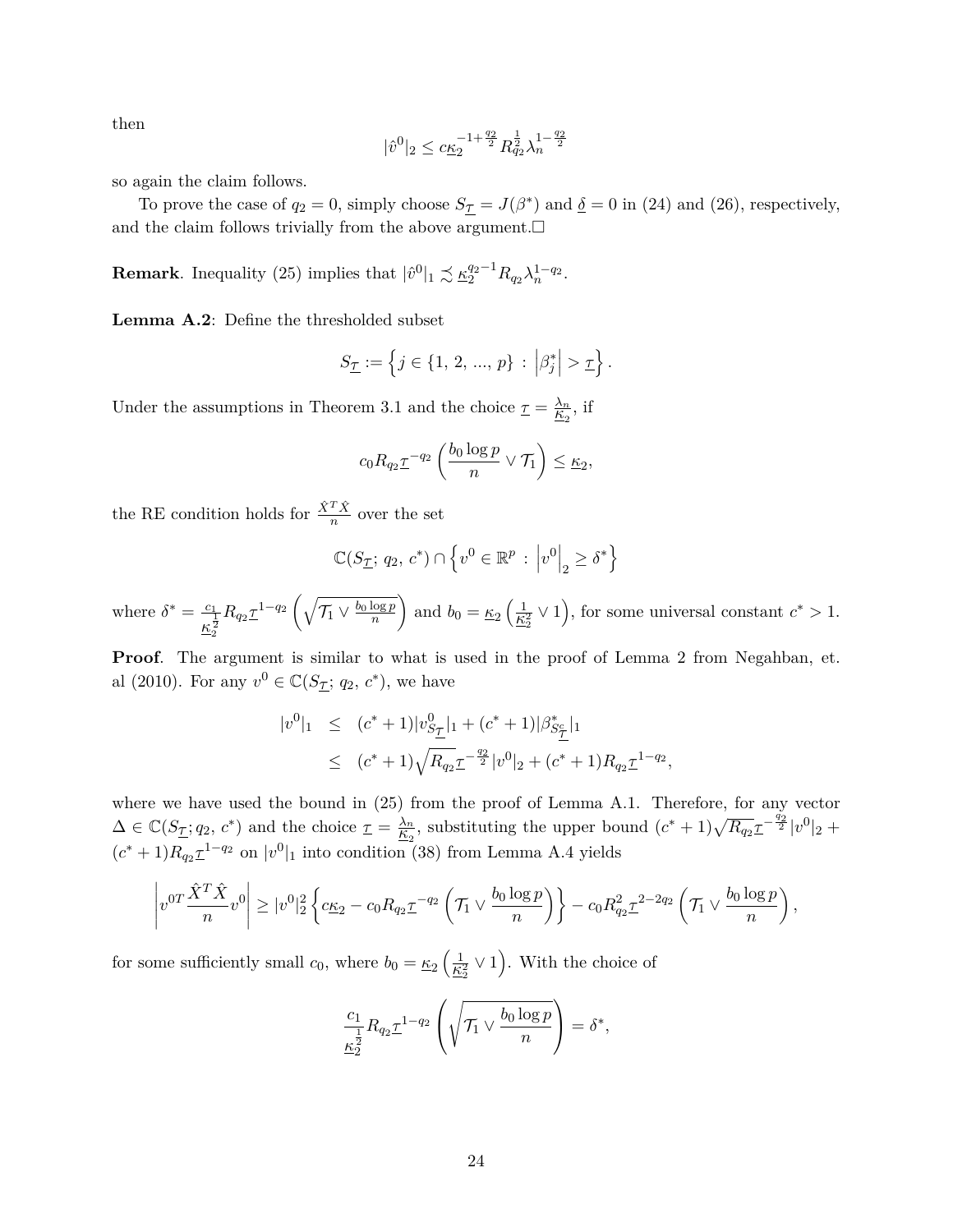then

$$|\hat{v}^0|_2 \leq c\underline{\kappa_2}^{-1+\frac{q_2}{2}} R_{q_2}^{\frac{1}{2}} \lambda_n^{1-\frac{q_2}{2}}$$

so again the claim follows.

To prove the case of $q_2 = 0$, simply choose $S_{\underline{\tau}} = J(\beta^*)$ and $\underline{\delta} = 0$ in (24) and (26), respectively, and the claim follows trivially from the above argument.□

**Remark**. Inequality (25) implies that $|\hat{v}^0|_1 \precsim \underline{\kappa_2}^{q_2-1} R_{q_2} \lambda_n^{1-q_2}$.

**Lemma A.2**: Define the thresholded subset

$$S_{\underline{\tau}} := \left\{ j \in \{1,\, 2,\, ...,\, p\} \,:\, \left|\beta_j^*\right| > \underline{\tau} \right\}.$$

Under the assumptions in Theorem 3.1 and the choice $\underline{\tau} = \frac{\lambda_n}{\underline{\kappa_2}}$, if

$$c_0 R_{q_2} \underline{\tau}^{-q_2} \left( \frac{b_0 \log p}{n} \vee \mathcal{T}_1 \right) \leq \underline{\kappa_2},$$

the RE condition holds for $\frac{\hat{X}^T \hat{X}}{n}$ over the set

$$\mathbb{C}(S_{\underline{\tau}};\, q_2,\, c^*) \cap \left\{ v^0 \in \mathbb{R}^p \,:\, \left|v^0\right|_2 \geq \delta^* \right\}$$

where $\delta^* = \frac{c_1}{\underline{\kappa_2}^{\frac{1}{2}}} R_{q_2} \underline{\tau}^{1-q_2} \left( \sqrt{\mathcal{T}_1 \vee \frac{b_0 \log p}{n}} \right)$ and $b_0 = \underline{\kappa_2} \left( \frac{1}{\underline{\kappa_2}^2} \vee 1 \right)$, for some universal constant $c^* > 1$.

**Proof**. The argument is similar to what is used in the proof of Lemma 2 from Negahban, et. al (2010). For any $v^0 \in \mathbb{C}(S_{\underline{\tau}};\, q_2,\, c^*)$, we have

$$\begin{aligned}
|v^0|_1 &\leq (c^*+1)|v^0_{S_{\underline{\tau}}}|_1 + (c^*+1)|\beta^*_{S^c_{\underline{\tau}}}|_1 \\
&\leq (c^*+1)\sqrt{R_{q_2}} \underline{\tau}^{-\frac{q_2}{2}} |v^0|_2 + (c^*+1) R_{q_2} \underline{\tau}^{1-q_2},
\end{aligned}$$

where we have used the bound in (25) from the proof of Lemma A.1. Therefore, for any vector $\Delta \in \mathbb{C}(S_{\underline{\tau}}; q_2,\, c^*)$ and the choice $\underline{\tau} = \frac{\lambda_n}{\underline{\kappa_2}}$, substituting the upper bound $(c^*+1)\sqrt{R_{q_2}} \underline{\tau}^{-\frac{q_2}{2}} |v^0|_2 + (c^*+1) R_{q_2} \underline{\tau}^{1-q_2}$ on $|v^0|_1$ into condition (38) from Lemma A.4 yields

$$\left| v^{0T} \frac{\hat{X}^T \hat{X}}{n} v^0 \right| \geq |v^0|_2^2 \left\{ c\underline{\kappa_2} - c_0 R_{q_2} \underline{\tau}^{-q_2} \left( \mathcal{T}_1 \vee \frac{b_0 \log p}{n} \right) \right\} - c_0 R_{q_2}^2 \underline{\tau}^{2-2q_2} \left( \mathcal{T}_1 \vee \frac{b_0 \log p}{n} \right),$$

for some sufficiently small $c_0$, where $b_0 = \underline{\kappa_2} \left( \frac{1}{\underline{\kappa_2}^2} \vee 1 \right)$. With the choice of

$$\frac{c_1}{\underline{\kappa_2}^{\frac{1}{2}}} R_{q_2} \underline{\tau}^{1-q_2} \left( \sqrt{\mathcal{T}_1 \vee \frac{b_0 \log p}{n}} \right) = \delta^*,$$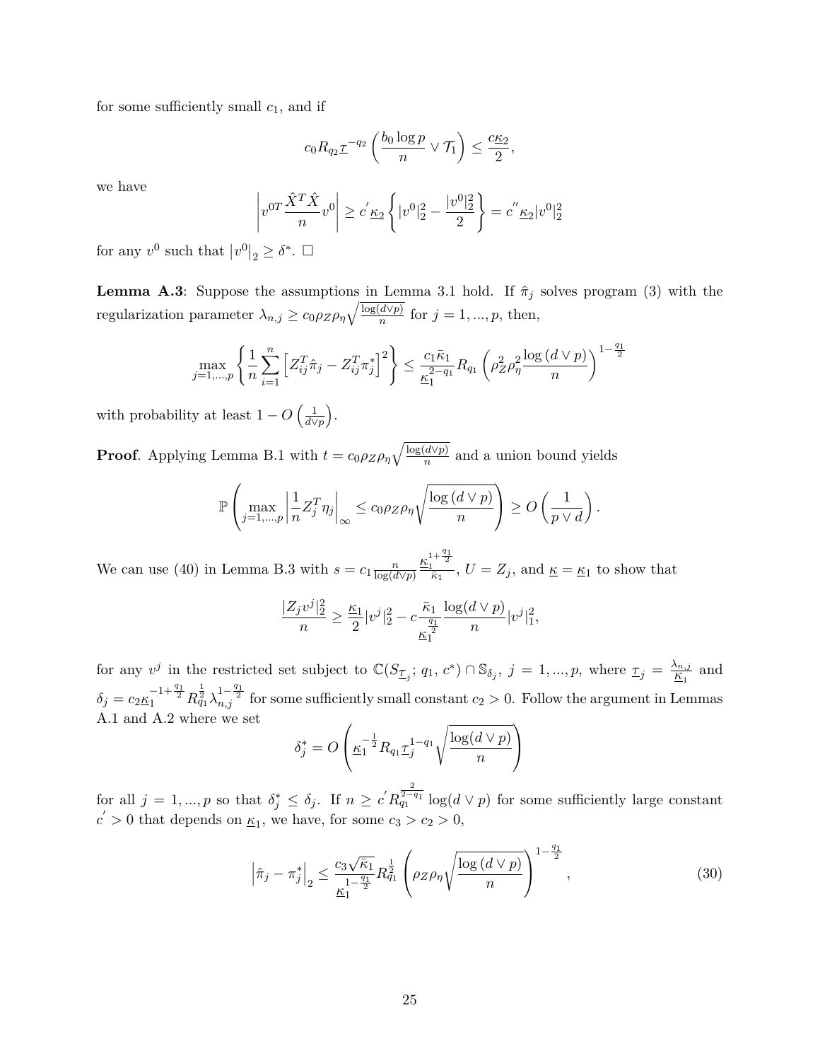for some sufficiently small $c_1$, and if

$$c_0 R_{q_2} \underline{\tau}^{-q_2} \left( \frac{b_0 \log p}{n} \vee \mathcal{T}_1 \right) \leq \frac{c \underline{\kappa}_2}{2},$$

we have

$$\left| v^{0T} \frac{\hat{X}^T \hat{X}}{n} v^0 \right| \geq c^{'} \underline{\kappa}_2 \left\{ |v^0|_2^2 - \frac{|v^0|_2^2}{2} \right\} = c^{''} \underline{\kappa}_2 |v^0|_2^2$$

for any $v^0$ such that $\left|v^0\right|_2 \geq \delta^*$. $\square$

**Lemma A.3**: Suppose the assumptions in Lemma 3.1 hold. If $\hat{\pi}_j$ solves program (3) with the regularization parameter $\lambda_{n,j} \geq c_0 \rho_Z \rho_\eta \sqrt{\frac{\log(d \vee p)}{n}}$ for $j = 1, ..., p$, then,

$$\max_{j=1,...,p} \left\{ \frac{1}{n} \sum_{i=1}^{n} \left[ Z_{ij}^T \hat{\pi}_j - Z_{ij}^T \pi_j^* \right]^2 \right\} \leq \frac{c_1 \bar{\kappa}_1}{\underline{\kappa}_1^{2-q_1}} R_{q_1} \left( \rho_Z^2 \rho_\eta^2 \frac{\log(d \vee p)}{n} \right)^{1 - \frac{q_1}{2}}$$

with probability at least $1 - O\left(\frac{1}{d \vee p}\right)$.

**Proof**. Applying Lemma B.1 with $t = c_0 \rho_Z \rho_\eta \sqrt{\frac{\log(d \vee p)}{n}}$ and a union bound yields

$$\mathbb{P}\left( \max_{j=1,...,p} \left| \frac{1}{n} Z_j^T \eta_j \right|_\infty \leq c_0 \rho_Z \rho_\eta \sqrt{\frac{\log(d \vee p)}{n}} \right) \geq O\left( \frac{1}{p \vee d} \right).$$

We can use (40) in Lemma B.3 with $s = c_1 \frac{n}{\log(d \vee p)} \frac{\underline{\kappa}_1^{1 + \frac{q_1}{2}}}{\bar{\kappa}_1}$, $U = Z_j$, and $\underline{\kappa} = \underline{\kappa}_1$ to show that

$$\frac{|Z_j v^j|_2^2}{n} \geq \frac{\underline{\kappa}_1}{2} |v^j|_2^2 - c \frac{\bar{\kappa}_1}{\underline{\kappa}_1^{\frac{q_1}{2}}} \frac{\log(d \vee p)}{n} |v^j|_1^2,$$

for any $v^j$ in the restricted set subject to $\mathbb{C}(S_{\underline{\tau}_j}; q_1, c^*) \cap \mathbb{S}_{\delta_j}$, $j = 1, ..., p$, where $\underline{\tau}_j = \frac{\lambda_{n,j}}{\underline{\kappa}_1}$ and $\delta_j = c_2 \underline{\kappa}_1^{-1 + \frac{q_1}{2}} R_{q_1}^{\frac{1}{2}} \lambda_{n,j}^{1 - \frac{q_1}{2}}$ for some sufficiently small constant $c_2 > 0$. Follow the argument in Lemmas A.1 and A.2 where we set

$$\delta_j^* = O\left( \underline{\kappa}_1^{-\frac{1}{2}} R_{q_1} \underline{\tau}_j^{1 - q_1} \sqrt{\frac{\log(d \vee p)}{n}} \right)$$

for all $j = 1, ..., p$ so that $\delta_j^* \leq \delta_j$. If $n \geq c^{'} R_{q_1}^{\frac{2}{2 - q_1}} \log(d \vee p)$ for some sufficiently large constant $c^{'} > 0$ that depends on $\underline{\kappa}_1$, we have, for some $c_3 > c_2 > 0$,

$$\left| \hat{\pi}_j - \pi_j^* \right|_2 \leq \frac{c_3 \sqrt{\bar{\kappa}_1}}{\underline{\kappa}_1^{1 - \frac{q_1}{2}}} R_{q_1}^{\frac{1}{2}} \left( \rho_Z \rho_\eta \sqrt{\frac{\log(d \vee p)}{n}} \right)^{1 - \frac{q_1}{2}}, \tag{30}$$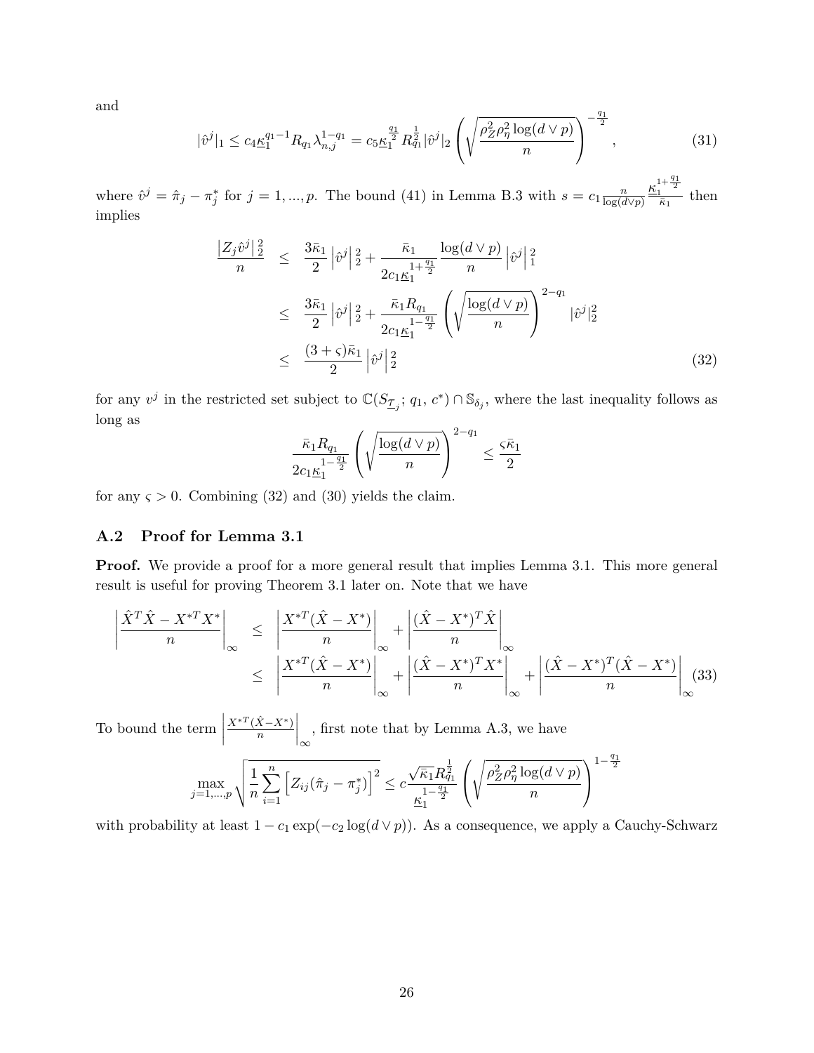and

$$
|\hat{v}^j|_1 \leq c_4 \underline{\kappa}_1^{q_1 - 1} R_{q_1} \lambda_{n,j}^{1-q_1} = c_5 \underline{\kappa}_1^{\frac{q_1}{2}} R_{q_1}^{\frac{1}{2}} |\hat{v}^j|_2 \left( \sqrt{\frac{\rho_Z^2 \rho_\eta^2 \log(d \vee p)}{n}} \right)^{-\frac{q_1}{2}}, \tag{31}
$$

where $\hat{v}^j = \hat{\pi}_j - \pi_j^*$ for $j = 1, ..., p$. The bound (41) in Lemma B.3 with $s = c_1 \frac{n}{\log(d \vee p)} \frac{\underline{\kappa}_1^{1+\frac{q_1}{2}}}{\bar{\kappa}_1}$ then implies

$$
\begin{aligned}
\frac{\left|Z_j \hat{v}^j\right|_2^2}{n} &\leq \frac{3\bar{\kappa}_1}{2} \left|\hat{v}^j\right|_2^2 + \frac{\bar{\kappa}_1}{2c_1 \underline{\kappa}_1^{1+\frac{q_1}{2}}} \frac{\log(d \vee p)}{n} \left|\hat{v}^j\right|_1^2 \\
&\leq \frac{3\bar{\kappa}_1}{2} \left|\hat{v}^j\right|_2^2 + \frac{\bar{\kappa}_1 R_{q_1}}{2c_1 \underline{\kappa}_1^{1-\frac{q_1}{2}}} \left( \sqrt{\frac{\log(d \vee p)}{n}} \right)^{2-q_1} |\hat{v}^j|_2^2 \\
&\leq \frac{(3+\varsigma)\bar{\kappa}_1}{2} \left|\hat{v}^j\right|_2^2 
\end{aligned} \tag{32}
$$

for any $v^j$ in the restricted set subject to $\mathbb{C}(S_{\underline{\tau}_j};\, q_1,\, c^*) \cap \mathbb{S}_{\delta_j}$, where the last inequality follows as long as

$$
\frac{\bar{\kappa}_1 R_{q_1}}{2c_1 \underline{\kappa}_1^{1-\frac{q_1}{2}}} \left( \sqrt{\frac{\log(d \vee p)}{n}} \right)^{2-q_1} \leq \frac{\varsigma \bar{\kappa}_1}{2}
$$

for any $\varsigma > 0$. Combining (32) and (30) yields the claim.

## A.2 Proof for Lemma 3.1

**Proof.** We provide a proof for a more general result that implies Lemma 3.1. This more general result is useful for proving Theorem 3.1 later on. Note that we have

$$
\begin{aligned}
\left| \frac{\hat{X}^T \hat{X} - X^{*T} X^*}{n} \right|_\infty &\leq \left| \frac{X^{*T}(\hat{X} - X^*)}{n} \right|_\infty + \left| \frac{(\hat{X} - X^*)^T \hat{X}}{n} \right|_\infty \\
&\leq \left| \frac{X^{*T}(\hat{X} - X^*)}{n} \right|_\infty + \left| \frac{(\hat{X} - X^*)^T X^*}{n} \right|_\infty + \left| \frac{(\hat{X} - X^*)^T (\hat{X} - X^*)}{n} \right|_\infty
\end{aligned} \tag{33}
$$

To bound the term $\left| \frac{X^{*T}(\hat{X} - X^*)}{n} \right|_\infty$, first note that by Lemma A.3, we have

$$
\max_{j=1,...,p} \sqrt{\frac{1}{n} \sum_{i=1}^n \left[ Z_{ij}(\hat{\pi}_j - \pi_j^*) \right]^2} \leq c \frac{\sqrt{\bar{\kappa}_1} R_{q_1}^{\frac{1}{2}}}{\underline{\kappa}_1^{1-\frac{q_1}{2}}} \left( \sqrt{\frac{\rho_Z^2 \rho_\eta^2 \log(d \vee p)}{n}} \right)^{1-\frac{q_1}{2}}
$$

with probability at least $1 - c_1 \exp(-c_2 \log(d \vee p))$. As a consequence, we apply a Cauchy-Schwarz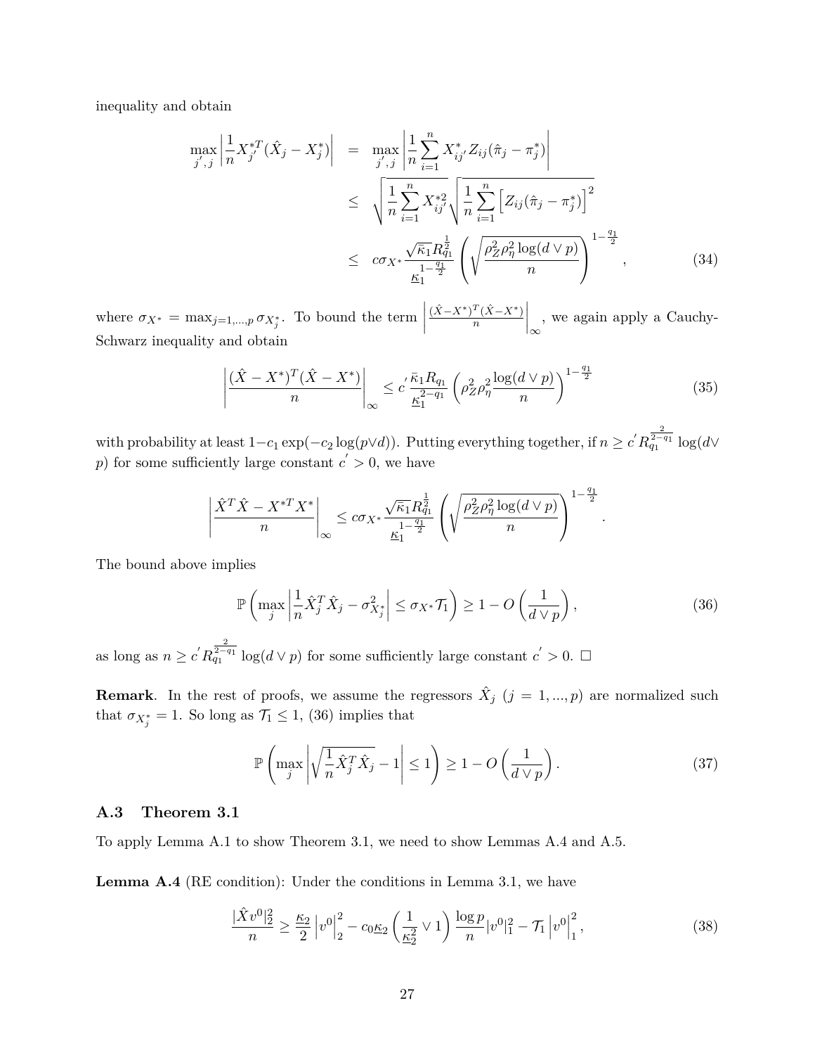inequality and obtain

$$
\begin{aligned}
\max_{j^{'},j}\left|\frac{1}{n}X_{j^{'}}^{*T}(\hat{X}_{j}-X_{j}^{*})\right| &= \max_{j^{'},j}\left|\frac{1}{n}\sum_{i=1}^{n}X_{ij^{'}}^{*}Z_{ij}(\hat{\pi}_{j}-\pi_{j}^{*})\right| \\
&\leq \sqrt{\frac{1}{n}\sum_{i=1}^{n}X_{ij^{'}}^{*2}}\sqrt{\frac{1}{n}\sum_{i=1}^{n}\left[Z_{ij}(\hat{\pi}_{j}-\pi_{j}^{*})\right]^{2}} \\
&\leq c\sigma_{X^{*}}\frac{\sqrt{\bar{\kappa}_{1}}R_{q_{1}}^{\frac{1}{2}}}{\underline{\kappa}_{1}^{1-\frac{q_{1}}{2}}}\left(\sqrt{\frac{\rho_{Z}^{2}\rho_{\eta}^{2}\log(d\vee p)}{n}}\right)^{1-\frac{q_{1}}{2}}, \qquad (34)
\end{aligned}
$$

where $\sigma_{X^{*}}=\max_{j=1,...,p}\sigma_{X_{j}^{*}}$. To bound the term $\left|\frac{(\hat{X}-X^{*})^{T}(\hat{X}-X^{*})}{n}\right|_{\infty}$, we again apply a Cauchy-Schwarz inequality and obtain

$$
\left|\frac{(\hat{X}-X^{*})^{T}(\hat{X}-X^{*})}{n}\right|_{\infty}\leq c^{'}\frac{\bar{\kappa}_{1}R_{q_{1}}}{\underline{\kappa}_{1}^{2-q_{1}}}\left(\rho_{Z}^{2}\rho_{\eta}^{2}\frac{\log(d\vee p)}{n}\right)^{1-\frac{q_{1}}{2}} \qquad (35)
$$

with probability at least $1-c_{1}\exp(-c_{2}\log(p\vee d))$. Putting everything together, if $n\geq c^{'}R_{q_{1}}^{\frac{2}{2-q_{1}}}\log(d\vee p)$ for some sufficiently large constant $c^{'}>0$, we have

$$
\left|\frac{\hat{X}^{T}\hat{X}-X^{*T}X^{*}}{n}\right|_{\infty}\leq c\sigma_{X^{*}}\frac{\sqrt{\bar{\kappa}_{1}}R_{q_{1}}^{\frac{1}{2}}}{\underline{\kappa}_{1}^{1-\frac{q_{1}}{2}}}\left(\sqrt{\frac{\rho_{Z}^{2}\rho_{\eta}^{2}\log(d\vee p)}{n}}\right)^{1-\frac{q_{1}}{2}}.
$$

The bound above implies

$$
\mathbb{P}\left(\max_{j}\left|\frac{1}{n}\hat{X}_{j}^{T}\hat{X}_{j}-\sigma_{X_{j}^{*}}^{2}\right|\leq\sigma_{X^{*}}\mathcal{T}_{1}\right)\geq 1-O\left(\frac{1}{d\vee p}\right), \qquad (36)
$$

as long as $n\geq c^{'}R_{q_{1}}^{\frac{2}{2-q_{1}}}\log(d\vee p)$ for some sufficiently large constant $c^{'}>0$. □

**Remark**. In the rest of proofs, we assume the regressors $\hat{X}_{j}$ $(j=1,...,p)$ are normalized such that $\sigma_{X_{j}^{*}}=1$. So long as $\mathcal{T}_{1}\leq 1$, (36) implies that

$$
\mathbb{P}\left(\max_{j}\left|\sqrt{\frac{1}{n}\hat{X}_{j}^{T}\hat{X}_{j}}-1\right|\leq 1\right)\geq 1-O\left(\frac{1}{d\vee p}\right). \qquad (37)
$$

### A.3 Theorem 3.1

To apply Lemma A.1 to show Theorem 3.1, we need to show Lemmas A.4 and A.5.

**Lemma A.4** (RE condition): Under the conditions in Lemma 3.1, we have

$$
\frac{|\hat{X}v^{0}|_{2}^{2}}{n}\geq\frac{\underline{\kappa}_{2}}{2}\left|v^{0}\right|_{2}^{2}-c_{0}\underline{\kappa}_{2}\left(\frac{1}{\underline{\kappa}_{2}^{2}}\vee 1\right)\frac{\log p}{n}|v^{0}|_{1}^{2}-\mathcal{T}_{1}\left|v^{0}\right|_{1}^{2}, \qquad (38)
$$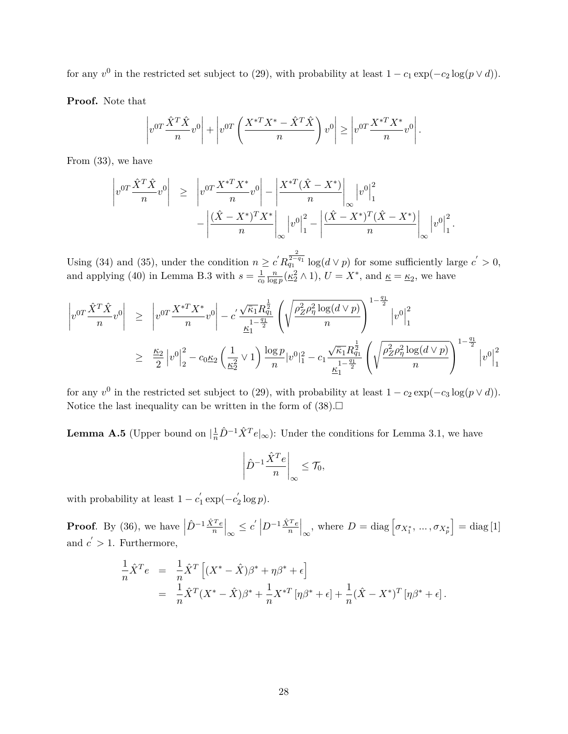for any $v^0$ in the restricted set subject to (29), with probability at least $1 - c_1 \exp(-c_2 \log(p \vee d))$.

**Proof.** Note that

$$\left| v^{0T} \frac{\hat{X}^T \hat{X}}{n} v^0 \right| + \left| v^{0T} \left( \frac{X^{*T} X^* - \hat{X}^T \hat{X}}{n} \right) v^0 \right| \geq \left| v^{0T} \frac{X^{*T} X^*}{n} v^0 \right|.$$

From (33), we have

$$\begin{aligned} \left| v^{0T} \frac{\hat{X}^T \hat{X}}{n} v^0 \right| &\geq \left| v^{0T} \frac{X^{*T} X^*}{n} v^0 \right| - \left| \frac{X^{*T}(\hat{X} - X^*)}{n} \right|_\infty \left| v^0 \right|_1^2 \\ &\quad - \left| \frac{(\hat{X} - X^*)^T X^*}{n} \right|_\infty \left| v^0 \right|_1^2 - \left| \frac{(\hat{X} - X^*)^T (\hat{X} - X^*)}{n} \right|_\infty \left| v^0 \right|_1^2. \end{aligned}$$

Using (34) and (35), under the condition $n \geq c^{'} R_{q_1}^{\frac{2}{2-q_1}} \log(d \vee p)$ for some sufficiently large $c^{'} > 0$, and applying (40) in Lemma B.3 with $s = \frac{1}{c_0} \frac{n}{\log p} (\underline{\kappa}_2^2 \wedge 1)$, $U = X^*$, and $\underline{\kappa} = \underline{\kappa}_2$, we have

$$\begin{aligned} \left| v^{0T} \frac{\hat{X}^T \hat{X}}{n} v^0 \right| &\geq \left| v^{0T} \frac{X^{*T} X^*}{n} v^0 \right| - c^{'} \frac{\sqrt{\bar{\kappa}_1} R_{q_1}^{\frac{1}{2}}}{\underline{\kappa}_1^{1-\frac{q_1}{2}}} \left( \sqrt{\frac{\rho_Z^2 \rho_\eta^2 \log(d \vee p)}{n}} \right)^{1-\frac{q_1}{2}} \left| v^0 \right|_1^2 \\ &\geq \frac{\underline{\kappa}_2}{2} \left| v^0 \right|_2^2 - c_0 \underline{\kappa}_2 \left( \frac{1}{\underline{\kappa}_2^2} \vee 1 \right) \frac{\log p}{n} |v^0|_1^2 - c_1 \frac{\sqrt{\bar{\kappa}_1} R_{q_1}^{\frac{1}{2}}}{\underline{\kappa}_1^{1-\frac{q_1}{2}}} \left( \sqrt{\frac{\rho_Z^2 \rho_\eta^2 \log(d \vee p)}{n}} \right)^{1-\frac{q_1}{2}} \left| v^0 \right|_1^2 \end{aligned}$$

for any $v^0$ in the restricted set subject to (29), with probability at least $1 - c_2 \exp(-c_3 \log(p \vee d))$. Notice the last inequality can be written in the form of (38).□

**Lemma A.5** (Upper bound on $|\frac{1}{n} \hat{D}^{-1} \hat{X}^T e|_\infty$): Under the conditions for Lemma 3.1, we have

$$\left| \hat{D}^{-1} \frac{\hat{X}^T e}{n} \right|_\infty \leq \mathcal{T}_0,$$

with probability at least $1 - c_1^{'} \exp(-c_2^{'} \log p)$.

**Proof**. By (36), we have $\left| \hat{D}^{-1} \frac{\hat{X}^T e}{n} \right|_\infty \leq c^{'} \left| D^{-1} \frac{\hat{X}^T e}{n} \right|_\infty$, where $D = \text{diag}\left[ \sigma_{X_1^*}, \ldots, \sigma_{X_p^*} \right] = \text{diag}\left[ 1 \right]$ and $c^{'} > 1$. Furthermore,

$$\begin{aligned} \frac{1}{n} \hat{X}^T e &= \frac{1}{n} \hat{X}^T \left[ (X^* - \hat{X}) \beta^* + \eta \beta^* + \epsilon \right] \\ &= \frac{1}{n} \hat{X}^T (X^* - \hat{X}) \beta^* + \frac{1}{n} X^{*T} \left[ \eta \beta^* + \epsilon \right] + \frac{1}{n} (\hat{X} - X^*)^T \left[ \eta \beta^* + \epsilon \right]. \end{aligned}$$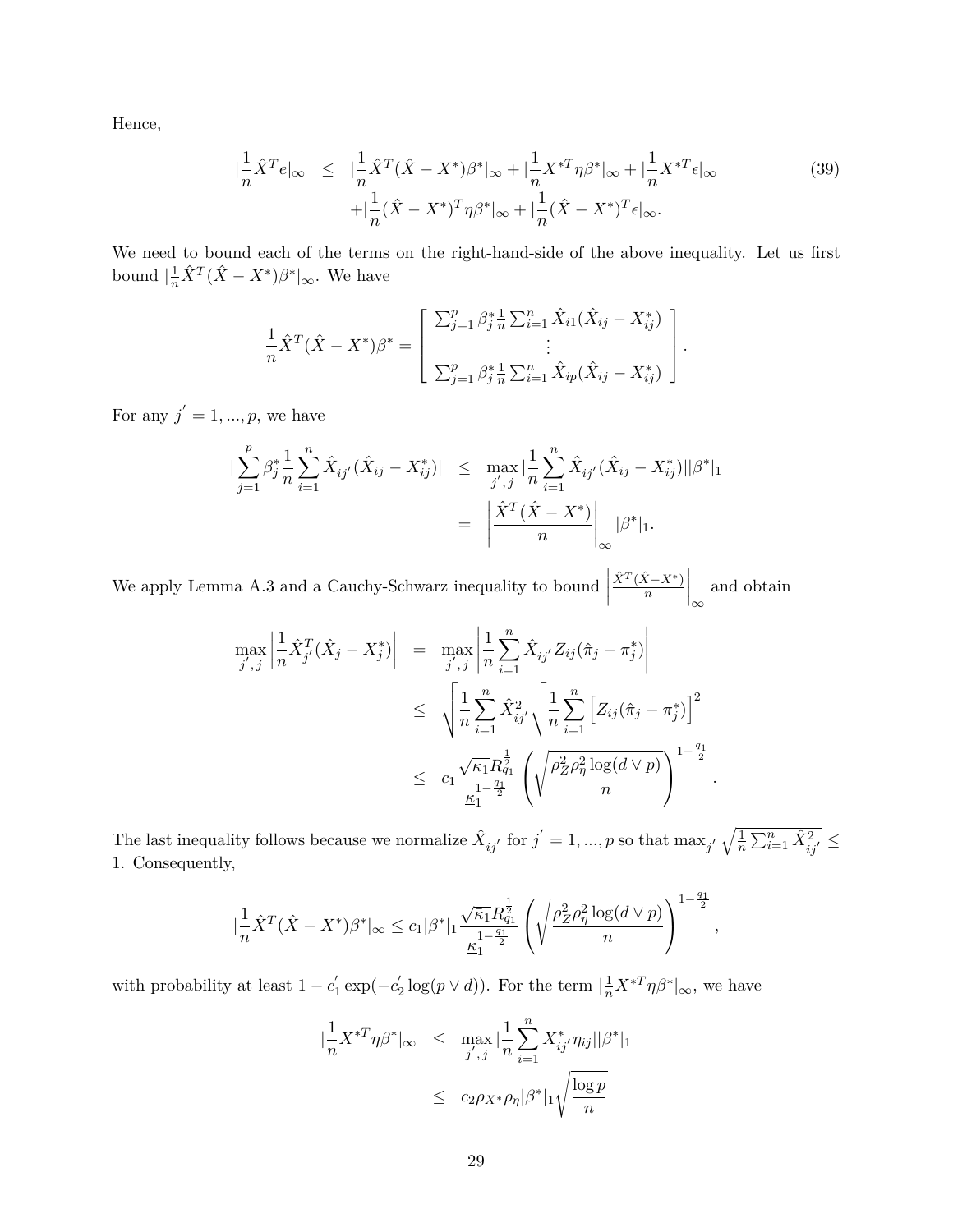Hence,

$$
\begin{aligned}
|\frac{1}{n}\hat{X}^T e|_\infty \quad &\leq \quad |\frac{1}{n}\hat{X}^T(\hat{X}-X^*)\beta^*|_\infty + |\frac{1}{n}X^{*T}\eta\beta^*|_\infty + |\frac{1}{n}X^{*T}\epsilon|_\infty \\
&\quad + |\frac{1}{n}(\hat{X}-X^*)^T\eta\beta^*|_\infty + |\frac{1}{n}(\hat{X}-X^*)^T\epsilon|_\infty.
\end{aligned} \tag{39}
$$

We need to bound each of the terms on the right-hand-side of the above inequality. Let us first bound $|\frac{1}{n}\hat{X}^T(\hat{X}-X^*)\beta^*|_\infty$. We have

$$
\frac{1}{n}\hat{X}^T(\hat{X}-X^*)\beta^* = \begin{bmatrix} \sum_{j=1}^p \beta_j^* \frac{1}{n}\sum_{i=1}^n \hat{X}_{i1}(\hat{X}_{ij}-X^*_{ij}) \\ \vdots \\ \sum_{j=1}^p \beta_j^* \frac{1}{n}\sum_{i=1}^n \hat{X}_{ip}(\hat{X}_{ij}-X^*_{ij}) \end{bmatrix}.
$$

For any $j^{'} = 1, ..., p$, we have

$$
\begin{aligned}
|\sum_{j=1}^p \beta_j^* \frac{1}{n}\sum_{i=1}^n \hat{X}_{ij^{'}}(\hat{X}_{ij}-X^*_{ij})| \quad &\leq \quad \max_{j^{'},j} |\frac{1}{n}\sum_{i=1}^n \hat{X}_{ij^{'}}(\hat{X}_{ij}-X^*_{ij})||\beta^*|_1 \\
&= \quad \left|\frac{\hat{X}^T(\hat{X}-X^*)}{n}\right|_\infty |\beta^*|_1.
\end{aligned}
$$

We apply Lemma A.3 and a Cauchy-Schwarz inequality to bound $\left|\frac{\hat{X}^T(\hat{X}-X^*)}{n}\right|_\infty$ and obtain

$$
\begin{aligned}
\max_{j^{'},j}\left|\frac{1}{n}\hat{X}_{j^{'}}^T(\hat{X}_j - X_j^*)\right| \quad &= \quad \max_{j^{'},j}\left|\frac{1}{n}\sum_{i=1}^n \hat{X}_{ij^{'}}Z_{ij}(\hat{\pi}_j - \pi_j^*)\right| \\
&\leq \quad \sqrt{\frac{1}{n}\sum_{i=1}^n \hat{X}_{ij^{'}}^2}\sqrt{\frac{1}{n}\sum_{i=1}^n\left[Z_{ij}(\hat{\pi}_j-\pi_j^*)\right]^2} \\
&\leq \quad c_1\frac{\sqrt{\bar{\kappa}_1}R_{q_1}^{\frac{1}{2}}}{\underline{\kappa}_1^{1-\frac{q_1}{2}}}\left(\sqrt{\frac{\rho_Z^2\rho_\eta^2\log(d\vee p)}{n}}\right)^{1-\frac{q_1}{2}}.
\end{aligned}
$$

The last inequality follows because we normalize $\hat{X}_{ij^{'}}$ for $j^{'} = 1, ..., p$ so that $\max_{j^{'}}\sqrt{\frac{1}{n}\sum_{i=1}^n \hat{X}_{ij^{'}}^2} \leq 1$. Consequently,

$$
|\frac{1}{n}\hat{X}^T(\hat{X}-X^*)\beta^*|_\infty \leq c_1|\beta^*|_1\frac{\sqrt{\bar{\kappa}_1}R_{q_1}^{\frac{1}{2}}}{\underline{\kappa}_1^{1-\frac{q_1}{2}}}\left(\sqrt{\frac{\rho_Z^2\rho_\eta^2\log(d\vee p)}{n}}\right)^{1-\frac{q_1}{2}},
$$

with probability at least $1 - c_1^{'}\exp(-c_2^{'}\log(p\vee d))$. For the term $|\frac{1}{n}X^{*T}\eta\beta^*|_\infty$, we have

$$
\begin{aligned}
|\frac{1}{n}X^{*T}\eta\beta^*|_\infty \quad &\leq \quad \max_{j^{'},j}|\frac{1}{n}\sum_{i=1}^n X^*_{ij^{'}}\eta_{ij}||\beta^*|_1 \\
&\leq \quad c_2\rho_{X^*}\rho_\eta|\beta^*|_1\sqrt{\frac{\log p}{n}}
\end{aligned}
$$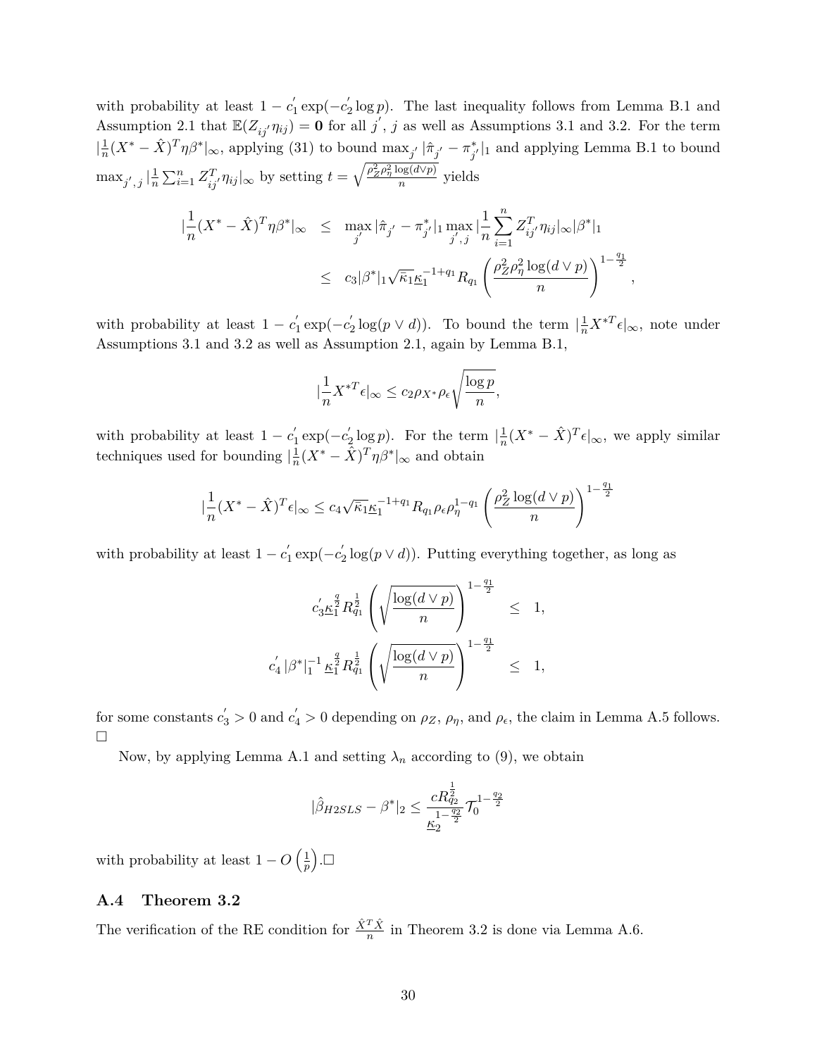with probability at least $1 - c_1^{'} \exp(-c_2^{'} \log p)$. The last inequality follows from Lemma B.1 and Assumption 2.1 that $\mathbb{E}(Z_{ij^{'}} \eta_{ij}) = \mathbf{0}$ for all $j^{'}$, $j$ as well as Assumptions 3.1 and 3.2. For the term $|\frac{1}{n}(X^* - \hat{X})^T \eta \beta^*|_\infty$, applying (31) to bound $\max_{j^{'}} |\hat{\pi}_{j^{'}} - \pi^*_{j^{'}}|_1$ and applying Lemma B.1 to bound $\max_{j^{'}, j} |\frac{1}{n} \sum_{i=1}^n Z_{ij^{'}}^T \eta_{ij}|_\infty$ by setting $t = \sqrt{\frac{\rho_Z^2 \rho_\eta^2 \log(d \vee p)}{n}}$ yields

$$
\begin{aligned}
|\frac{1}{n}(X^* - \hat{X})^T \eta \beta^*|_\infty &\leq \max_{j^{'}} |\hat{\pi}_{j^{'}} - \pi^*_{j^{'}}|_1 \max_{j^{'}, j} |\frac{1}{n} \sum_{i=1}^n Z_{ij^{'}}^T \eta_{ij}|_\infty |\beta^*|_1 \\
&\leq c_3 |\beta^*|_1 \sqrt{\bar{\kappa}_1} \underline{\kappa}_1^{-1+q_1} R_{q_1} \left( \frac{\rho_Z^2 \rho_\eta^2 \log(d \vee p)}{n} \right)^{1 - \frac{q_1}{2}},
\end{aligned}
$$

with probability at least $1 - c_1^{'} \exp(-c_2^{'} \log(p \vee d))$. To bound the term $|\frac{1}{n} X^{*T} \epsilon|_\infty$, note under Assumptions 3.1 and 3.2 as well as Assumption 2.1, again by Lemma B.1,

$$
|\frac{1}{n} X^{*T} \epsilon|_\infty \leq c_2 \rho_{X^*} \rho_\epsilon \sqrt{\frac{\log p}{n}},
$$

with probability at least $1 - c_1^{'} \exp(-c_2^{'} \log p)$. For the term $|\frac{1}{n}(X^* - \hat{X})^T \epsilon|_\infty$, we apply similar techniques used for bounding $|\frac{1}{n}(X^* - \hat{X})^T \eta \beta^*|_\infty$ and obtain

$$
|\frac{1}{n}(X^* - \hat{X})^T \epsilon|_\infty \leq c_4 \sqrt{\bar{\kappa}_1} \underline{\kappa}_1^{-1+q_1} R_{q_1} \rho_\epsilon \rho_\eta^{1-q_1} \left( \frac{\rho_Z^2 \log(d \vee p)}{n} \right)^{1 - \frac{q_1}{2}}
$$

with probability at least $1 - c_1^{'} \exp(-c_2^{'} \log(p \vee d))$. Putting everything together, as long as

$$
\begin{aligned}
c_3^{'} \underline{\kappa}_1^{\frac{q}{2}} R_{q_1}^{\frac{1}{2}} \left( \sqrt{\frac{\log(d \vee p)}{n}} \right)^{1 - \frac{q_1}{2}} &\leq 1, \\
c_4^{'} |\beta^*|_1^{-1} \underline{\kappa}_1^{\frac{q}{2}} R_{q_1}^{\frac{1}{2}} \left( \sqrt{\frac{\log(d \vee p)}{n}} \right)^{1 - \frac{q_1}{2}} &\leq 1,
\end{aligned}
$$

for some constants $c_3^{'} > 0$ and $c_4^{'} > 0$ depending on $\rho_Z$, $\rho_\eta$, and $\rho_\epsilon$, the claim in Lemma A.5 follows. □

Now, by applying Lemma A.1 and setting $\lambda_n$ according to (9), we obtain

$$
|\hat{\beta}_{H2SLS} - \beta^*|_2 \leq \frac{c R_{q_2}^{\frac{1}{2}}}{\underline{\kappa}_2^{1 - \frac{q_2}{2}}} \mathcal{T}_0^{1 - \frac{q_2}{2}}
$$

with probability at least $1 - O\left(\frac{1}{p}\right)$.□

### A.4 Theorem 3.2

The verification of the RE condition for $\frac{\hat{X}^T \hat{X}}{n}$ in Theorem 3.2 is done via Lemma A.6.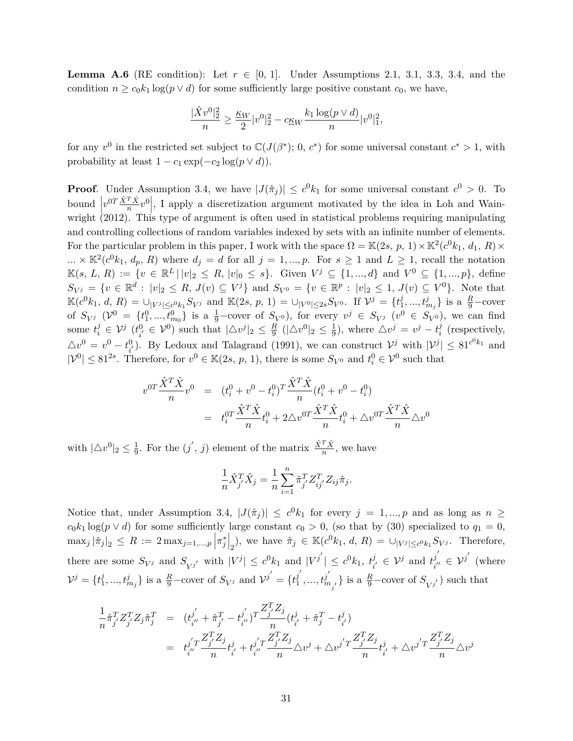**Lemma A.6** (RE condition): Let $r \in [0, 1]$. Under Assumptions 2.1, 3.1, 3.3, 3.4, and the condition $n \geq c_0 k_1 \log(p \vee d)$ for some sufficiently large positive constant $c_0$, we have,

$$\frac{|\hat{X}v^0|_2^2}{n} \geq \frac{\underline{\kappa}_W}{2}|v^0|_2^2 - c\underline{\kappa}_W \frac{k_1 \log(p \vee d)}{n}|v^0|_1^2,$$

for any $v^0$ in the restricted set subject to $\mathbb{C}(J(\beta^*); 0, c^*)$ for some universal constant $c^* > 1$, with probability at least $1 - c_1 \exp(-c_2 \log(p \vee d))$.

**Proof**. Under Assumption 3.4, we have $|J(\hat{\pi}_j)| \leq c^0 k_1$ for some universal constant $c^0 > 0$. To bound $\left|v^{0T}\frac{\hat{X}^T\hat{X}}{n}v^0\right|$, I apply a discretization argument motivated by the idea in Loh and Wainwright (2012). This type of argument is often used in statistical problems requiring manipulating and controlling collections of random variables indexed by sets with an infinite number of elements. For the particular problem in this paper, I work with the space $\Omega = \mathbb{K}(2s, p, 1) \times \mathbb{K}^2(c^0k_1, d_1, R) \times ... \times \mathbb{K}^2(c^0k_1, d_p, R)$ where $d_j = d$ for all $j = 1, ..., p$. For $s \geq 1$ and $L \geq 1$, recall the notation $\mathbb{K}(s, L, R) := \{v \in \mathbb{R}^L \,|\, |v|_2 \leq R, |v|_0 \leq s\}$. Given $V^j \subseteq \{1, ..., d\}$ and $V^0 \subseteq \{1, ..., p\}$, define $S_{V^j} = \{v \in \mathbb{R}^d : |v|_2 \leq R, J(v) \subseteq V^j\}$ and $S_{V^0} = \{v \in \mathbb{R}^p : |v|_2 \leq 1, J(v) \subseteq V^0\}$. Note that $\mathbb{K}(c^0k_1, d, R) = \cup_{|V^j| \leq c^0k_1} S_{V^j}$ and $\mathbb{K}(2s, p, 1) = \cup_{|V^0| \leq 2s} S_{V^0}$. If $\mathcal{V}^j = \{t_1^j, ..., t_{m_j}^j\}$ is a $\frac{R}{9}-$cover of $S_{V^j}$ ($\mathcal{V}^0 = \{t_1^0, ..., t_{m_0}^0\}$ is a $\frac{1}{9}-$cover of $S_{V^0}$), for every $v^j \in S_{V^j}$ ($v^0 \in S_{V^0}$), we can find some $t_i^j \in \mathcal{V}^j$ ($t_{i'}^0 \in \mathcal{V}^0$) such that $|\triangle v^j|_2 \leq \frac{R}{9}$ ($|\triangle v^0|_2 \leq \frac{1}{9}$), where $\triangle v^j = v^j - t_i^j$ (respectively, $\triangle v^0 = v^0 - t_{i'}^0$). By Ledoux and Talagrand (1991), we can construct $\mathcal{V}^j$ with $|\mathcal{V}^j| \leq 81^{c^0k_1}$ and $|\mathcal{V}^0| \leq 81^{2s}$. Therefore, for $v^0 \in \mathbb{K}(2s, p, 1)$, there is some $S_{V^0}$ and $t_i^0 \in \mathcal{V}^0$ such that

$$\begin{aligned}
v^{0T}\frac{\hat{X}^T\hat{X}}{n}v^0 &= (t_i^0 + v^0 - t_i^0)^T\frac{\hat{X}^T\hat{X}}{n}(t_i^0 + v^0 - t_i^0) \\
&= t_i^{0T}\frac{\hat{X}^T\hat{X}}{n}t_i^0 + 2\triangle v^{0T}\frac{\hat{X}^T\hat{X}}{n}t_i^0 + \triangle v^{0T}\frac{\hat{X}^T\hat{X}}{n}\triangle v^0
\end{aligned}$$

with $|\triangle v^0|_2 \leq \frac{1}{9}$. For the $(j', j)$ element of the matrix $\frac{\hat{X}^T\hat{X}}{n}$, we have

$$\frac{1}{n}\hat{X}_{j'}^T\hat{X}_j = \frac{1}{n}\sum_{i=1}^n \hat{\pi}_{j'}^T Z_{ij'}^T Z_{ij}\hat{\pi}_j.$$

Notice that, under Assumption 3.4, $|J(\hat{\pi}_j)| \leq c^0k_1$ for every $j = 1, ..., p$ and as long as $n \geq c_0 k_1 \log(p \vee d)$ for some sufficiently large constant $c_0 > 0$, (so that by (30) specialized to $q_1 = 0$, $\max_j |\hat{\pi}_j|_2 \leq R := 2\max_{j=1,...,p}\left|\pi_j^*\right|_2$), we have $\hat{\pi}_j \in \mathbb{K}(c^0k_1, d, R) = \cup_{|V^j| \leq c^0k_1} S_{V^j}$. Therefore, there are some $S_{V^j}$ and $S_{V^{j'}}$ with $|V^j| \leq c^0k_1$ and $|V^{j'}| \leq c^0k_1$, $t_{i'}^j \in \mathcal{V}^j$ and $t_{i''}^{j'} \in \mathcal{V}^{j'}$ (where $\mathcal{V}^j = \{t_1^j, ..., t_{m_j}^j\}$ is a $\frac{R}{9}-$cover of $S_{V^j}$ and $\mathcal{V}^{j'} = \{t_1^{j'}, ..., t_{m_{j'}}^{j'}\}$ is a $\frac{R}{9}-$cover of $S_{V^{j'}}$) such that

$$\begin{aligned}
\frac{1}{n}\hat{\pi}_{j'}^T Z_{j'}^T Z_j \hat{\pi}_j^T &= (t_{i''}^{j'} + \hat{\pi}_{j'}^T - t_{i''}^{j'})^T\frac{Z_{j'}^T Z_j}{n}(t_{i'}^j + \hat{\pi}_j^T - t_{i'}^j) \\
&= t_{i''}^{j'T}\frac{Z_{j'}^T Z_j}{n}t_{i'}^j + t_{i''}^{j'T}\frac{Z_{j'}^T Z_j}{n}\triangle v^j + \triangle v^{j'T}\frac{Z_{j'}^T Z_j}{n}t_{i'}^j + \triangle v^{j'T}\frac{Z_{j'}^T Z_j}{n}\triangle v^j
\end{aligned}$$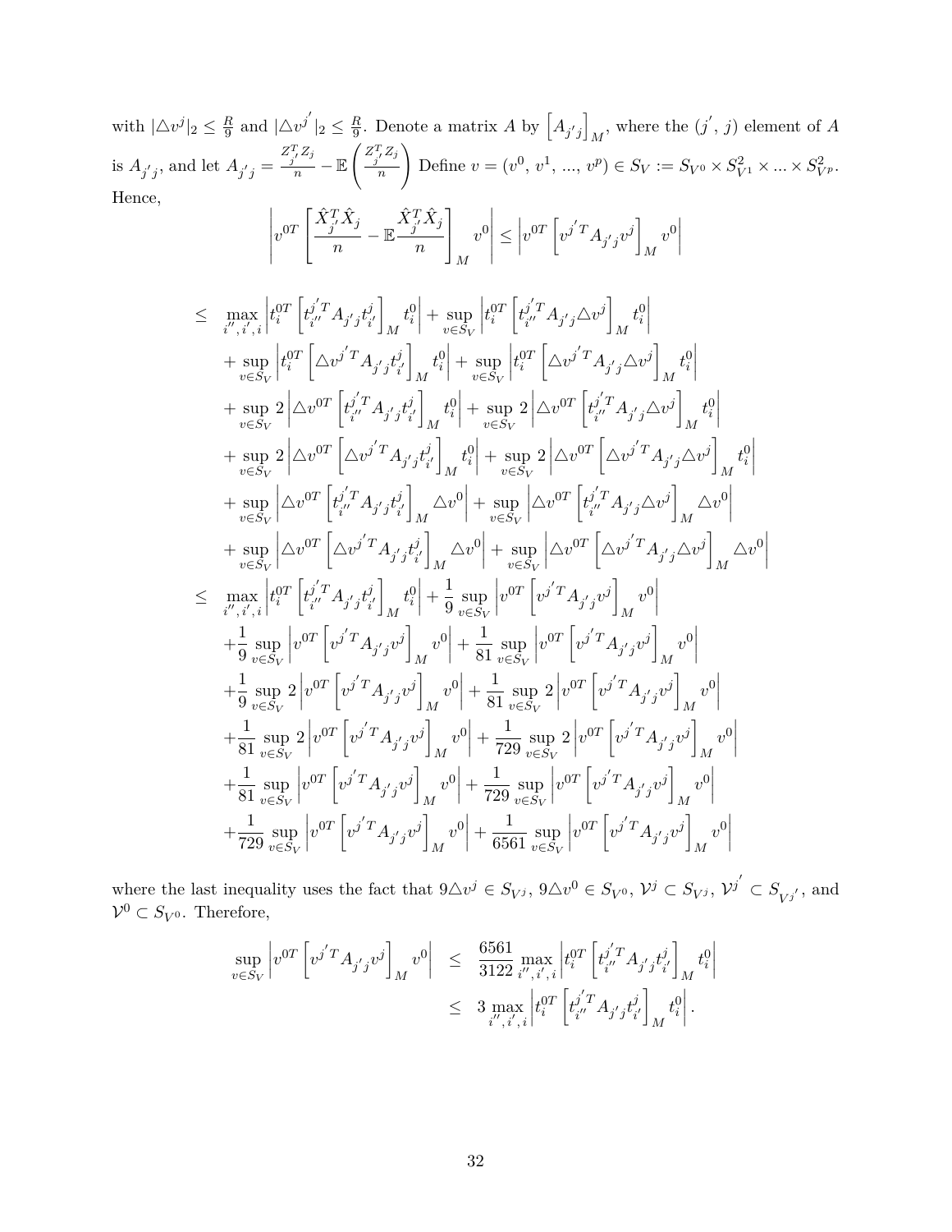with $|\triangle v^j|_2 \leq \frac{R}{9}$ and $|\triangle v^{j'}|_2 \leq \frac{R}{9}$. Denote a matrix $A$ by $\left[A_{j'j}\right]_M$, where the $(j', j)$ element of $A$ is $A_{j'j}$, and let $A_{j'j} = \frac{Z_{j'}^T Z_j}{n} - \mathbb{E}\left(\frac{Z_{j'}^T Z_j}{n}\right)$ Define $v = (v^0, v^1, ..., v^p) \in S_V := S_{V^0} \times S^2_{V^1} \times ... \times S^2_{V^p}$. Hence,

$$\left| v^{0T} \left[ \frac{\hat{X}_{j'}^T \hat{X}_j}{n} - \mathbb{E} \frac{\hat{X}_{j'}^T \hat{X}_j}{n} \right]_M v^0 \right| \leq \left| v^{0T} \left[ v^{j'T} A_{j'j} v^j \right]_M v^0 \right|$$

$$\begin{aligned}
\leq \quad & \max_{i'', i', i} \left| t_i^{0T} \left[ t_{i''}^{j'T} A_{j'j} t_{i'}^j \right]_M t_i^0 \right| + \sup_{v \in S_V} \left| t_i^{0T} \left[ t_{i''}^{j'T} A_{j'j} \triangle v^j \right]_M t_i^0 \right| \\
& + \sup_{v \in S_V} \left| t_i^{0T} \left[ \triangle v^{j'T} A_{j'j} t_{i'}^j \right]_M t_i^0 \right| + \sup_{v \in S_V} \left| t_i^{0T} \left[ \triangle v^{j'T} A_{j'j} \triangle v^j \right]_M t_i^0 \right| \\
& + \sup_{v \in S_V} 2 \left| \triangle v^{0T} \left[ t_{i''}^{j'T} A_{j'j} t_{i'}^j \right]_M t_i^0 \right| + \sup_{v \in S_V} 2 \left| \triangle v^{0T} \left[ t_{i''}^{j'T} A_{j'j} \triangle v^j \right]_M t_i^0 \right| \\
& + \sup_{v \in S_V} 2 \left| \triangle v^{0T} \left[ \triangle v^{j'T} A_{j'j} t_{i'}^j \right]_M t_i^0 \right| + \sup_{v \in S_V} 2 \left| \triangle v^{0T} \left[ \triangle v^{j'T} A_{j'j} \triangle v^j \right]_M t_i^0 \right| \\
& + \sup_{v \in S_V} \left| \triangle v^{0T} \left[ t_{i''}^{j'T} A_{j'j} t_{i'}^j \right]_M \triangle v^0 \right| + \sup_{v \in S_V} \left| \triangle v^{0T} \left[ t_{i''}^{j'T} A_{j'j} \triangle v^j \right]_M \triangle v^0 \right| \\
& + \sup_{v \in S_V} \left| \triangle v^{0T} \left[ \triangle v^{j'T} A_{j'j} t_{i'}^j \right]_M \triangle v^0 \right| + \sup_{v \in S_V} \left| \triangle v^{0T} \left[ \triangle v^{j'T} A_{j'j} \triangle v^j \right]_M \triangle v^0 \right| \\
\leq \quad & \max_{i'', i', i} \left| t_i^{0T} \left[ t_{i''}^{j'T} A_{j'j} t_{i'}^j \right]_M t_i^0 \right| + \frac{1}{9} \sup_{v \in S_V} \left| v^{0T} \left[ v^{j'T} A_{j'j} v^j \right]_M v^0 \right| \\
& + \frac{1}{9} \sup_{v \in S_V} \left| v^{0T} \left[ v^{j'T} A_{j'j} v^j \right]_M v^0 \right| + \frac{1}{81} \sup_{v \in S_V} \left| v^{0T} \left[ v^{j'T} A_{j'j} v^j \right]_M v^0 \right| \\
& + \frac{1}{9} \sup_{v \in S_V} 2 \left| v^{0T} \left[ v^{j'T} A_{j'j} v^j \right]_M v^0 \right| + \frac{1}{81} \sup_{v \in S_V} 2 \left| v^{0T} \left[ v^{j'T} A_{j'j} v^j \right]_M v^0 \right| \\
& + \frac{1}{81} \sup_{v \in S_V} 2 \left| v^{0T} \left[ v^{j'T} A_{j'j} v^j \right]_M v^0 \right| + \frac{1}{729} \sup_{v \in S_V} 2 \left| v^{0T} \left[ v^{j'T} A_{j'j} v^j \right]_M v^0 \right| \\
& + \frac{1}{81} \sup_{v \in S_V} \left| v^{0T} \left[ v^{j'T} A_{j'j} v^j \right]_M v^0 \right| + \frac{1}{729} \sup_{v \in S_V} \left| v^{0T} \left[ v^{j'T} A_{j'j} v^j \right]_M v^0 \right| \\
& + \frac{1}{729} \sup_{v \in S_V} \left| v^{0T} \left[ v^{j'T} A_{j'j} v^j \right]_M v^0 \right| + \frac{1}{6561} \sup_{v \in S_V} \left| v^{0T} \left[ v^{j'T} A_{j'j} v^j \right]_M v^0 \right|
\end{aligned}$$

where the last inequality uses the fact that $9\triangle v^j \in S_{V^j}$, $9\triangle v^0 \in S_{V^0}$, $\mathcal{V}^j \subset S_{V^j}$, $\mathcal{V}^{j'} \subset S_{V^{j'}}$, and $\mathcal{V}^0 \subset S_{V^0}$. Therefore,

$$\begin{aligned}
\sup_{v \in S_V} \left| v^{0T} \left[ v^{j'T} A_{j'j} v^j \right]_M v^0 \right| \quad & \leq \quad \frac{6561}{3122} \max_{i'', i', i} \left| t_i^{0T} \left[ t_{i''}^{j'T} A_{j'j} t_{i'}^j \right]_M t_i^0 \right| \\
& \leq \quad 3 \max_{i'', i', i} \left| t_i^{0T} \left[ t_{i''}^{j'T} A_{j'j} t_{i'}^j \right]_M t_i^0 \right|.
\end{aligned}$$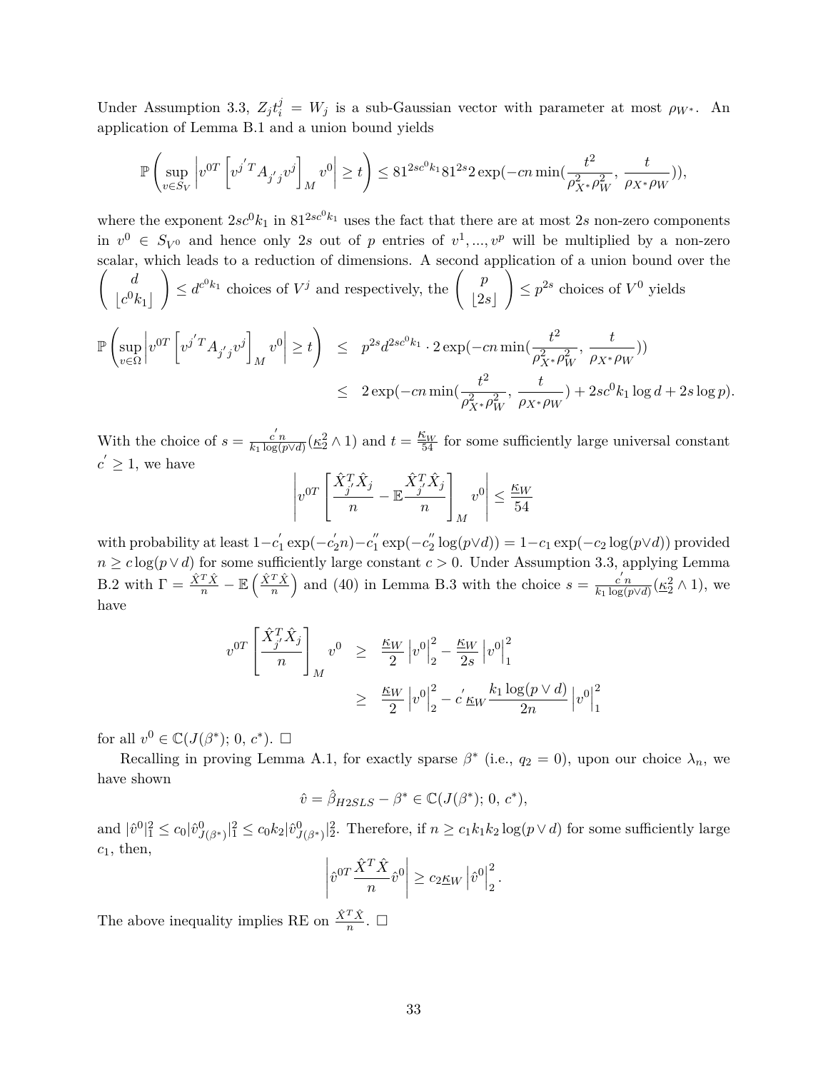Under Assumption 3.3, $Z_j t_i^j = W_j$ is a sub-Gaussian vector with parameter at most $\rho_{W^*}$. An application of Lemma B.1 and a union bound yields

$$\mathbb{P}\left(\sup_{v \in S_V} \left| v^{0T} \left[ v^{j^{'}T} A_{j^{'}j} v^j \right]_M v^0 \right| \geq t \right) \leq 81^{2sc^0 k_1} 81^{2s} 2\exp(-cn \min(\frac{t^2}{\rho^2_{X^*}\rho^2_W},\, \frac{t}{\rho_{X^*}\rho_W})),$$

where the exponent $2sc^0k_1$ in $81^{2sc^0k_1}$ uses the fact that there are at most $2s$ non-zero components in $v^0 \in S_{V^0}$ and hence only $2s$ out of $p$ entries of $v^1, ..., v^p$ will be multiplied by a non-zero scalar, which leads to a reduction of dimensions. A second application of a union bound over the $\begin{pmatrix} d \\ \lfloor c^0 k_1 \rfloor \end{pmatrix} \leq d^{c^0k_1}$ choices of $V^j$ and respectively, the $\begin{pmatrix} p \\ \lfloor 2s \rfloor \end{pmatrix} \leq p^{2s}$ choices of $V^0$ yields

$$\begin{aligned}
\mathbb{P}\left(\sup_{v \in \Omega} \left| v^{0T} \left[ v^{j^{'}T} A_{j^{'}j} v^j \right]_M v^0 \right| \geq t \right) &\leq p^{2s} d^{2sc^0k_1} \cdot 2\exp(-cn \min(\frac{t^2}{\rho^2_{X^*}\rho^2_W},\, \frac{t}{\rho_{X^*}\rho_W})) \\
&\leq 2\exp(-cn \min(\frac{t^2}{\rho^2_{X^*}\rho^2_W},\, \frac{t}{\rho_{X^*}\rho_W}) + 2sc^0k_1 \log d + 2s \log p).
\end{aligned}$$

With the choice of $s = \frac{c^{'} n}{k_1 \log(p \vee d)}(\underline{\kappa}_2^2 \wedge 1)$ and $t = \frac{\underline{\kappa}_W}{54}$ for some sufficiently large universal constant $c^{'} \geq 1$, we have

$$\left| v^{0T} \left[ \frac{\hat{X}^T_{j^{'}} \hat{X}_j}{n} - \mathbb{E}\frac{\hat{X}^T_{j^{'}} \hat{X}_j}{n} \right]_M v^0 \right| \leq \frac{\underline{\kappa}_W}{54}$$

with probability at least $1 - c_1^{'} \exp(-c_2^{'} n) - c_1^{''} \exp(-c_2^{''} \log(p \vee d)) = 1 - c_1 \exp(-c_2 \log(p \vee d))$ provided $n \geq c \log(p \vee d)$ for some sufficiently large constant $c > 0$. Under Assumption 3.3, applying Lemma B.2 with $\Gamma = \frac{\hat{X}^T \hat{X}}{n} - \mathbb{E}\left(\frac{\hat{X}^T \hat{X}}{n}\right)$ and (40) in Lemma B.3 with the choice $s = \frac{c^{'} n}{k_1 \log(p \vee d)}(\underline{\kappa}_2^2 \wedge 1)$, we have

$$\begin{aligned}
v^{0T} \left[ \frac{\hat{X}^T_{j^{'}} \hat{X}_j}{n} \right]_M v^0 &\geq \frac{\underline{\kappa}_W}{2} \left| v^0 \right|_2^2 - \frac{\underline{\kappa}_W}{2s} \left| v^0 \right|_1^2 \\
&\geq \frac{\underline{\kappa}_W}{2} \left| v^0 \right|_2^2 - c^{'} \underline{\kappa}_W \frac{k_1 \log(p \vee d)}{2n} \left| v^0 \right|_1^2
\end{aligned}$$

for all $v^0 \in \mathbb{C}(J(\beta^*);\, 0,\, c^*)$. $\square$

Recalling in proving Lemma A.1, for exactly sparse $\beta^*$ (i.e., $q_2 = 0$), upon our choice $\lambda_n$, we have shown

$$\hat{v} = \hat{\beta}_{H2SLS} - \beta^* \in \mathbb{C}(J(\beta^*);\, 0,\, c^*),$$

and $|\hat{v}^0|_1^2 \leq c_0 |\hat{v}^0_{J(\beta^*)}|_1^2 \leq c_0 k_2 |\hat{v}^0_{J(\beta^*)}|_2^2$. Therefore, if $n \geq c_1 k_1 k_2 \log(p \vee d)$ for some sufficiently large $c_1$, then,

$$\left| \hat{v}^{0T} \frac{\hat{X}^T \hat{X}}{n} \hat{v}^0 \right| \geq c_2 \underline{\kappa}_W \left| \hat{v}^0 \right|_2^2.$$

The above inequality implies RE on $\frac{\hat{X}^T \hat{X}}{n}$. $\square$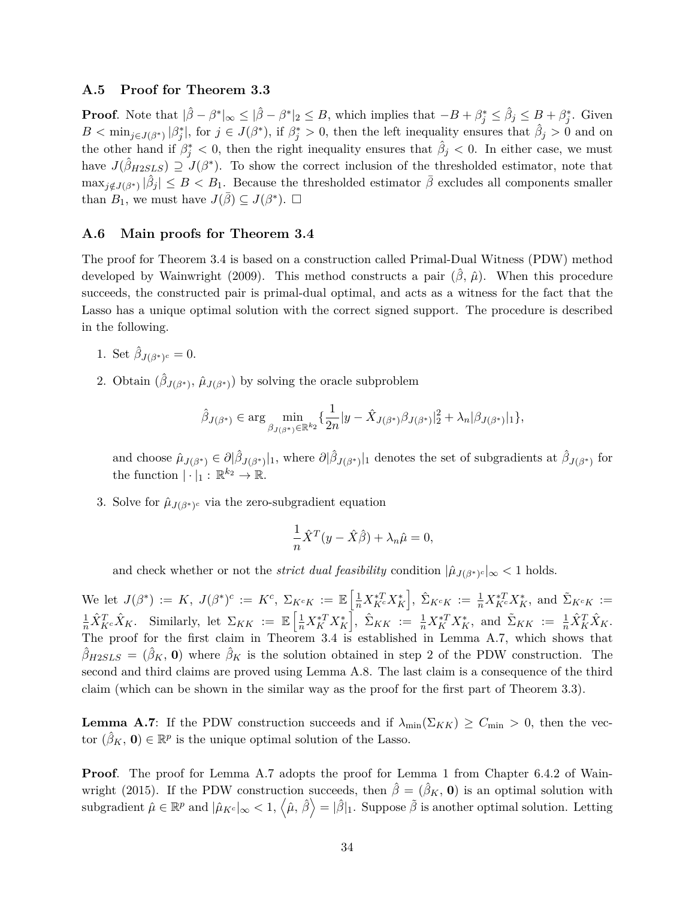### A.5 Proof for Theorem 3.3

**Proof**. Note that $|\hat{\beta} - \beta^*|_\infty \le |\hat{\beta} - \beta^*|_2 \le B$, which implies that $-B + \beta_j^* \le \hat{\beta}_j \le B + \beta_j^*$. Given $B < \min_{j \in J(\beta^*)} |\beta_j^*|$, for $j \in J(\beta^*)$, if $\beta_j^* > 0$, then the left inequality ensures that $\hat{\beta}_j > 0$ and on the other hand if $\beta_j^* < 0$, then the right inequality ensures that $\hat{\beta}_j < 0$. In either case, we must have $J(\hat{\beta}_{H2SLS}) \supseteq J(\beta^*)$. To show the correct inclusion of the thresholded estimator, note that $\max_{j \notin J(\beta^*)} |\hat{\beta}_j| \le B < B_1$. Because the thresholded estimator $\bar{\beta}$ excludes all components smaller than $B_1$, we must have $J(\bar{\beta}) \subseteq J(\beta^*)$. $\square$

### A.6 Main proofs for Theorem 3.4

The proof for Theorem 3.4 is based on a construction called Primal-Dual Witness (PDW) method developed by Wainwright (2009). This method constructs a pair $(\hat{\beta}, \hat{\mu})$. When this procedure succeeds, the constructed pair is primal-dual optimal, and acts as a witness for the fact that the Lasso has a unique optimal solution with the correct signed support. The procedure is described in the following.

1. Set $\hat{\beta}_{J(\beta^*)^c} = 0$.
2. Obtain $(\hat{\beta}_{J(\beta^*)}, \hat{\mu}_{J(\beta^*)})$ by solving the oracle subproblem

$$\hat{\beta}_{J(\beta^*)} \in \arg \min_{\beta_{J(\beta^*)} \in \mathbb{R}^{k_2}} \{ \frac{1}{2n} |y - \hat{X}_{J(\beta^*)} \beta_{J(\beta^*)}|_2^2 + \lambda_n |\beta_{J(\beta^*)}|_1 \},$$

   and choose $\hat{\mu}_{J(\beta^*)} \in \partial |\hat{\beta}_{J(\beta^*)}|_1$, where $\partial |\hat{\beta}_{J(\beta^*)}|_1$ denotes the set of subgradients at $\hat{\beta}_{J(\beta^*)}$ for the function $|\cdot|_1 : \mathbb{R}^{k_2} \to \mathbb{R}$.
3. Solve for $\hat{\mu}_{J(\beta^*)^c}$ via the zero-subgradient equation

$$\frac{1}{n} \hat{X}^T (y - \hat{X}\hat{\beta}) + \lambda_n \hat{\mu} = 0,$$

   and check whether or not the *strict dual feasibility* condition $|\hat{\mu}_{J(\beta^*)^c}|_\infty < 1$ holds.

We let $J(\beta^*) := K$, $J(\beta^*)^c := K^c$, $\Sigma_{K^cK} := \mathbb{E}\left[\frac{1}{n} X_{K^c}^{*T} X_K^*\right]$, $\hat{\Sigma}_{K^cK} := \frac{1}{n} X_{K^c}^{*T} X_K^*$, and $\tilde{\Sigma}_{K^cK} := \frac{1}{n} \hat{X}_{K^c}^T \hat{X}_K$. Similarly, let $\Sigma_{KK} := \mathbb{E}\left[\frac{1}{n} X_K^{*T} X_K^*\right]$, $\hat{\Sigma}_{KK} := \frac{1}{n} X_K^{*T} X_K^*$, and $\tilde{\Sigma}_{KK} := \frac{1}{n} \hat{X}_K^T \hat{X}_K$. The proof for the first claim in Theorem 3.4 is established in Lemma A.7, which shows that $\hat{\beta}_{H2SLS} = (\hat{\beta}_K, \mathbf{0})$ where $\hat{\beta}_K$ is the solution obtained in step 2 of the PDW construction. The second and third claims are proved using Lemma A.8. The last claim is a consequence of the third claim (which can be shown in the similar way as the proof for the first part of Theorem 3.3).

**Lemma A.7**: If the PDW construction succeeds and if $\lambda_{\min}(\Sigma_{KK}) \ge C_{\min} > 0$, then the vector $(\hat{\beta}_K, \mathbf{0}) \in \mathbb{R}^p$ is the unique optimal solution of the Lasso.

**Proof**. The proof for Lemma A.7 adopts the proof for Lemma 1 from Chapter 6.4.2 of Wainwright (2015). If the PDW construction succeeds, then $\hat{\beta} = (\hat{\beta}_K, \mathbf{0})$ is an optimal solution with subgradient $\hat{\mu} \in \mathbb{R}^p$ and $|\hat{\mu}_{K^c}|_\infty < 1$, $\left\langle \hat{\mu}, \hat{\beta} \right\rangle = |\hat{\beta}|_1$. Suppose $\tilde{\beta}$ is another optimal solution. Letting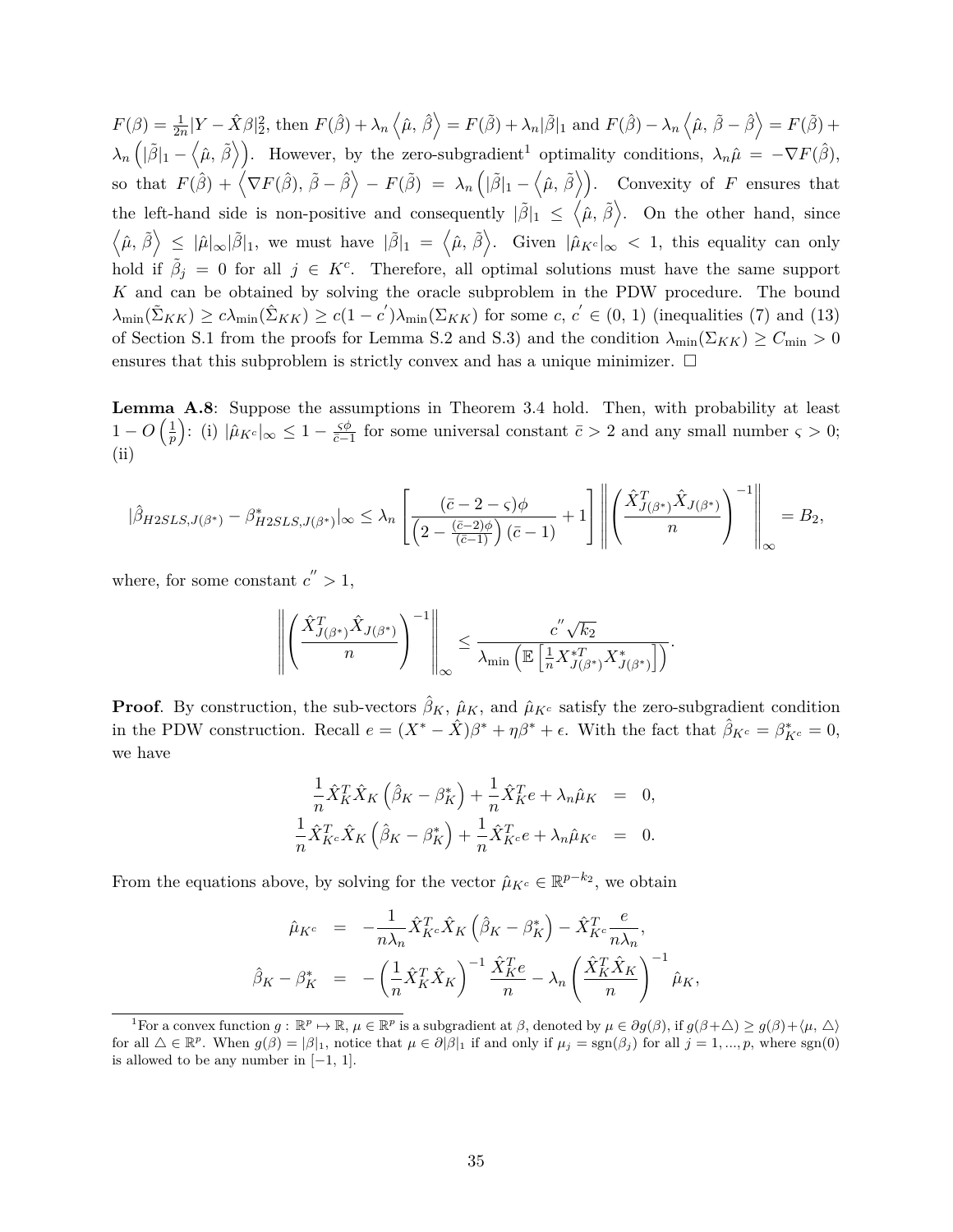$F(\beta) = \frac{1}{2n}|Y - \hat{X}\beta|_2^2$, then $F(\hat{\beta}) + \lambda_n \left\langle \hat{\mu},\, \hat{\beta} \right\rangle = F(\tilde{\beta}) + \lambda_n|\tilde{\beta}|_1$ and $F(\hat{\beta}) - \lambda_n \left\langle \hat{\mu},\, \tilde{\beta} - \hat{\beta} \right\rangle = F(\tilde{\beta}) + \lambda_n \left( |\tilde{\beta}|_1 - \left\langle \hat{\mu},\, \tilde{\beta} \right\rangle \right)$. However, by the zero-subgradient[1] optimality conditions, $\lambda_n \hat{\mu} = -\nabla F(\hat{\beta})$, so that $F(\hat{\beta}) + \left\langle \nabla F(\hat{\beta}),\, \tilde{\beta} - \hat{\beta} \right\rangle - F(\tilde{\beta}) = \lambda_n \left( |\tilde{\beta}|_1 - \left\langle \hat{\mu},\, \tilde{\beta} \right\rangle \right)$. Convexity of $F$ ensures that the left-hand side is non-positive and consequently $|\tilde{\beta}|_1 \leq \left\langle \hat{\mu},\, \tilde{\beta} \right\rangle$. On the other hand, since $\left\langle \hat{\mu},\, \tilde{\beta} \right\rangle \leq |\hat{\mu}|_\infty |\tilde{\beta}|_1$, we must have $|\tilde{\beta}|_1 = \left\langle \hat{\mu},\, \tilde{\beta} \right\rangle$. Given $|\hat{\mu}_{K^c}|_\infty < 1$, this equality can only hold if $\tilde{\beta}_j = 0$ for all $j \in K^c$. Therefore, all optimal solutions must have the same support $K$ and can be obtained by solving the oracle subproblem in the PDW procedure. The bound $\lambda_{\min}(\tilde{\Sigma}_{KK}) \geq c\lambda_{\min}(\hat{\Sigma}_{KK}) \geq c(1 - c^{'})\lambda_{\min}(\Sigma_{KK})$ for some $c,\, c^{'} \in (0, 1)$ (inequalities (7) and (13) of Section S.1 from the proofs for Lemma S.2 and S.3) and the condition $\lambda_{\min}(\Sigma_{KK}) \geq C_{\min} > 0$ ensures that this subproblem is strictly convex and has a unique minimizer. $\square$

**Lemma A.8**: Suppose the assumptions in Theorem 3.4 hold. Then, with probability at least $1 - O\left(\frac{1}{p}\right)$: (i) $|\hat{\mu}_{K^c}|_\infty \leq 1 - \frac{\varsigma\phi}{\bar{c}-1}$ for some universal constant $\bar{c} > 2$ and any small number $\varsigma > 0$; (ii)

$$|\hat{\beta}_{H2SLS,J(\beta^*)} - \beta^*_{H2SLS,J(\beta^*)}|_\infty \leq \lambda_n \left[ \frac{(\bar{c} - 2 - \varsigma)\phi}{\left(2 - \frac{(\bar{c}-2)\phi}{(\bar{c}-1)}\right)(\bar{c} - 1)} + 1 \right] \left\| \left( \frac{\hat{X}^T_{J(\beta^*)}\hat{X}_{J(\beta^*)}}{n} \right)^{-1} \right\|_\infty = B_2,$$

where, for some constant $c^{''} > 1$,

$$\left\| \left( \frac{\hat{X}^T_{J(\beta^*)}\hat{X}_{J(\beta^*)}}{n} \right)^{-1} \right\|_\infty \leq \frac{c^{''}\sqrt{k_2}}{\lambda_{\min}\left(\mathbb{E}\left[\frac{1}{n}X^{*T}_{J(\beta^*)}X^*_{J(\beta^*)}\right]\right)}.$$

**Proof**. By construction, the sub-vectors $\hat{\beta}_K$, $\hat{\mu}_K$, and $\hat{\mu}_{K^c}$ satisfy the zero-subgradient condition in the PDW construction. Recall $e = (X^* - \hat{X})\beta^* + \eta\beta^* + \epsilon$. With the fact that $\hat{\beta}_{K^c} = \beta^*_{K^c} = 0$, we have

$$\begin{aligned}
\frac{1}{n}\hat{X}_K^T\hat{X}_K\left(\hat{\beta}_K - \beta^*_K\right) + \frac{1}{n}\hat{X}_K^T e + \lambda_n\hat{\mu}_K &= 0, \\
\frac{1}{n}\hat{X}_{K^c}^T\hat{X}_K\left(\hat{\beta}_K - \beta^*_K\right) + \frac{1}{n}\hat{X}_{K^c}^T e + \lambda_n\hat{\mu}_{K^c} &= 0.
\end{aligned}$$

From the equations above, by solving for the vector $\hat{\mu}_{K^c} \in \mathbb{R}^{p-k_2}$, we obtain

$$\begin{aligned}
\hat{\mu}_{K^c} &= -\frac{1}{n\lambda_n}\hat{X}_{K^c}^T\hat{X}_K\left(\hat{\beta}_K - \beta^*_K\right) - \hat{X}_{K^c}^T\frac{e}{n\lambda_n}, \\
\hat{\beta}_K - \beta^*_K &= -\left(\frac{1}{n}\hat{X}_K^T\hat{X}_K\right)^{-1}\frac{\hat{X}_K^T e}{n} - \lambda_n\left(\frac{\hat{X}_K^T\hat{X}_K}{n}\right)^{-1}\hat{\mu}_K,
\end{aligned}$$

[1] For a convex function $g : \mathbb{R}^p \mapsto \mathbb{R}$, $\mu \in \mathbb{R}^p$ is a subgradient at $\beta$, denoted by $\mu \in \partial g(\beta)$, if $g(\beta + \triangle) \geq g(\beta) + \langle \mu,\, \triangle \rangle$ for all $\triangle \in \mathbb{R}^p$. When $g(\beta) = |\beta|_1$, notice that $\mu \in \partial|\beta|_1$ if and only if $\mu_j = \text{sgn}(\beta_j)$ for all $j = 1, ..., p$, where $\text{sgn}(0)$ is allowed to be any number in $[-1, 1]$.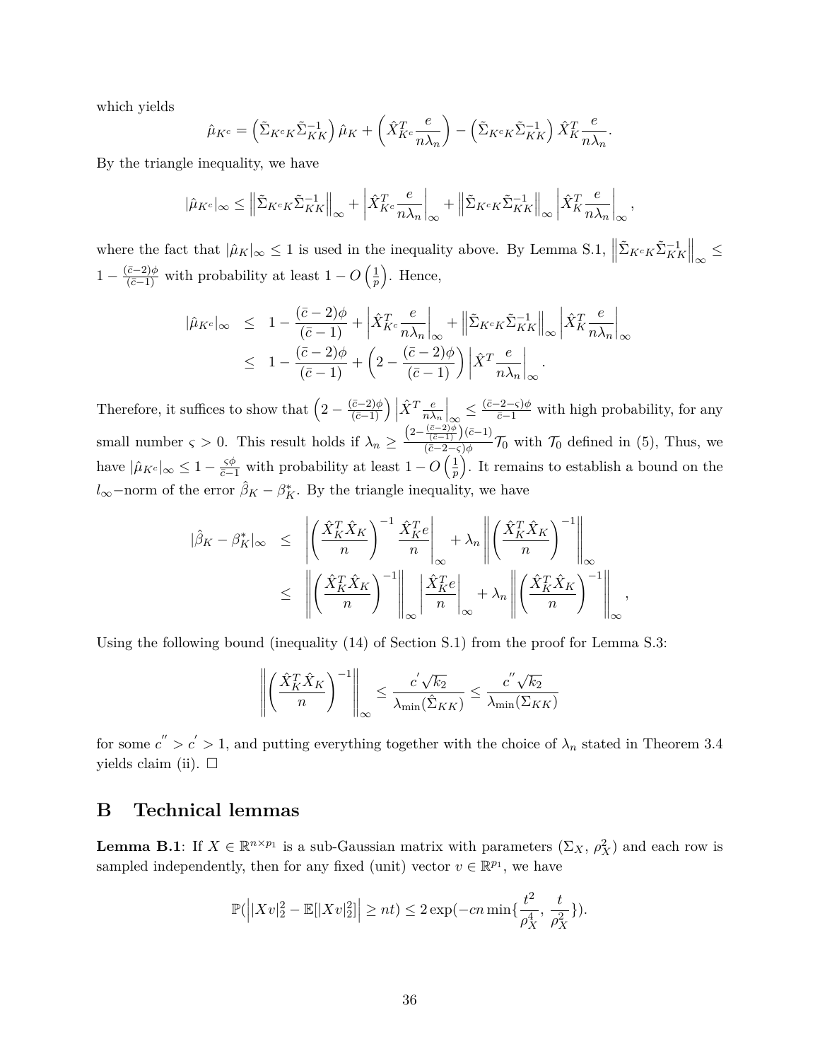which yields

$$\hat{\mu}_{K^c} = \left(\tilde{\Sigma}_{K^cK}\tilde{\Sigma}_{KK}^{-1}\right)\hat{\mu}_K + \left(\hat{X}_{K^c}^T \frac{e}{n\lambda_n}\right) - \left(\tilde{\Sigma}_{K^cK}\tilde{\Sigma}_{KK}^{-1}\right)\hat{X}_K^T \frac{e}{n\lambda_n}.$$

By the triangle inequality, we have

$$|\hat{\mu}_{K^c}|_\infty \leq \left\|\tilde{\Sigma}_{K^cK}\tilde{\Sigma}_{KK}^{-1}\right\|_\infty + \left|\hat{X}_{K^c}^T \frac{e}{n\lambda_n}\right|_\infty + \left\|\tilde{\Sigma}_{K^cK}\tilde{\Sigma}_{KK}^{-1}\right\|_\infty \left|\hat{X}_K^T \frac{e}{n\lambda_n}\right|_\infty,$$

where the fact that $|\hat{\mu}_K|_\infty \leq 1$ is used in the inequality above. By Lemma S.1, $\left\|\tilde{\Sigma}_{K^cK}\tilde{\Sigma}_{KK}^{-1}\right\|_\infty \leq 1 - \frac{(\bar{c}-2)\phi}{(\bar{c}-1)}$ with probability at least $1 - O\left(\frac{1}{p}\right)$. Hence,

$$\begin{aligned}
|\hat{\mu}_{K^c}|_\infty &\leq 1 - \frac{(\bar{c}-2)\phi}{(\bar{c}-1)} + \left|\hat{X}_{K^c}^T \frac{e}{n\lambda_n}\right|_\infty + \left\|\tilde{\Sigma}_{K^cK}\tilde{\Sigma}_{KK}^{-1}\right\|_\infty \left|\hat{X}_K^T \frac{e}{n\lambda_n}\right|_\infty \\
&\leq 1 - \frac{(\bar{c}-2)\phi}{(\bar{c}-1)} + \left(2 - \frac{(\bar{c}-2)\phi}{(\bar{c}-1)}\right)\left|\hat{X}^T \frac{e}{n\lambda_n}\right|_\infty.
\end{aligned}$$

Therefore, it suffices to show that $\left(2 - \frac{(\bar{c}-2)\phi}{(\bar{c}-1)}\right)\left|\hat{X}^T \frac{e}{n\lambda_n}\right|_\infty \leq \frac{(\bar{c}-2-\varsigma)\phi}{\bar{c}-1}$ with high probability, for any small number $\varsigma > 0$. This result holds if $\lambda_n \geq \frac{\left(2 - \frac{(\bar{c}-2)\phi}{(\bar{c}-1)}\right)(\bar{c}-1)}{(\bar{c}-2-\varsigma)\phi}\mathcal{T}_0$ with $\mathcal{T}_0$ defined in (5), Thus, we have $|\hat{\mu}_{K^c}|_\infty \leq 1 - \frac{\varsigma\phi}{\bar{c}-1}$ with probability at least $1 - O\left(\frac{1}{p}\right)$. It remains to establish a bound on the $l_\infty-$norm of the error $\hat{\beta}_K - \beta_K^*$. By the triangle inequality, we have

$$\begin{aligned}
|\hat{\beta}_K - \beta_K^*|_\infty &\leq \left|\left(\frac{\hat{X}_K^T\hat{X}_K}{n}\right)^{-1}\frac{\hat{X}_K^T e}{n}\right|_\infty + \lambda_n \left\|\left(\frac{\hat{X}_K^T\hat{X}_K}{n}\right)^{-1}\right\|_\infty \\
&\leq \left\|\left(\frac{\hat{X}_K^T\hat{X}_K}{n}\right)^{-1}\right\|_\infty \left|\frac{\hat{X}_K^T e}{n}\right|_\infty + \lambda_n \left\|\left(\frac{\hat{X}_K^T\hat{X}_K}{n}\right)^{-1}\right\|_\infty,
\end{aligned}$$

Using the following bound (inequality (14) of Section S.1) from the proof for Lemma S.3:

$$\left\|\left(\frac{\hat{X}_K^T\hat{X}_K}{n}\right)^{-1}\right\|_\infty \leq \frac{c'\sqrt{k_2}}{\lambda_{\min}(\hat{\Sigma}_{KK})} \leq \frac{c''\sqrt{k_2}}{\lambda_{\min}(\Sigma_{KK})}$$

for some $c'' > c' > 1$, and putting everything together with the choice of $\lambda_n$ stated in Theorem 3.4 yields claim (ii). $\square$

# B Technical lemmas

**Lemma B.1**: If $X \in \mathbb{R}^{n \times p_1}$ is a sub-Gaussian matrix with parameters $(\Sigma_X,\, \rho_X^2)$ and each row is sampled independently, then for any fixed (unit) vector $v \in \mathbb{R}^{p_1}$, we have

$$\mathbb{P}(\left||Xv|_2^2 - \mathbb{E}[|Xv|_2^2]\right| \geq nt) \leq 2\exp(-cn\min\{\frac{t^2}{\rho_X^4},\, \frac{t}{\rho_X^2}\}).$$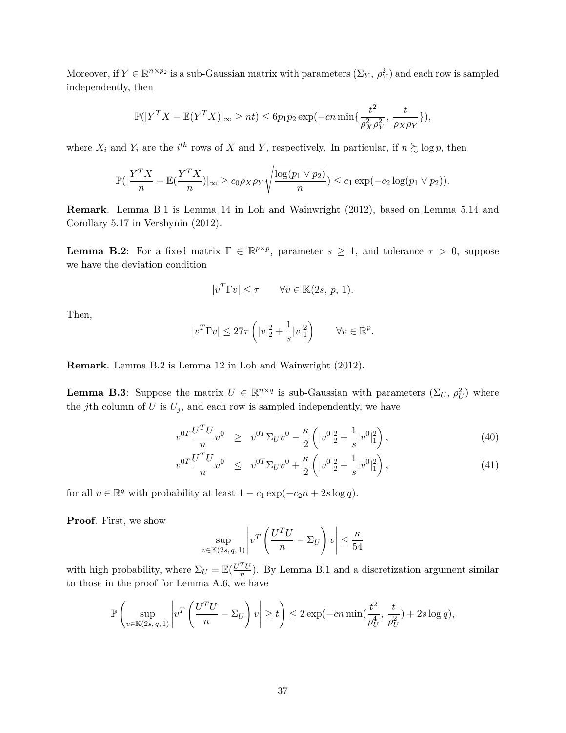Moreover, if $Y \in \mathbb{R}^{n \times p_2}$ is a sub-Gaussian matrix with parameters $(\Sigma_Y,\, \rho_Y^2)$ and each row is sampled independently, then

$$\mathbb{P}(|Y^T X - \mathbb{E}(Y^T X)|_\infty \geq nt) \leq 6 p_1 p_2 \exp(-cn \min\{\frac{t^2}{\rho_X^2 \rho_Y^2},\, \frac{t}{\rho_X \rho_Y}\}),$$

where $X_i$ and $Y_i$ are the $i^{th}$ rows of $X$ and $Y$, respectively. In particular, if $n \gtrsim \log p$, then

$$\mathbb{P}(|\frac{Y^T X}{n} - \mathbb{E}(\frac{Y^T X}{n})|_\infty \geq c_0 \rho_X \rho_Y \sqrt{\frac{\log(p_1 \vee p_2)}{n}}) \leq c_1 \exp(-c_2 \log(p_1 \vee p_2)).$$

**Remark**. Lemma B.1 is Lemma 14 in Loh and Wainwright (2012), based on Lemma 5.14 and Corollary 5.17 in Vershynin (2012).

**Lemma B.2**: For a fixed matrix $\Gamma \in \mathbb{R}^{p \times p}$, parameter $s \geq 1$, and tolerance $\tau > 0$, suppose we have the deviation condition

$$|v^T \Gamma v| \leq \tau \qquad \forall v \in \mathbb{K}(2s,\, p,\, 1).$$

Then,

$$|v^T \Gamma v| \leq 27\tau \left( |v|_2^2 + \frac{1}{s} |v|_1^2 \right) \qquad \forall v \in \mathbb{R}^p.$$

**Remark**. Lemma B.2 is Lemma 12 in Loh and Wainwright (2012).

**Lemma B.3**: Suppose the matrix $U \in \mathbb{R}^{n \times q}$ is sub-Gaussian with parameters $(\Sigma_U,\, \rho_U^2)$ where the $j$th column of $U$ is $U_j$, and each row is sampled independently, we have

$$v^{0T} \frac{U^T U}{n} v^0 \;\; \geq \;\; v^{0T} \Sigma_U v^0 - \frac{\kappa}{2} \left( |v^0|_2^2 + \frac{1}{s} |v^0|_1^2 \right), \tag{40}$$

$$v^{0T} \frac{U^T U}{n} v^0 \;\; \leq \;\; v^{0T} \Sigma_U v^0 + \frac{\kappa}{2} \left( |v^0|_2^2 + \frac{1}{s} |v^0|_1^2 \right), \tag{41}$$

for all $v \in \mathbb{R}^q$ with probability at least $1 - c_1 \exp(-c_2 n + 2s \log q)$.

**Proof**. First, we show

$$\sup_{v \in \mathbb{K}(2s,\, q,\, 1)} \left| v^T \left( \frac{U^T U}{n} - \Sigma_U \right) v \right| \leq \frac{\kappa}{54}$$

with high probability, where $\Sigma_U = \mathbb{E}(\frac{U^T U}{n})$. By Lemma B.1 and a discretization argument similar to those in the proof for Lemma A.6, we have

$$\mathbb{P}\left( \sup_{v \in \mathbb{K}(2s,\, q,\, 1)} \left| v^T \left( \frac{U^T U}{n} - \Sigma_U \right) v \right| \geq t \right) \leq 2 \exp(-cn \min(\frac{t^2}{\rho_U^4},\, \frac{t}{\rho_U^2}) + 2s \log q),$$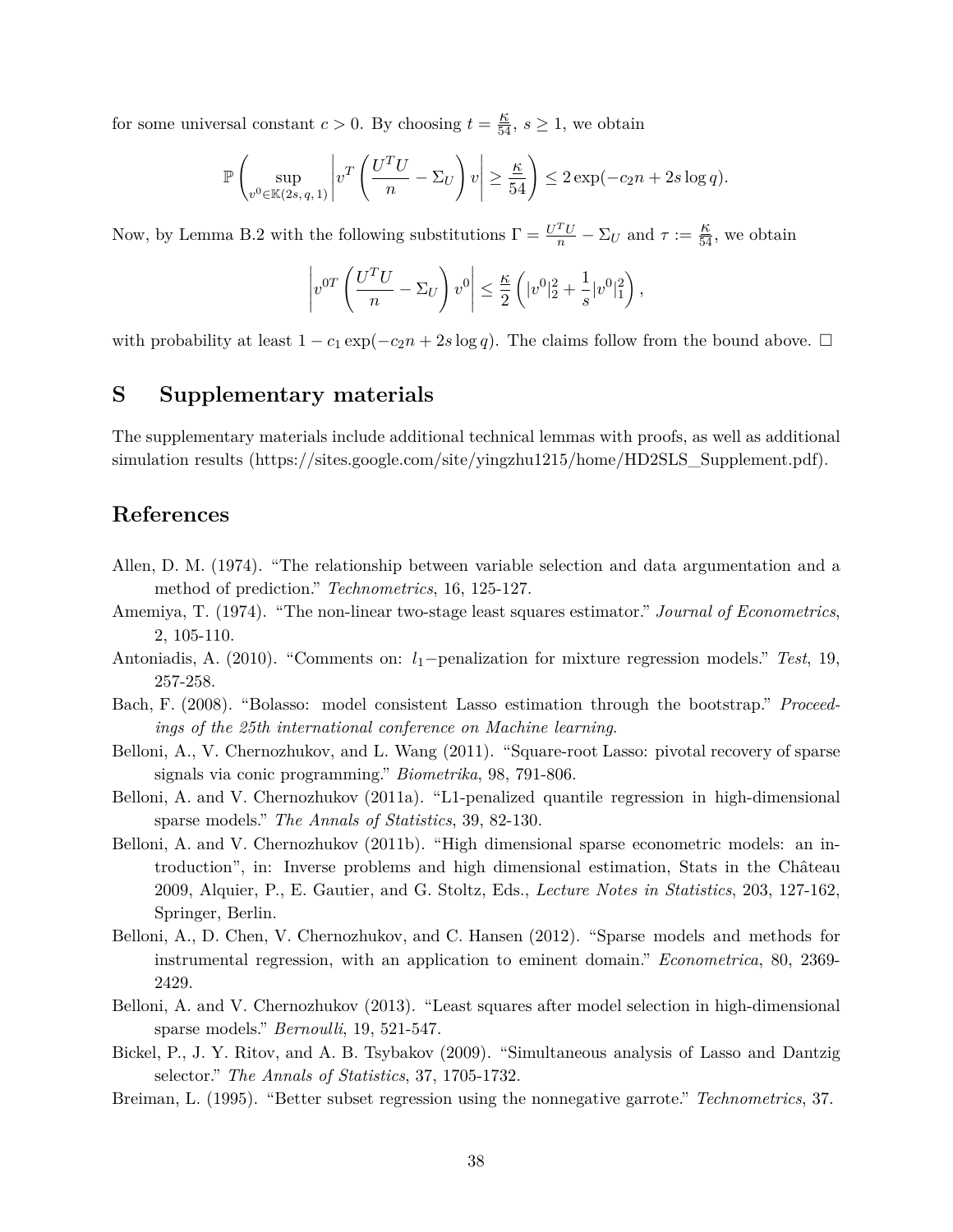for some universal constant $c > 0$. By choosing $t = \frac{\kappa}{54}$, $s \geq 1$, we obtain

$$\mathbb{P}\left(\sup_{v^0 \in \mathbb{K}(2s,\, q,\, 1)} \left| v^T \left( \frac{U^T U}{n} - \Sigma_U \right) v \right| \geq \frac{\kappa}{54} \right) \leq 2 \exp(-c_2 n + 2s \log q).$$

Now, by Lemma B.2 with the following substitutions $\Gamma = \frac{U^T U}{n} - \Sigma_U$ and $\tau := \frac{\kappa}{54}$, we obtain

$$\left| v^{0T} \left( \frac{U^T U}{n} - \Sigma_U \right) v^0 \right| \leq \frac{\kappa}{2} \left( |v^0|_2^2 + \frac{1}{s} |v^0|_1^2 \right),$$

with probability at least $1 - c_1 \exp(-c_2 n + 2s \log q)$. The claims follow from the bound above. □

# S Supplementary materials

The supplementary materials include additional technical lemmas with proofs, as well as additional simulation results (https://sites.google.com/site/yingzhu1215/home/HD2SLS_Supplement.pdf).

# References

Allen, D. M. (1974). "The relationship between variable selection and data argumentation and a method of prediction." *Technometrics*, 16, 125-127.

Amemiya, T. (1974). "The non-linear two-stage least squares estimator." *Journal of Econometrics*, 2, 105-110.

Antoniadis, A. (2010). "Comments on: $l_1-$penalization for mixture regression models." *Test*, 19, 257-258.

Bach, F. (2008). "Bolasso: model consistent Lasso estimation through the bootstrap." *Proceedings of the 25th international conference on Machine learning*.

Belloni, A., V. Chernozhukov, and L. Wang (2011). "Square-root Lasso: pivotal recovery of sparse signals via conic programming." *Biometrika*, 98, 791-806.

Belloni, A. and V. Chernozhukov (2011a). "L1-penalized quantile regression in high-dimensional sparse models." *The Annals of Statistics*, 39, 82-130.

Belloni, A. and V. Chernozhukov (2011b). "High dimensional sparse econometric models: an introduction", in: Inverse problems and high dimensional estimation, Stats in the Château 2009, Alquier, P., E. Gautier, and G. Stoltz, Eds., *Lecture Notes in Statistics*, 203, 127-162, Springer, Berlin.

Belloni, A., D. Chen, V. Chernozhukov, and C. Hansen (2012). "Sparse models and methods for instrumental regression, with an application to eminent domain." *Econometrica*, 80, 2369-2429.

Belloni, A. and V. Chernozhukov (2013). "Least squares after model selection in high-dimensional sparse models." *Bernoulli*, 19, 521-547.

Bickel, P., J. Y. Ritov, and A. B. Tsybakov (2009). "Simultaneous analysis of Lasso and Dantzig selector." *The Annals of Statistics*, 37, 1705-1732.

Breiman, L. (1995). "Better subset regression using the nonnegative garrote." *Technometrics*, 37.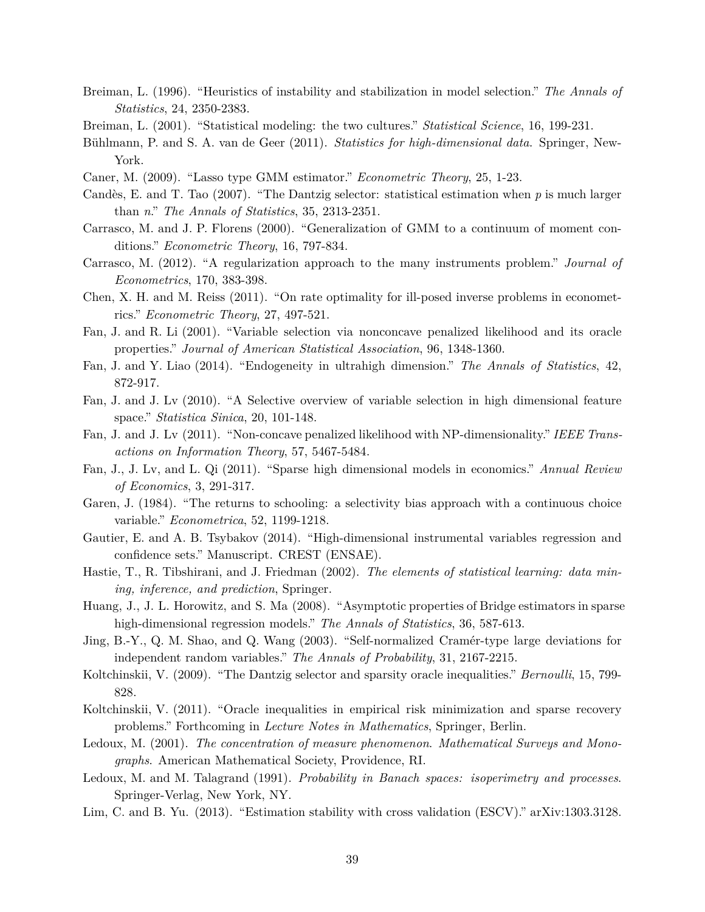Breiman, L. (1996). "Heuristics of instability and stabilization in model selection." *The Annals of Statistics*, 24, 2350-2383.

Breiman, L. (2001). "Statistical modeling: the two cultures." *Statistical Science*, 16, 199-231.

Bühlmann, P. and S. A. van de Geer (2011). *Statistics for high-dimensional data*. Springer, New-York.

Caner, M. (2009). "Lasso type GMM estimator." *Econometric Theory*, 25, 1-23.

Candès, E. and T. Tao (2007). "The Dantzig selector: statistical estimation when $p$ is much larger than $n$." *The Annals of Statistics*, 35, 2313-2351.

Carrasco, M. and J. P. Florens (2000). "Generalization of GMM to a continuum of moment conditions." *Econometric Theory*, 16, 797-834.

Carrasco, M. (2012). "A regularization approach to the many instruments problem." *Journal of Econometrics*, 170, 383-398.

Chen, X. H. and M. Reiss (2011). "On rate optimality for ill-posed inverse problems in econometrics." *Econometric Theory*, 27, 497-521.

Fan, J. and R. Li (2001). "Variable selection via nonconcave penalized likelihood and its oracle properties." *Journal of American Statistical Association*, 96, 1348-1360.

Fan, J. and Y. Liao (2014). "Endogeneity in ultrahigh dimension." *The Annals of Statistics*, 42, 872-917.

Fan, J. and J. Lv (2010). "A Selective overview of variable selection in high dimensional feature space." *Statistica Sinica*, 20, 101-148.

Fan, J. and J. Lv (2011). "Non-concave penalized likelihood with NP-dimensionality." *IEEE Transactions on Information Theory*, 57, 5467-5484.

Fan, J., J. Lv, and L. Qi (2011). "Sparse high dimensional models in economics." *Annual Review of Economics*, 3, 291-317.

Garen, J. (1984). "The returns to schooling: a selectivity bias approach with a continuous choice variable." *Econometrica*, 52, 1199-1218.

Gautier, E. and A. B. Tsybakov (2014). "High-dimensional instrumental variables regression and confidence sets." Manuscript. CREST (ENSAE).

Hastie, T., R. Tibshirani, and J. Friedman (2002). *The elements of statistical learning: data mining, inference, and prediction*, Springer.

Huang, J., J. L. Horowitz, and S. Ma (2008). "Asymptotic properties of Bridge estimators in sparse high-dimensional regression models." *The Annals of Statistics*, 36, 587-613.

Jing, B.-Y., Q. M. Shao, and Q. Wang (2003). "Self-normalized Cramér-type large deviations for independent random variables." *The Annals of Probability*, 31, 2167-2215.

Koltchinskii, V. (2009). "The Dantzig selector and sparsity oracle inequalities." *Bernoulli*, 15, 799-828.

Koltchinskii, V. (2011). "Oracle inequalities in empirical risk minimization and sparse recovery problems." Forthcoming in *Lecture Notes in Mathematics*, Springer, Berlin.

Ledoux, M. (2001). *The concentration of measure phenomenon. Mathematical Surveys and Monographs.* American Mathematical Society, Providence, RI.

Ledoux, M. and M. Talagrand (1991). *Probability in Banach spaces: isoperimetry and processes.* Springer-Verlag, New York, NY.

Lim, C. and B. Yu. (2013). "Estimation stability with cross validation (ESCV)." arXiv:1303.3128.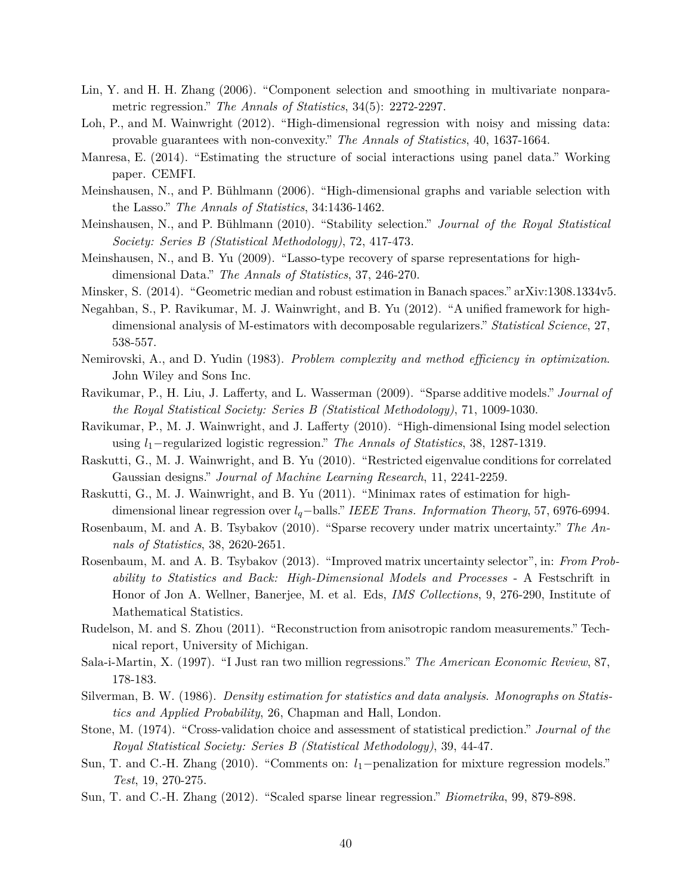Lin, Y. and H. H. Zhang (2006). "Component selection and smoothing in multivariate nonparametric regression." *The Annals of Statistics*, 34(5): 2272-2297.

Loh, P., and M. Wainwright (2012). "High-dimensional regression with noisy and missing data: provable guarantees with non-convexity." *The Annals of Statistics*, 40, 1637-1664.

Manresa, E. (2014). "Estimating the structure of social interactions using panel data." Working paper. CEMFI.

Meinshausen, N., and P. Bühlmann (2006). "High-dimensional graphs and variable selection with the Lasso." *The Annals of Statistics*, 34:1436-1462.

Meinshausen, N., and P. Bühlmann (2010). "Stability selection." *Journal of the Royal Statistical Society: Series B (Statistical Methodology)*, 72, 417-473.

Meinshausen, N., and B. Yu (2009). "Lasso-type recovery of sparse representations for high-dimensional Data." *The Annals of Statistics*, 37, 246-270.

Minsker, S. (2014). "Geometric median and robust estimation in Banach spaces." arXiv:1308.1334v5.

Negahban, S., P. Ravikumar, M. J. Wainwright, and B. Yu (2012). "A unified framework for high-dimensional analysis of M-estimators with decomposable regularizers." *Statistical Science*, 27, 538-557.

Nemirovski, A., and D. Yudin (1983). *Problem complexity and method efficiency in optimization.* John Wiley and Sons Inc.

Ravikumar, P., H. Liu, J. Lafferty, and L. Wasserman (2009). "Sparse additive models." *Journal of the Royal Statistical Society: Series B (Statistical Methodology)*, 71, 1009-1030.

Ravikumar, P., M. J. Wainwright, and J. Lafferty (2010). "High-dimensional Ising model selection using $l_1-$regularized logistic regression." *The Annals of Statistics*, 38, 1287-1319.

Raskutti, G., M. J. Wainwright, and B. Yu (2010). "Restricted eigenvalue conditions for correlated Gaussian designs." *Journal of Machine Learning Research*, 11, 2241-2259.

Raskutti, G., M. J. Wainwright, and B. Yu (2011). "Minimax rates of estimation for high-dimensional linear regression over $l_q-$balls." *IEEE Trans. Information Theory*, 57, 6976-6994.

Rosenbaum, M. and A. B. Tsybakov (2010). "Sparse recovery under matrix uncertainty." *The Annals of Statistics*, 38, 2620-2651.

Rosenbaum, M. and A. B. Tsybakov (2013). "Improved matrix uncertainty selector", in: *From Probability to Statistics and Back: High-Dimensional Models and Processes* - A Festschrift in Honor of Jon A. Wellner, Banerjee, M. et al. Eds, *IMS Collections*, 9, 276-290, Institute of Mathematical Statistics.

Rudelson, M. and S. Zhou (2011). "Reconstruction from anisotropic random measurements." Technical report, University of Michigan.

Sala-i-Martin, X. (1997). "I Just ran two million regressions." *The American Economic Review*, 87, 178-183.

Silverman, B. W. (1986). *Density estimation for statistics and data analysis. Monographs on Statistics and Applied Probability*, 26, Chapman and Hall, London.

Stone, M. (1974). "Cross-validation choice and assessment of statistical prediction." *Journal of the Royal Statistical Society: Series B (Statistical Methodology)*, 39, 44-47.

Sun, T. and C.-H. Zhang (2010). "Comments on: $l_1-$penalization for mixture regression models." *Test*, 19, 270-275.

Sun, T. and C.-H. Zhang (2012). "Scaled sparse linear regression." *Biometrika*, 99, 879-898.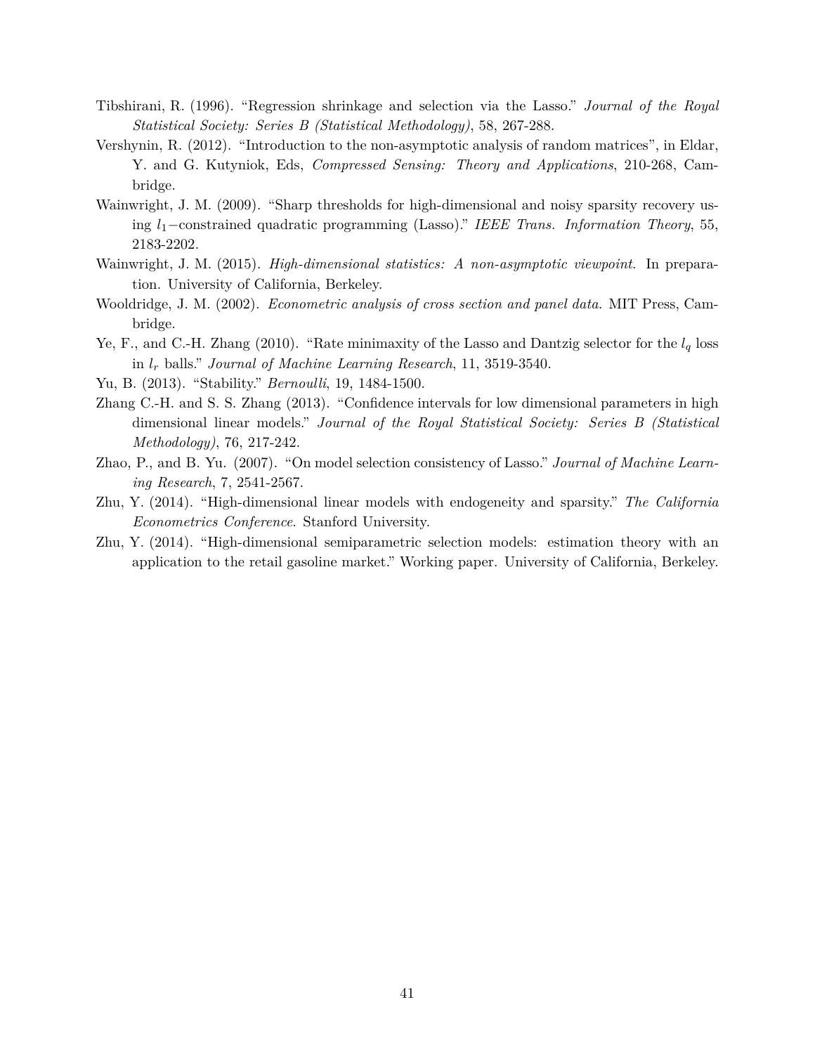Tibshirani, R. (1996). "Regression shrinkage and selection via the Lasso." *Journal of the Royal Statistical Society: Series B (Statistical Methodology)*, 58, 267-288.

Vershynin, R. (2012). "Introduction to the non-asymptotic analysis of random matrices", in Eldar, Y. and G. Kutyniok, Eds, *Compressed Sensing: Theory and Applications*, 210-268, Cambridge.

Wainwright, J. M. (2009). "Sharp thresholds for high-dimensional and noisy sparsity recovery using $l_1-$constrained quadratic programming (Lasso)." *IEEE Trans. Information Theory*, 55, 2183-2202.

Wainwright, J. M. (2015). *High-dimensional statistics: A non-asymptotic viewpoint*. In preparation. University of California, Berkeley.

Wooldridge, J. M. (2002). *Econometric analysis of cross section and panel data*. MIT Press, Cambridge.

Ye, F., and C.-H. Zhang (2010). "Rate minimaxity of the Lasso and Dantzig selector for the $l_q$ loss in $l_r$ balls." *Journal of Machine Learning Research*, 11, 3519-3540.

Yu, B. (2013). "Stability." *Bernoulli*, 19, 1484-1500.

Zhang C.-H. and S. S. Zhang (2013). "Confidence intervals for low dimensional parameters in high dimensional linear models." *Journal of the Royal Statistical Society: Series B (Statistical Methodology)*, 76, 217-242.

Zhao, P., and B. Yu. (2007). "On model selection consistency of Lasso." *Journal of Machine Learning Research*, 7, 2541-2567.

Zhu, Y. (2014). "High-dimensional linear models with endogeneity and sparsity." *The California Econometrics Conference*. Stanford University.

Zhu, Y. (2014). "High-dimensional semiparametric selection models: estimation theory with an application to the retail gasoline market." Working paper. University of California, Berkeley.